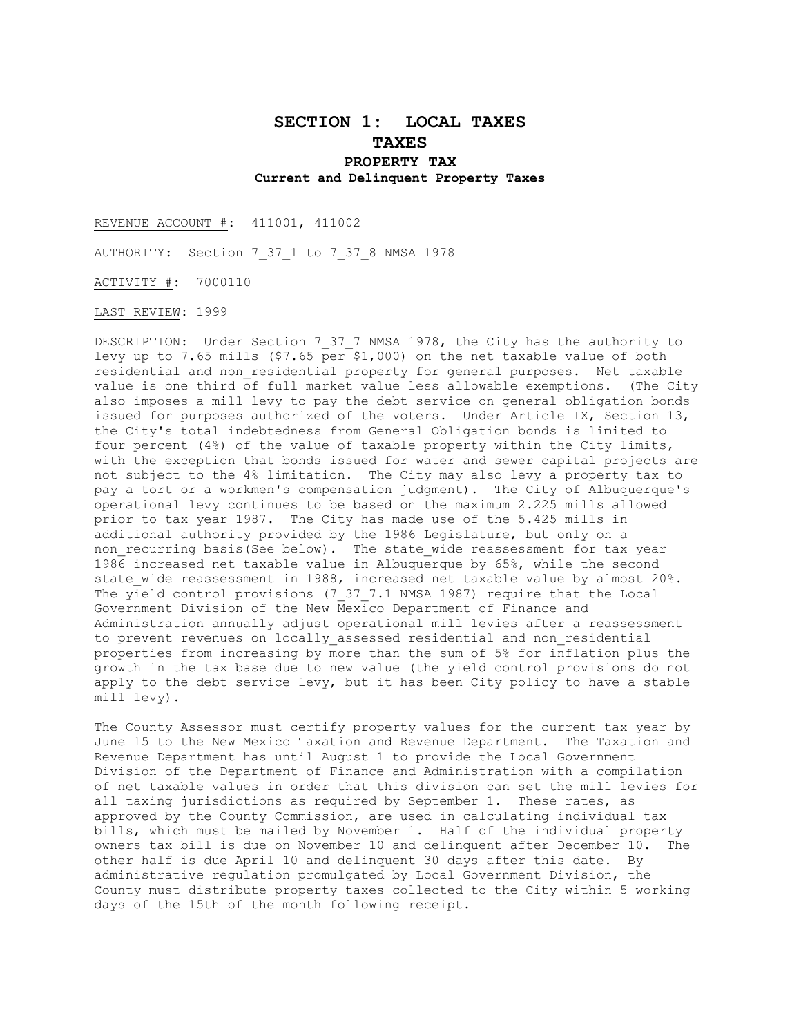# SECTION 1: LOCAL TAXES

## TAXES

### PROPERTY TAX

#### Current and Delinquent Property Taxes

REVENUE ACCOUNT #: 411001, 411002

AUTHORITY: Section 7_37_1 to 7_37_8 NMSA 1978

ACTIVITY #: 7000110

LAST REVIEW: 1999

DESCRIPTION: Under Section 7_37_7 NMSA 1978, the City has the authority to levy up to 7.65 mills ($7.65 per $1,000) on the net taxable value of both residential and non_residential property for general purposes. Net taxable value is one third of full market value less allowable exemptions. (The City also imposes a mill levy to pay the debt service on general obligation bonds issued for purposes authorized of the voters. Under Article IX, Section 13, the City's total indebtedness from General Obligation bonds is limited to four percent (4%) of the value of taxable property within the City limits, with the exception that bonds issued for water and sewer capital projects are not subject to the 4% limitation. The City may also levy a property tax to pay a tort or a workmen's compensation judgment). The City of Albuquerque's operational levy continues to be based on the maximum 2.225 mills allowed prior to tax year 1987. The City has made use of the 5.425 mills in additional authority provided by the 1986 Legislature, but only on a non_recurring basis(See below). The state_wide reassessment for tax year 1986 increased net taxable value in Albuquerque by 65%, while the second state_wide reassessment in 1988, increased net taxable value by almost 20%. The yield control provisions (7_37_7.1 NMSA 1987) require that the Local Government Division of the New Mexico Department of Finance and Administration annually adjust operational mill levies after a reassessment to prevent revenues on locally_assessed residential and non_residential properties from increasing by more than the sum of 5% for inflation plus the growth in the tax base due to new value (the yield control provisions do not apply to the debt service levy, but it has been City policy to have a stable mill levy).

The County Assessor must certify property values for the current tax year by June 15 to the New Mexico Taxation and Revenue Department. The Taxation and Revenue Department has until August 1 to provide the Local Government Division of the Department of Finance and Administration with a compilation of net taxable values in order that this division can set the mill levies for all taxing jurisdictions as required by September 1. These rates, as approved by the County Commission, are used in calculating individual tax bills, which must be mailed by November 1. Half of the individual property owners tax bill is due on November 10 and delinquent after December 10. The other half is due April 10 and delinquent 30 days after this date. By administrative regulation promulgated by Local Government Division, the County must distribute property taxes collected to the City within 5 working days of the 15th of the month following receipt.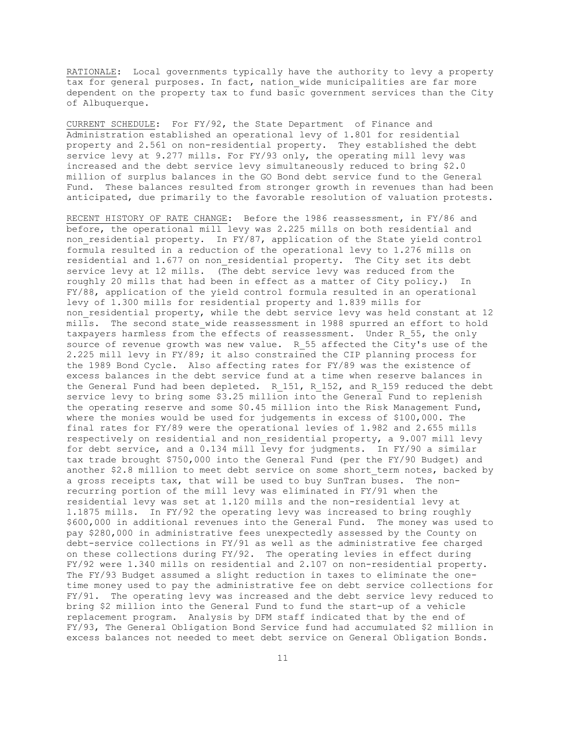RATIONALE: Local governments typically have the authority to levy a property tax for general purposes. In fact, nation_wide municipalities are far more dependent on the property tax to fund basic government services than the City of Albuquerque.

CURRENT SCHEDULE: For FY/92, the State Department of Finance and Administration established an operational levy of 1.801 for residential property and 2.561 on non-residential property. They established the debt service levy at 9.277 mills. For FY/93 only, the operating mill levy was increased and the debt service levy simultaneously reduced to bring $2.0 million of surplus balances in the GO Bond debt service fund to the General Fund. These balances resulted from stronger growth in revenues than had been anticipated, due primarily to the favorable resolution of valuation protests.

RECENT HISTORY OF RATE CHANGE: Before the 1986 reassessment, in FY/86 and before, the operational mill levy was 2.225 mills on both residential and non_residential property. In FY/87, application of the State yield control formula resulted in a reduction of the operational levy to 1.276 mills on residential and 1.677 on non_residential property. The City set its debt service levy at 12 mills. (The debt service levy was reduced from the roughly 20 mills that had been in effect as a matter of City policy.) In FY/88, application of the yield control formula resulted in an operational levy of 1.300 mills for residential property and 1.839 mills for non_residential property, while the debt service levy was held constant at 12 mills. The second state_wide reassessment in 1988 spurred an effort to hold taxpayers harmless from the effects of reassessment. Under R_55, the only source of revenue growth was new value. R_55 affected the City's use of the 2.225 mill levy in FY/89; it also constrained the CIP planning process for the 1989 Bond Cycle. Also affecting rates for FY/89 was the existence of excess balances in the debt service fund at a time when reserve balances in the General Fund had been depleted. R_151, R_152, and R_159 reduced the debt service levy to bring some $3.25 million into the General Fund to replenish the operating reserve and some $0.45 million into the Risk Management Fund, where the monies would be used for judgements in excess of $100,000. The final rates for FY/89 were the operational levies of 1.982 and 2.655 mills respectively on residential and non_residential property, a 9.007 mill levy for debt service, and a 0.134 mill levy for judgments. In FY/90 a similar tax trade brought $750,000 into the General Fund (per the FY/90 Budget) and another $2.8 million to meet debt service on some short_term notes, backed by a gross receipts tax, that will be used to buy SunTran buses. The non-recurring portion of the mill levy was eliminated in FY/91 when the residential levy was set at 1.120 mills and the non-residential levy at 1.1875 mills. In FY/92 the operating levy was increased to bring roughly $600,000 in additional revenues into the General Fund. The money was used to pay $280,000 in administrative fees unexpectedly assessed by the County on debt-service collections in FY/91 as well as the administrative fee charged on these collections during FY/92. The operating levies in effect during FY/92 were 1.340 mills on residential and 2.107 on non-residential property. The FY/93 Budget assumed a slight reduction in taxes to eliminate the one-time money used to pay the administrative fee on debt service collections for FY/91. The operating levy was increased and the debt service levy reduced to bring $2 million into the General Fund to fund the start-up of a vehicle replacement program. Analysis by DFM staff indicated that by the end of FY/93, The General Obligation Bond Service fund had accumulated $2 million in excess balances not needed to meet debt service on General Obligation Bonds.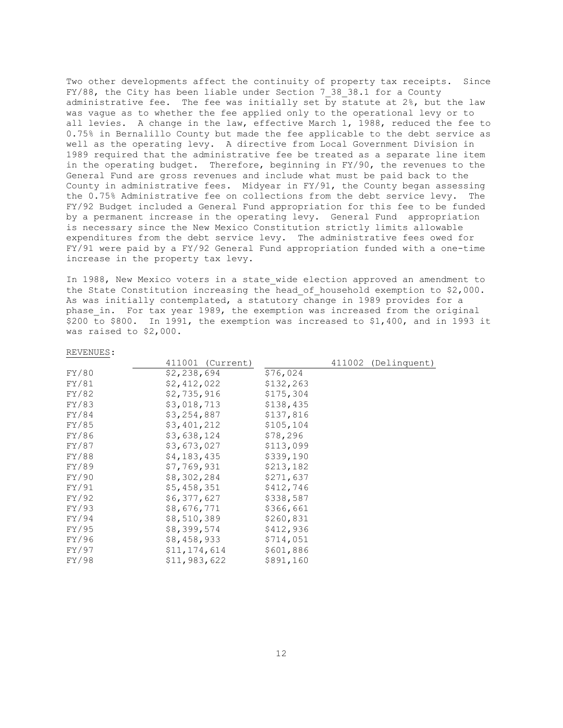Two other developments affect the continuity of property tax receipts. Since FY/88, the City has been liable under Section 7_38_38.1 for a County administrative fee. The fee was initially set by statute at 2%, but the law was vague as to whether the fee applied only to the operational levy or to all levies. A change in the law, effective March 1, 1988, reduced the fee to 0.75% in Bernalillo County but made the fee applicable to the debt service as well as the operating levy. A directive from Local Government Division in 1989 required that the administrative fee be treated as a separate line item in the operating budget. Therefore, beginning in FY/90, the revenues to the General Fund are gross revenues and include what must be paid back to the County in administrative fees. Midyear in FY/91, the County began assessing the 0.75% Administrative fee on collections from the debt service levy. The FY/92 Budget included a General Fund appropriation for this fee to be funded by a permanent increase in the operating levy. General Fund appropriation is necessary since the New Mexico Constitution strictly limits allowable expenditures from the debt service levy. The administrative fees owed for FY/91 were paid by a FY/92 General Fund appropriation funded with a one-time increase in the property tax levy.

In 1988, New Mexico voters in a state_wide election approved an amendment to the State Constitution increasing the head_of_household exemption to $2,000. As was initially contemplated, a statutory change in 1989 provides for a phase_in. For tax year 1989, the exemption was increased from the original $200 to $800. In 1991, the exemption was increased to $1,400, and in 1993 it was raised to $2,000.

REVENUES:

| | 411001 (Current) | 411002 (Delinquent) |
|---|---|---|
| FY/80 | $2,238,694 | $76,024 |
| FY/81 | $2,412,022 | $132,263 |
| FY/82 | $2,735,916 | $175,304 |
| FY/83 | $3,018,713 | $138,435 |
| FY/84 | $3,254,887 | $137,816 |
| FY/85 | $3,401,212 | $105,104 |
| FY/86 | $3,638,124 | $78,296 |
| FY/87 | $3,673,027 | $113,099 |
| FY/88 | $4,183,435 | $339,190 |
| FY/89 | $7,769,931 | $213,182 |
| FY/90 | $8,302,284 | $271,637 |
| FY/91 | $5,458,351 | $412,746 |
| FY/92 | $6,377,627 | $338,587 |
| FY/93 | $8,676,771 | $366,661 |
| FY/94 | $8,510,389 | $260,831 |
| FY/95 | $8,399,574 | $412,936 |
| FY/96 | $8,458,933 | $714,051 |
| FY/97 | $11,174,614 | $601,886 |
| FY/98 | $11,983,622 | $891,160 |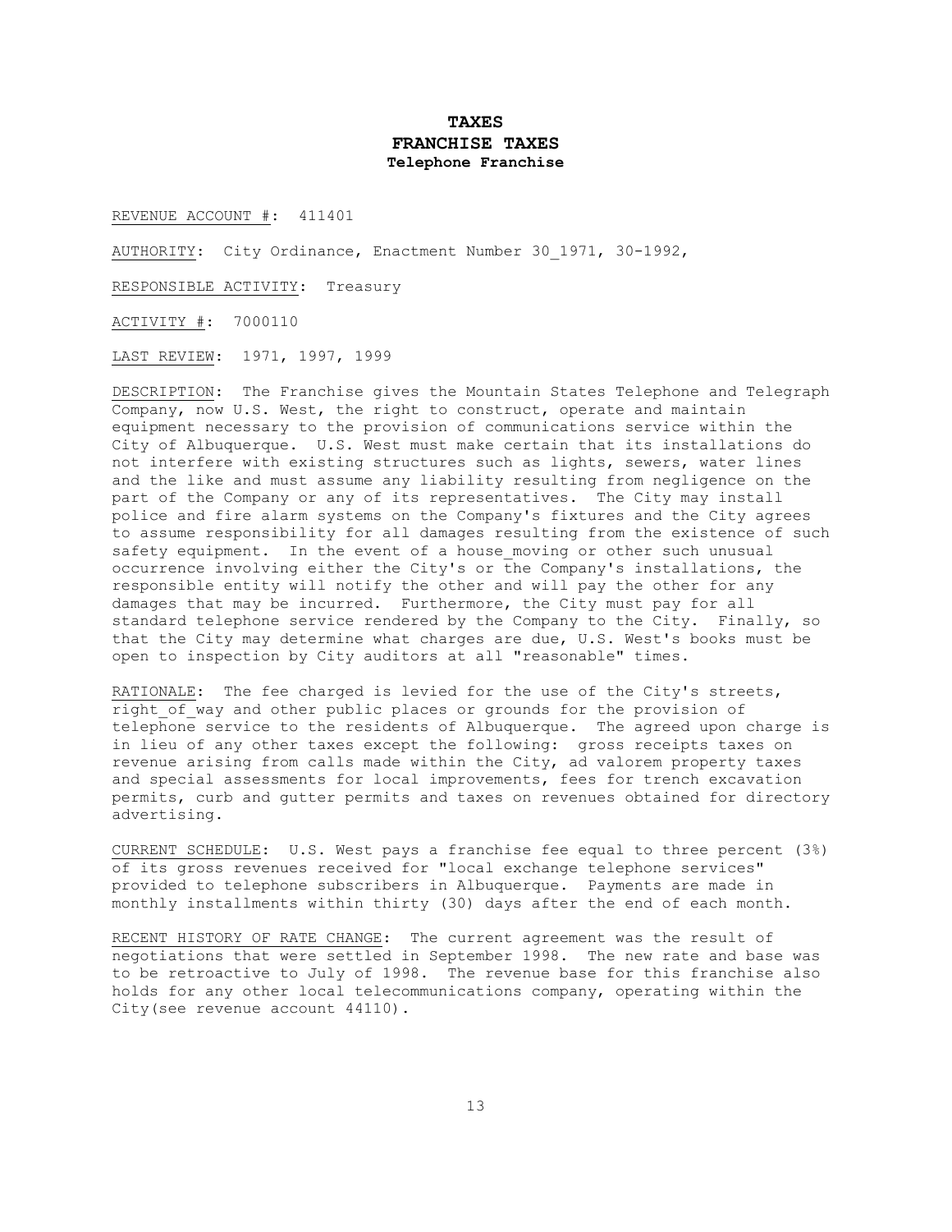# TAXES
## FRANCHISE TAXES
### Telephone Franchise

REVENUE ACCOUNT #: 411401

AUTHORITY: City Ordinance, Enactment Number 30_1971, 30-1992,

RESPONSIBLE ACTIVITY: Treasury

ACTIVITY #: 7000110

LAST REVIEW: 1971, 1997, 1999

DESCRIPTION: The Franchise gives the Mountain States Telephone and Telegraph Company, now U.S. West, the right to construct, operate and maintain equipment necessary to the provision of communications service within the City of Albuquerque. U.S. West must make certain that its installations do not interfere with existing structures such as lights, sewers, water lines and the like and must assume any liability resulting from negligence on the part of the Company or any of its representatives. The City may install police and fire alarm systems on the Company's fixtures and the City agrees to assume responsibility for all damages resulting from the existence of such safety equipment. In the event of a house_moving or other such unusual occurrence involving either the City's or the Company's installations, the responsible entity will notify the other and will pay the other for any damages that may be incurred. Furthermore, the City must pay for all standard telephone service rendered by the Company to the City. Finally, so that the City may determine what charges are due, U.S. West's books must be open to inspection by City auditors at all "reasonable" times.

RATIONALE: The fee charged is levied for the use of the City's streets, right_of_way and other public places or grounds for the provision of telephone service to the residents of Albuquerque. The agreed upon charge is in lieu of any other taxes except the following: gross receipts taxes on revenue arising from calls made within the City, ad valorem property taxes and special assessments for local improvements, fees for trench excavation permits, curb and gutter permits and taxes on revenues obtained for directory advertising.

CURRENT SCHEDULE: U.S. West pays a franchise fee equal to three percent (3%) of its gross revenues received for "local exchange telephone services" provided to telephone subscribers in Albuquerque. Payments are made in monthly installments within thirty (30) days after the end of each month.

RECENT HISTORY OF RATE CHANGE: The current agreement was the result of negotiations that were settled in September 1998. The new rate and base was to be retroactive to July of 1998. The revenue base for this franchise also holds for any other local telecommunications company, operating within the City(see revenue account 44110).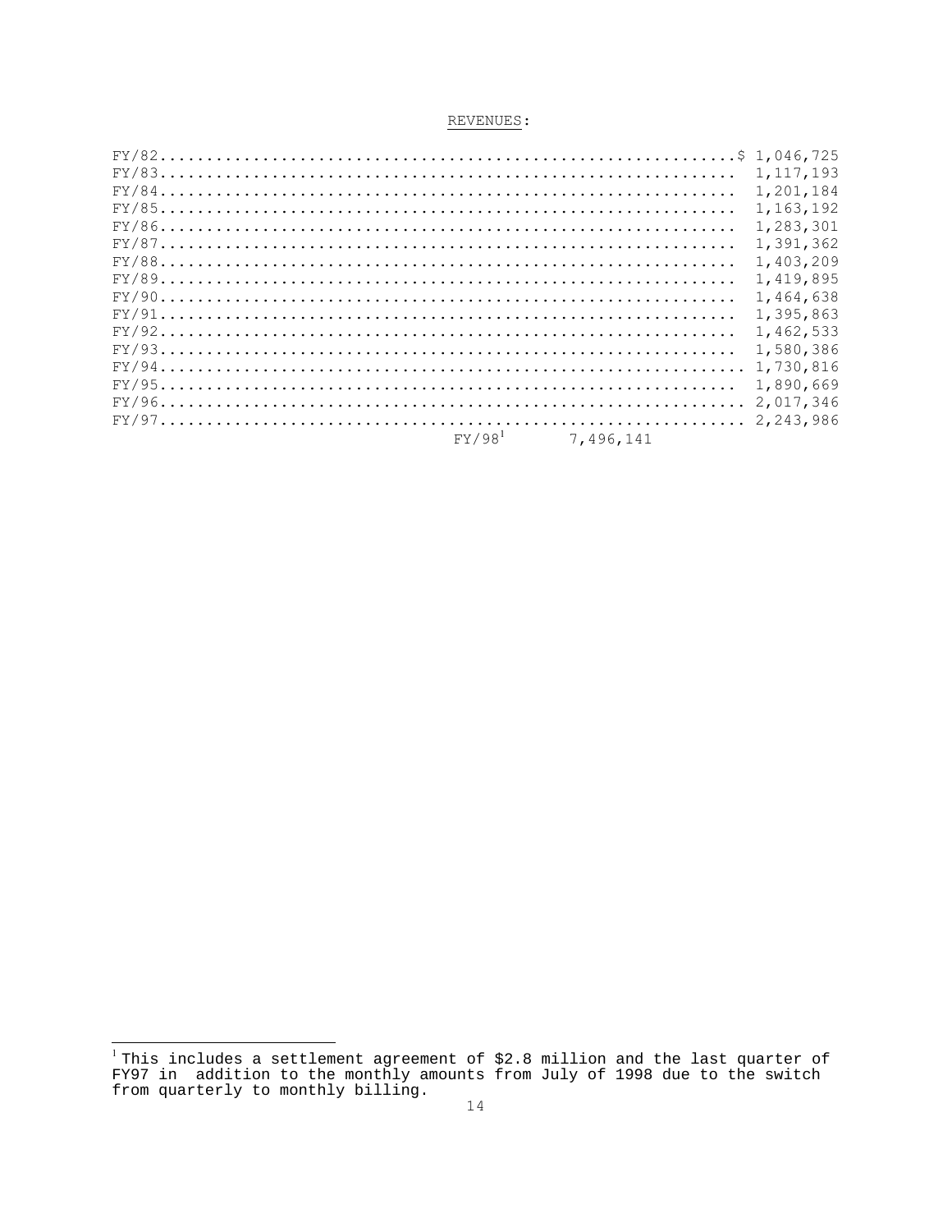REVENUES:

| Fiscal Year | Amount |
|---|---|
| FY/82 | $ 1,046,725 |
| FY/83 | 1,117,193 |
| FY/84 | 1,201,184 |
| FY/85 | 1,163,192 |
| FY/86 | 1,283,301 |
| FY/87 | 1,391,362 |
| FY/88 | 1,403,209 |
| FY/89 | 1,419,895 |
| FY/90 | 1,464,638 |
| FY/91 | 1,395,863 |
| FY/92 | 1,462,533 |
| FY/93 | 1,580,386 |
| FY/94 | 1,730,816 |
| FY/95 | 1,890,669 |
| FY/96 | 2,017,346 |
| FY/97 | 2,243,986 |
| FY/98[1] | 7,496,141 |

[1] This includes a settlement agreement of $2.8 million and the last quarter of FY97 in addition to the monthly amounts from July of 1998 due to the switch from quarterly to monthly billing.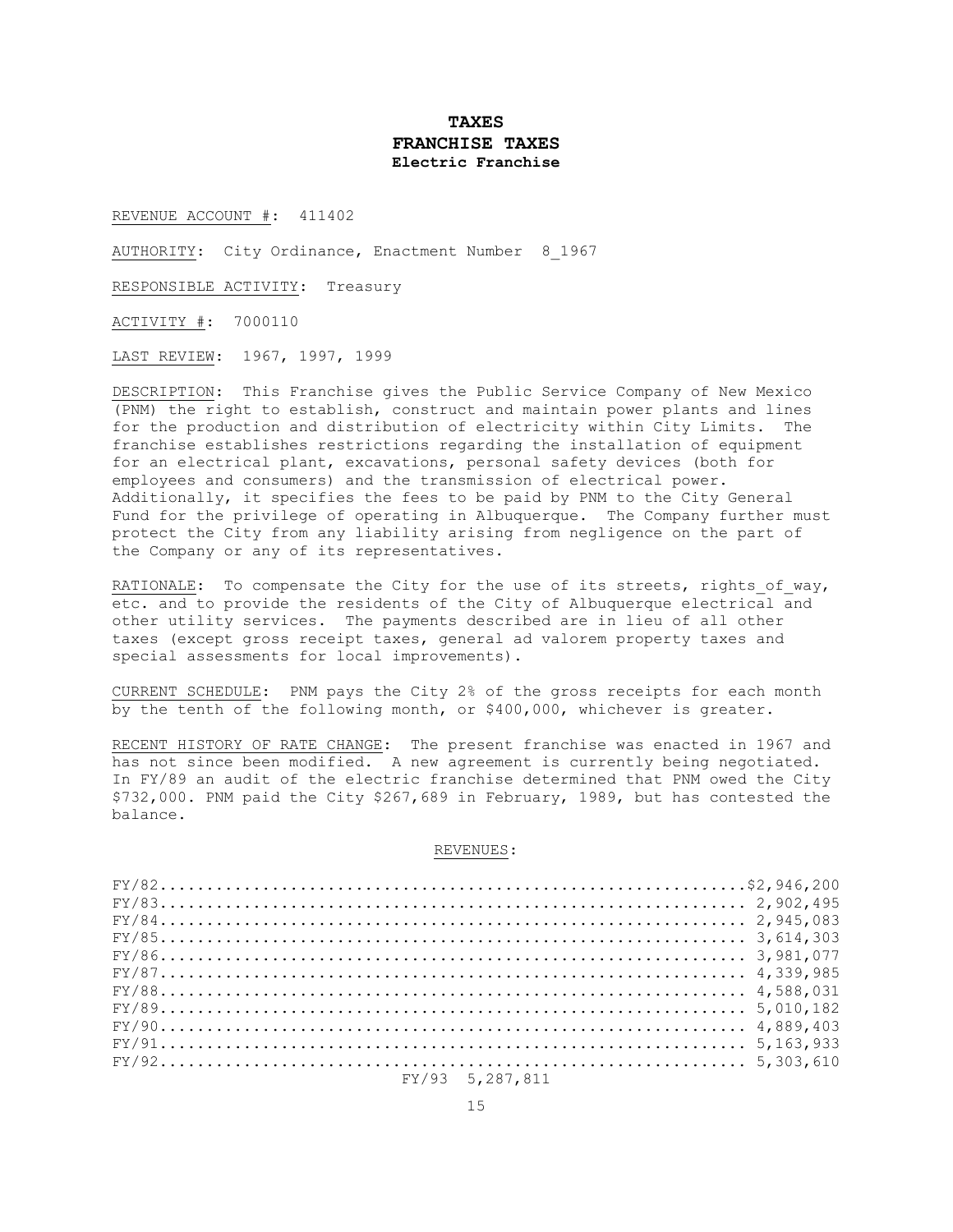# TAXES
## FRANCHISE TAXES
### Electric Franchise

REVENUE ACCOUNT #: 411402

AUTHORITY: City Ordinance, Enactment Number 8_1967

RESPONSIBLE ACTIVITY: Treasury

ACTIVITY #: 7000110

LAST REVIEW: 1967, 1997, 1999

DESCRIPTION: This Franchise gives the Public Service Company of New Mexico (PNM) the right to establish, construct and maintain power plants and lines for the production and distribution of electricity within City Limits. The franchise establishes restrictions regarding the installation of equipment for an electrical plant, excavations, personal safety devices (both for employees and consumers) and the transmission of electrical power. Additionally, it specifies the fees to be paid by PNM to the City General Fund for the privilege of operating in Albuquerque. The Company further must protect the City from any liability arising from negligence on the part of the Company or any of its representatives.

RATIONALE: To compensate the City for the use of its streets, rights_of_way, etc. and to provide the residents of the City of Albuquerque electrical and other utility services. The payments described are in lieu of all other taxes (except gross receipt taxes, general ad valorem property taxes and special assessments for local improvements).

CURRENT SCHEDULE: PNM pays the City 2% of the gross receipts for each month by the tenth of the following month, or $400,000, whichever is greater.

RECENT HISTORY OF RATE CHANGE: The present franchise was enacted in 1967 and has not since been modified. A new agreement is currently being negotiated. In FY/89 an audit of the electric franchise determined that PNM owed the City $732,000. PNM paid the City $267,689 in February, 1989, but has contested the balance.

REVENUES:

| Fiscal Year | Revenue |
|---|---|
| FY/82 | $2,946,200 |
| FY/83 | 2,902,495 |
| FY/84 | 2,945,083 |
| FY/85 | 3,614,303 |
| FY/86 | 3,981,077 |
| FY/87 | 4,339,985 |
| FY/88 | 4,588,031 |
| FY/89 | 5,010,182 |
| FY/90 | 4,889,403 |
| FY/91 | 5,163,933 |
| FY/92 | 5,303,610 |
| FY/93 | 5,287,811 |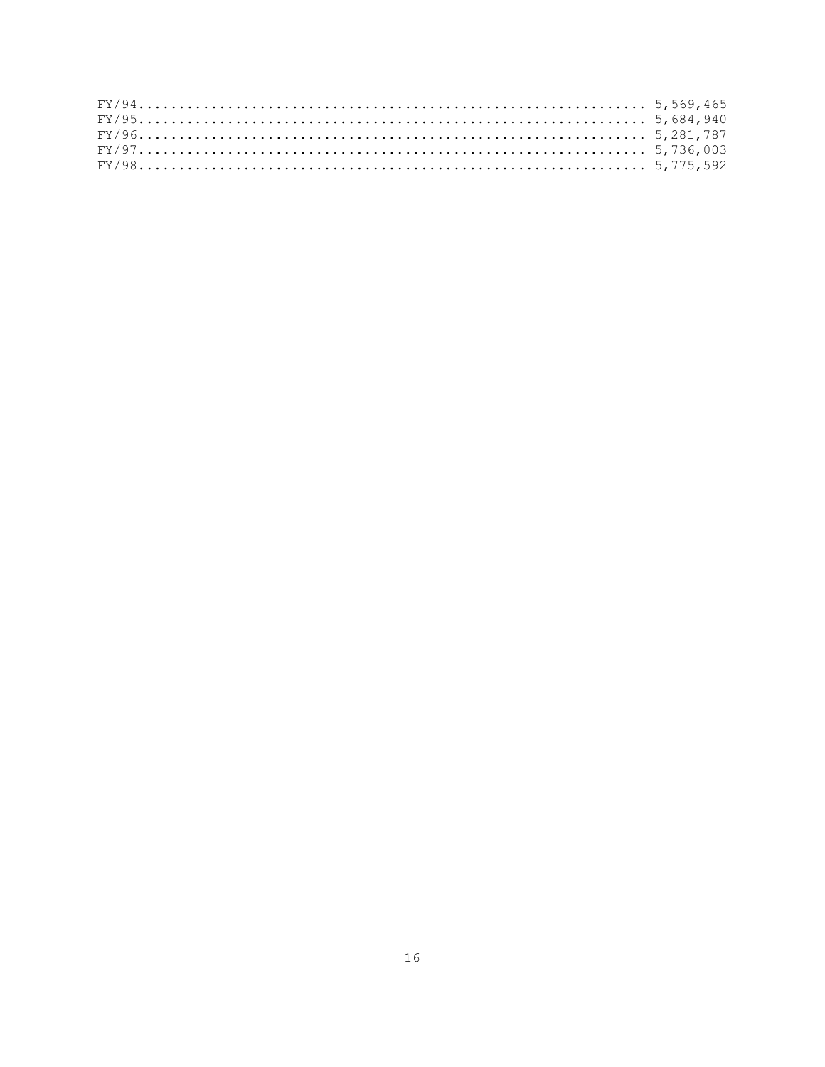FY/94.............................................................. 5,569,465
FY/95.............................................................. 5,684,940
FY/96.............................................................. 5,281,787
FY/97.............................................................. 5,736,003
FY/98.............................................................. 5,775,592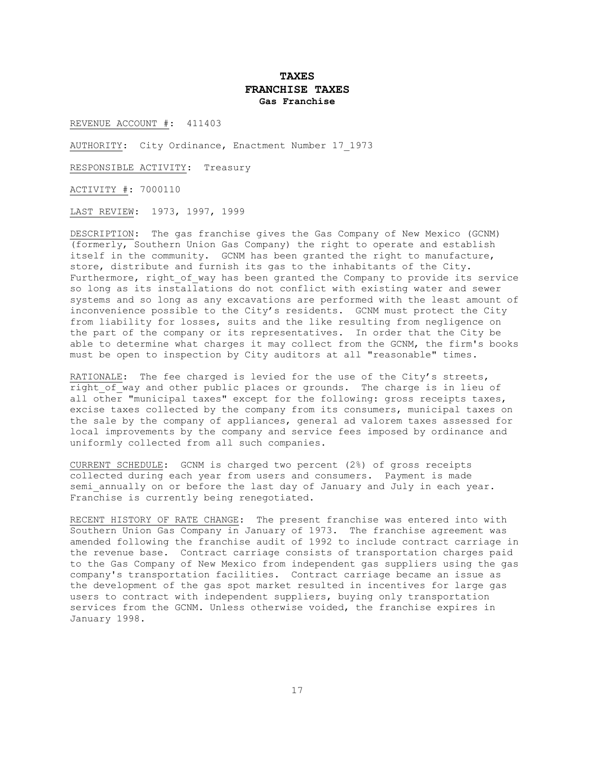# TAXES
## FRANCHISE TAXES
### Gas Franchise

REVENUE ACCOUNT #: 411403

AUTHORITY: City Ordinance, Enactment Number 17_1973

RESPONSIBLE ACTIVITY: Treasury

ACTIVITY #: 7000110

LAST REVIEW: 1973, 1997, 1999

DESCRIPTION: The gas franchise gives the Gas Company of New Mexico (GCNM) (formerly, Southern Union Gas Company) the right to operate and establish itself in the community. GCNM has been granted the right to manufacture, store, distribute and furnish its gas to the inhabitants of the City. Furthermore, right_of_way has been granted the Company to provide its service so long as its installations do not conflict with existing water and sewer systems and so long as any excavations are performed with the least amount of inconvenience possible to the City's residents. GCNM must protect the City from liability for losses, suits and the like resulting from negligence on the part of the company or its representatives. In order that the City be able to determine what charges it may collect from the GCNM, the firm's books must be open to inspection by City auditors at all "reasonable" times.

RATIONALE: The fee charged is levied for the use of the City's streets, right_of_way and other public places or grounds. The charge is in lieu of all other "municipal taxes" except for the following: gross receipts taxes, excise taxes collected by the company from its consumers, municipal taxes on the sale by the company of appliances, general ad valorem taxes assessed for local improvements by the company and service fees imposed by ordinance and uniformly collected from all such companies.

CURRENT SCHEDULE: GCNM is charged two percent (2%) of gross receipts collected during each year from users and consumers. Payment is made semi_annually on or before the last day of January and July in each year. Franchise is currently being renegotiated.

RECENT HISTORY OF RATE CHANGE: The present franchise was entered into with Southern Union Gas Company in January of 1973. The franchise agreement was amended following the franchise audit of 1992 to include contract carriage in the revenue base. Contract carriage consists of transportation charges paid to the Gas Company of New Mexico from independent gas suppliers using the gas company's transportation facilities. Contract carriage became an issue as the development of the gas spot market resulted in incentives for large gas users to contract with independent suppliers, buying only transportation services from the GCNM. Unless otherwise voided, the franchise expires in January 1998.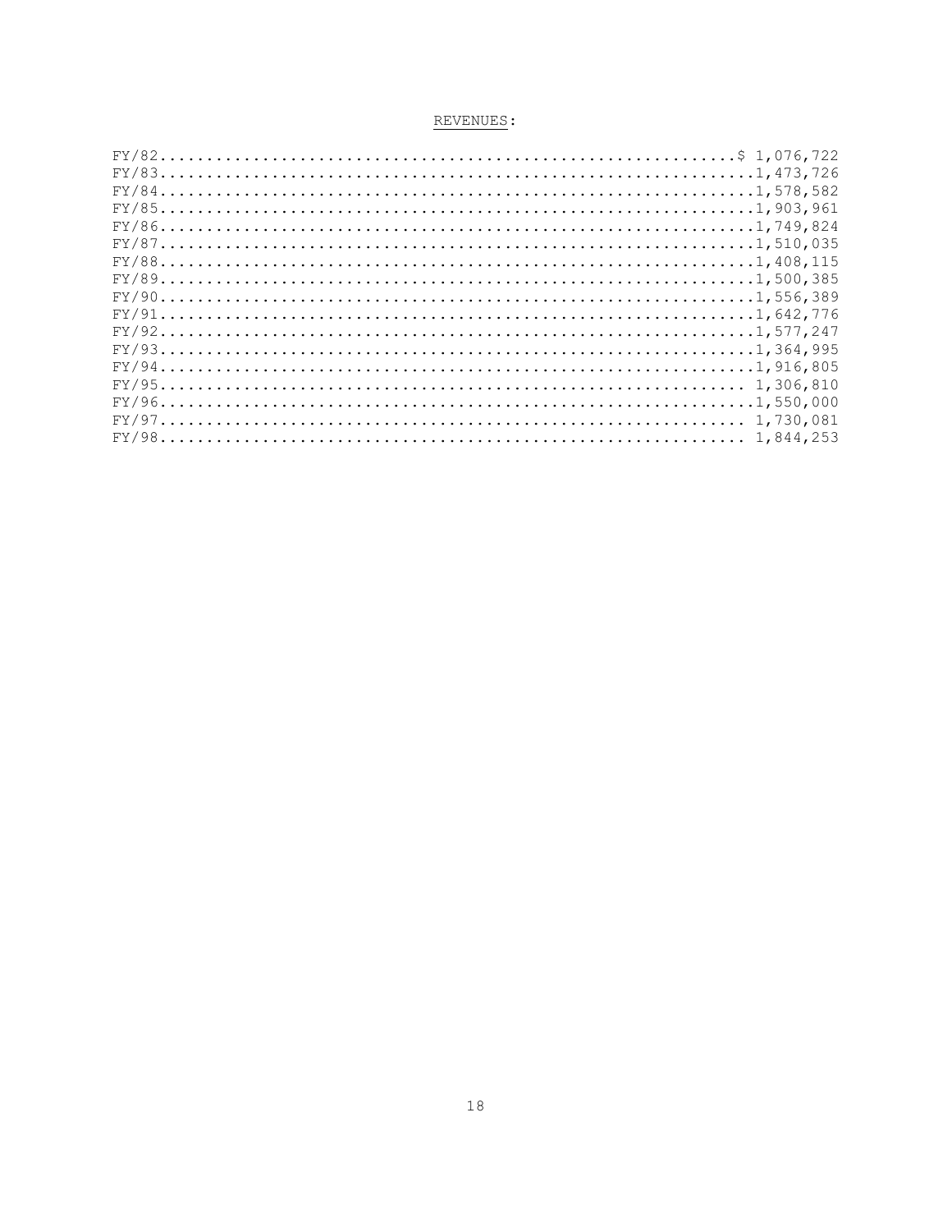REVENUES:

| Fiscal Year | Amount |
|---|---|
| FY/82 | $ 1,076,722 |
| FY/83 | 1,473,726 |
| FY/84 | 1,578,582 |
| FY/85 | 1,903,961 |
| FY/86 | 1,749,824 |
| FY/87 | 1,510,035 |
| FY/88 | 1,408,115 |
| FY/89 | 1,500,385 |
| FY/90 | 1,556,389 |
| FY/91 | 1,642,776 |
| FY/92 | 1,577,247 |
| FY/93 | 1,364,995 |
| FY/94 | 1,916,805 |
| FY/95 | 1,306,810 |
| FY/96 | 1,550,000 |
| FY/97 | 1,730,081 |
| FY/98 | 1,844,253 |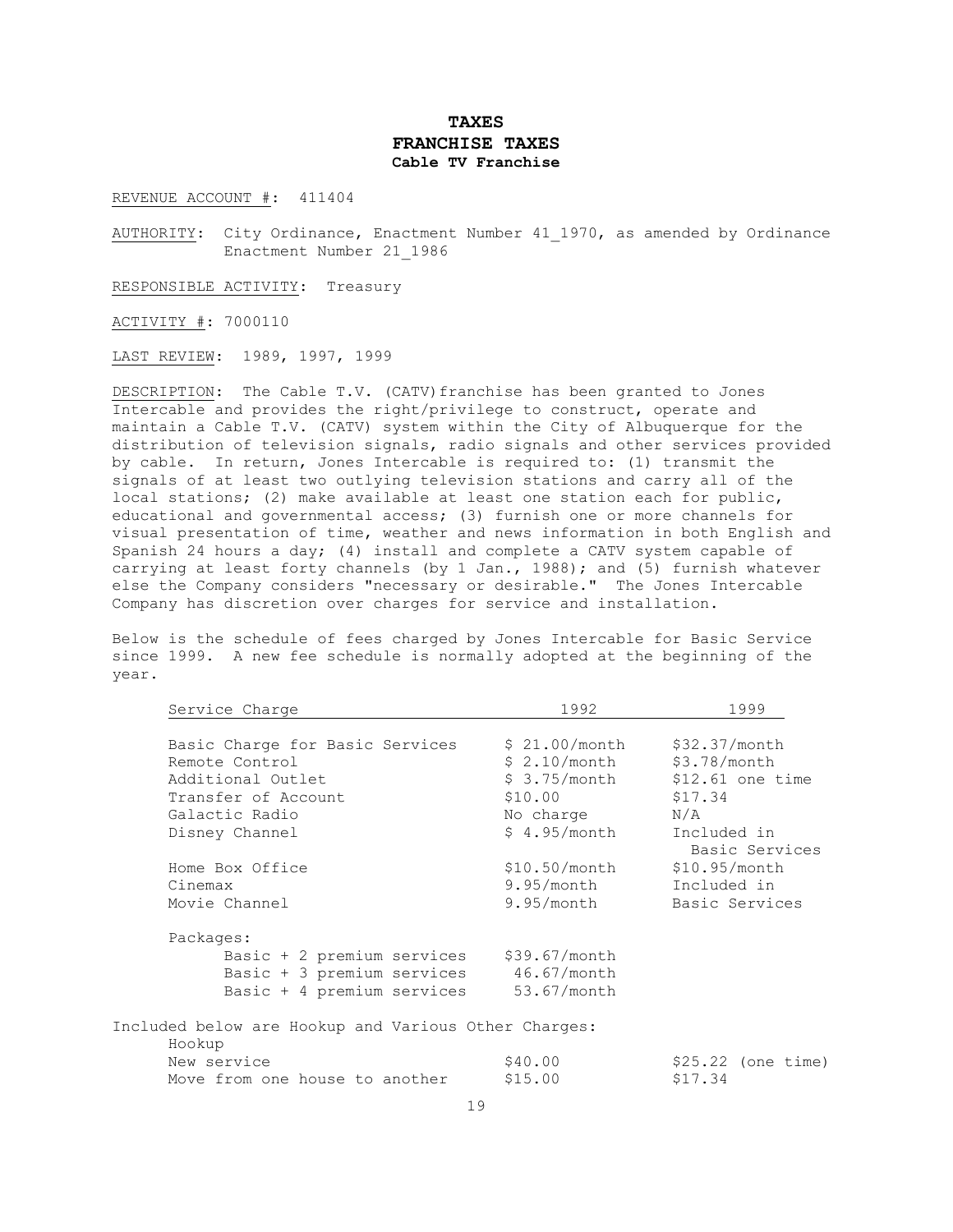# TAXES
## FRANCHISE TAXES
### Cable TV Franchise

REVENUE ACCOUNT #: 411404

AUTHORITY: City Ordinance, Enactment Number 41_1970, as amended by Ordinance Enactment Number 21_1986

RESPONSIBLE ACTIVITY: Treasury

ACTIVITY #: 7000110

LAST REVIEW: 1989, 1997, 1999

DESCRIPTION: The Cable T.V. (CATV)franchise has been granted to Jones Intercable and provides the right/privilege to construct, operate and maintain a Cable T.V. (CATV) system within the City of Albuquerque for the distribution of television signals, radio signals and other services provided by cable. In return, Jones Intercable is required to: (1) transmit the signals of at least two outlying television stations and carry all of the local stations; (2) make available at least one station each for public, educational and governmental access; (3) furnish one or more channels for visual presentation of time, weather and news information in both English and Spanish 24 hours a day; (4) install and complete a CATV system capable of carrying at least forty channels (by 1 Jan., 1988); and (5) furnish whatever else the Company considers "necessary or desirable." The Jones Intercable Company has discretion over charges for service and installation.

Below is the schedule of fees charged by Jones Intercable for Basic Service since 1999. A new fee schedule is normally adopted at the beginning of the year.

| Service Charge | 1992 | 1999 |
|---|---|---|
| Basic Charge for Basic Services | $ 21.00/month | $32.37/month |
| Remote Control | $ 2.10/month | $3.78/month |
| Additional Outlet | $ 3.75/month | $12.61 one time |
| Transfer of Account | $10.00 | $17.34 |
| Galactic Radio | No charge | N/A |
| Disney Channel | $ 4.95/month | Included in Basic Services |
| Home Box Office | $10.50/month | $10.95/month |
| Cinemax | 9.95/month | Included in |
| Movie Channel | 9.95/month | Basic Services |
| Packages: | | |
| Basic + 2 premium services | $39.67/month | |
| Basic + 3 premium services | 46.67/month | |
| Basic + 4 premium services | 53.67/month | |

Included below are Hookup and Various Other Charges:

| Hookup | | |
|---|---|---|
| New service | $40.00 | $25.22 (one time) |
| Move from one house to another | $15.00 | $17.34 |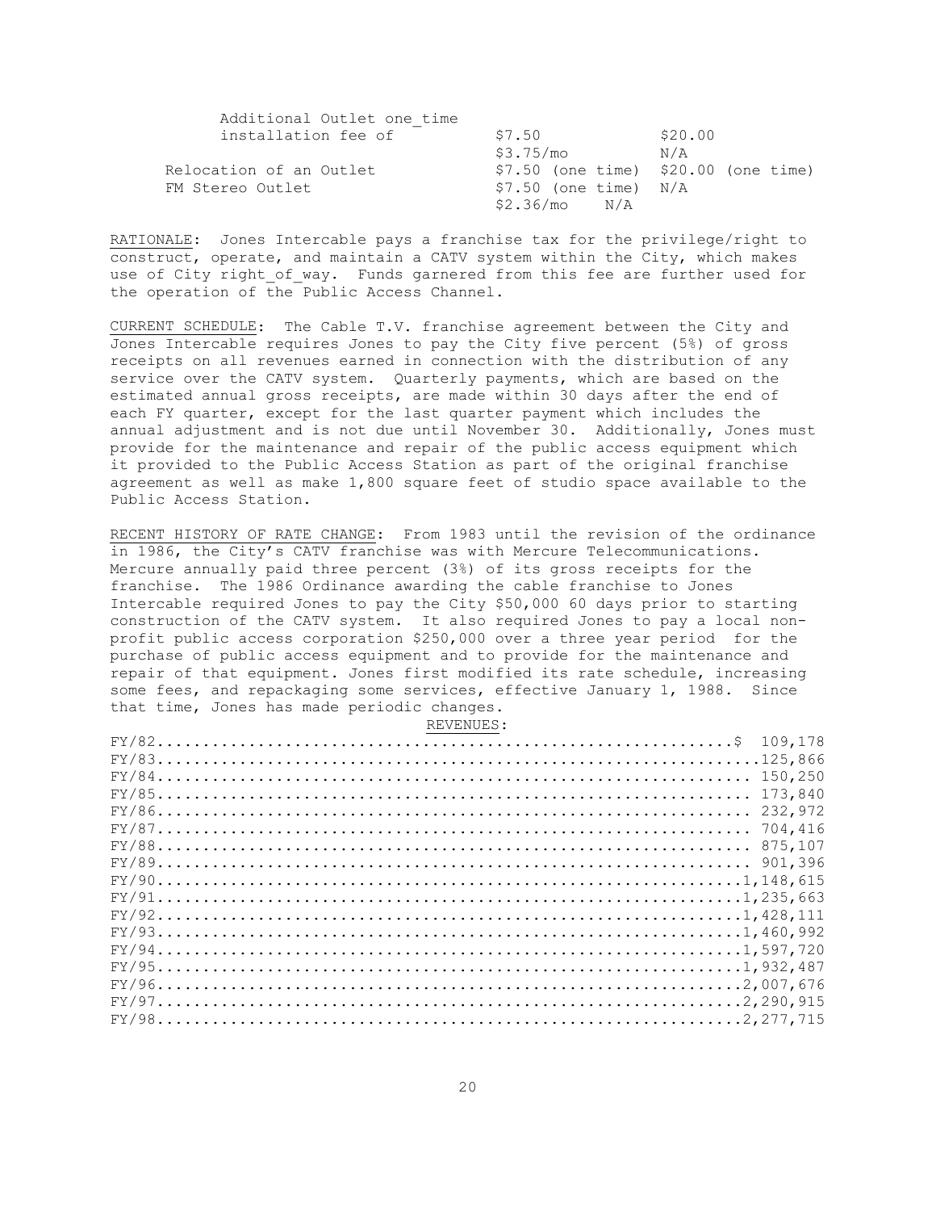| | | |
|---|---|---|
| Additional Outlet one_time installation fee of | $7.50 | $20.00 |
| | $3.75/mo | N/A |
| Relocation of an Outlet | $7.50 (one time) | $20.00 (one time) |
| FM Stereo Outlet | $7.50 (one time) | N/A |
| | $2.36/mo | N/A |

RATIONALE: Jones Intercable pays a franchise tax for the privilege/right to construct, operate, and maintain a CATV system within the City, which makes use of City right_of_way. Funds garnered from this fee are further used for the operation of the Public Access Channel.

CURRENT SCHEDULE: The Cable T.V. franchise agreement between the City and Jones Intercable requires Jones to pay the City five percent (5%) of gross receipts on all revenues earned in connection with the distribution of any service over the CATV system. Quarterly payments, which are based on the estimated annual gross receipts, are made within 30 days after the end of each FY quarter, except for the last quarter payment which includes the annual adjustment and is not due until November 30. Additionally, Jones must provide for the maintenance and repair of the public access equipment which it provided to the Public Access Station as part of the original franchise agreement as well as make 1,800 square feet of studio space available to the Public Access Station.

RECENT HISTORY OF RATE CHANGE: From 1983 until the revision of the ordinance in 1986, the City's CATV franchise was with Mercure Telecommunications. Mercure annually paid three percent (3%) of its gross receipts for the franchise. The 1986 Ordinance awarding the cable franchise to Jones Intercable required Jones to pay the City $50,000 60 days prior to starting construction of the CATV system. It also required Jones to pay a local non-profit public access corporation $250,000 over a three year period for the purchase of public access equipment and to provide for the maintenance and repair of that equipment. Jones first modified its rate schedule, increasing some fees, and repackaging some services, effective January 1, 1988. Since that time, Jones has made periodic changes.

REVENUES:

| Fiscal Year | Revenue |
|---|---|
| FY/82 | $ 109,178 |
| FY/83 | 125,866 |
| FY/84 | 150,250 |
| FY/85 | 173,840 |
| FY/86 | 232,972 |
| FY/87 | 704,416 |
| FY/88 | 875,107 |
| FY/89 | 901,396 |
| FY/90 | 1,148,615 |
| FY/91 | 1,235,663 |
| FY/92 | 1,428,111 |
| FY/93 | 1,460,992 |
| FY/94 | 1,597,720 |
| FY/95 | 1,932,487 |
| FY/96 | 2,007,676 |
| FY/97 | 2,290,915 |
| FY/98 | 2,277,715 |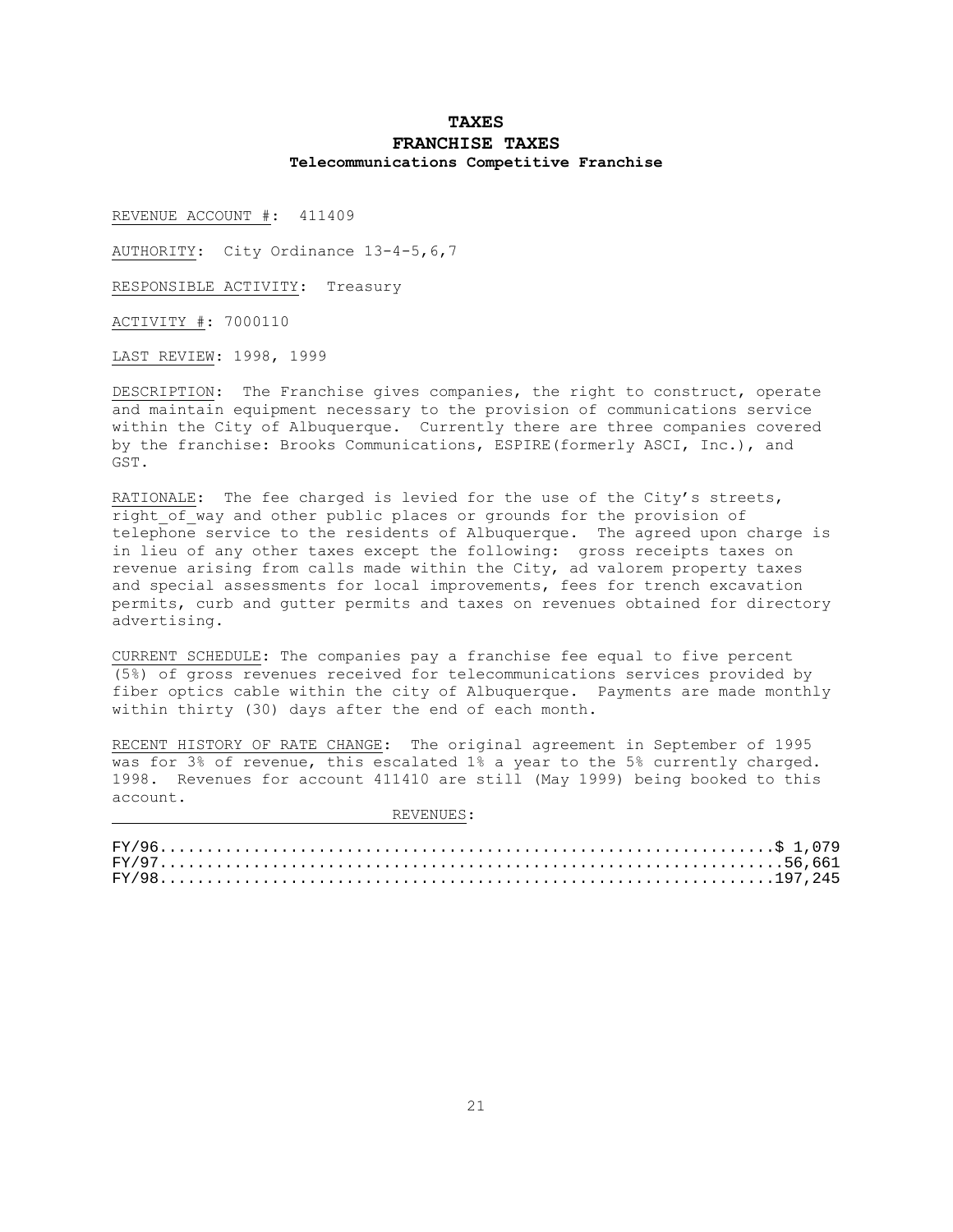# TAXES
## FRANCHISE TAXES
### Telecommunications Competitive Franchise

REVENUE ACCOUNT #: 411409

AUTHORITY: City Ordinance 13-4-5,6,7

RESPONSIBLE ACTIVITY: Treasury

ACTIVITY #: 7000110

LAST REVIEW: 1998, 1999

DESCRIPTION: The Franchise gives companies, the right to construct, operate and maintain equipment necessary to the provision of communications service within the City of Albuquerque. Currently there are three companies covered by the franchise: Brooks Communications, ESPIRE(formerly ASCI, Inc.), and GST.

RATIONALE: The fee charged is levied for the use of the City's streets, right_of_way and other public places or grounds for the provision of telephone service to the residents of Albuquerque. The agreed upon charge is in lieu of any other taxes except the following: gross receipts taxes on revenue arising from calls made within the City, ad valorem property taxes and special assessments for local improvements, fees for trench excavation permits, curb and gutter permits and taxes on revenues obtained for directory advertising.

CURRENT SCHEDULE: The companies pay a franchise fee equal to five percent (5%) of gross revenues received for telecommunications services provided by fiber optics cable within the city of Albuquerque. Payments are made monthly within thirty (30) days after the end of each month.

RECENT HISTORY OF RATE CHANGE: The original agreement in September of 1995 was for 3% of revenue, this escalated 1% a year to the 5% currently charged. 1998. Revenues for account 411410 are still (May 1999) being booked to this account.

REVENUES:

| | |
|---|---|
| FY/96 | $ 1,079 |
| FY/97 | 56,661 |
| FY/98 | 197,245 |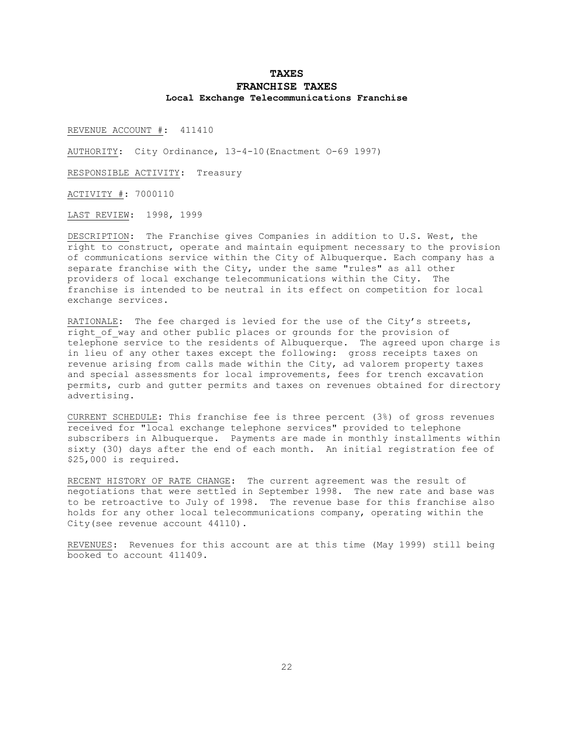# TAXES

## FRANCHISE TAXES

### Local Exchange Telecommunications Franchise

REVENUE ACCOUNT #: 411410

AUTHORITY: City Ordinance, 13-4-10(Enactment O-69 1997)

RESPONSIBLE ACTIVITY: Treasury

ACTIVITY #: 7000110

LAST REVIEW: 1998, 1999

DESCRIPTION: The Franchise gives Companies in addition to U.S. West, the right to construct, operate and maintain equipment necessary to the provision of communications service within the City of Albuquerque. Each company has a separate franchise with the City, under the same "rules" as all other providers of local exchange telecommunications within the City. The franchise is intended to be neutral in its effect on competition for local exchange services.

RATIONALE: The fee charged is levied for the use of the City's streets, right_of_way and other public places or grounds for the provision of telephone service to the residents of Albuquerque. The agreed upon charge is in lieu of any other taxes except the following: gross receipts taxes on revenue arising from calls made within the City, ad valorem property taxes and special assessments for local improvements, fees for trench excavation permits, curb and gutter permits and taxes on revenues obtained for directory advertising.

CURRENT SCHEDULE: This franchise fee is three percent (3%) of gross revenues received for "local exchange telephone services" provided to telephone subscribers in Albuquerque. Payments are made in monthly installments within sixty (30) days after the end of each month. An initial registration fee of $25,000 is required.

RECENT HISTORY OF RATE CHANGE: The current agreement was the result of negotiations that were settled in September 1998. The new rate and base was to be retroactive to July of 1998. The revenue base for this franchise also holds for any other local telecommunications company, operating within the City(see revenue account 44110).

REVENUES: Revenues for this account are at this time (May 1999) still being booked to account 411409.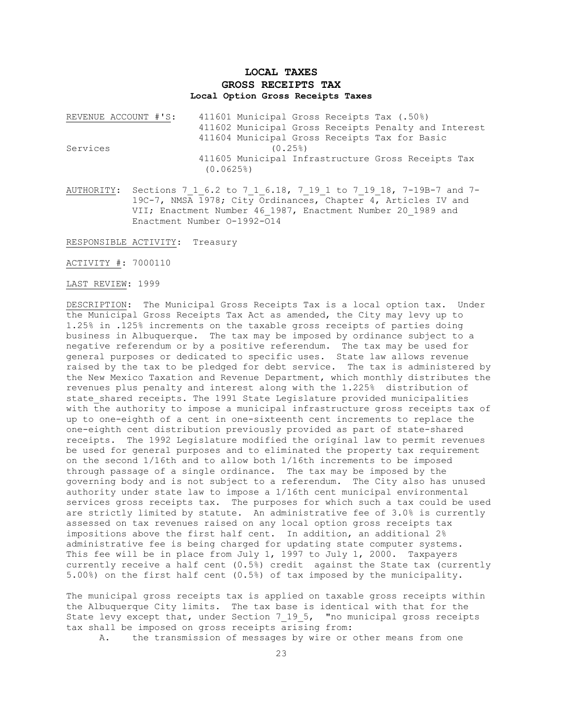# LOCAL TAXES
## GROSS RECEIPTS TAX
### Local Option Gross Receipts Taxes

REVENUE ACCOUNT #'S: 411601 Municipal Gross Receipts Tax (.50%)
411602 Municipal Gross Receipts Penalty and Interest
411604 Municipal Gross Receipts Tax for Basic Services (0.25%)
411605 Municipal Infrastructure Gross Receipts Tax (0.0625%)

AUTHORITY: Sections 7_1_6.2 to 7_1_6.18, 7_19_1 to 7_19_18, 7-19B-7 and 7-19C-7, NMSA 1978; City Ordinances, Chapter 4, Articles IV and VII; Enactment Number 46_1987, Enactment Number 20_1989 and Enactment Number O-1992-O14

RESPONSIBLE ACTIVITY: Treasury

ACTIVITY #: 7000110

LAST REVIEW: 1999

DESCRIPTION: The Municipal Gross Receipts Tax is a local option tax. Under the Municipal Gross Receipts Tax Act as amended, the City may levy up to 1.25% in .125% increments on the taxable gross receipts of parties doing business in Albuquerque. The tax may be imposed by ordinance subject to a negative referendum or by a positive referendum. The tax may be used for general purposes or dedicated to specific uses. State law allows revenue raised by the tax to be pledged for debt service. The tax is administered by the New Mexico Taxation and Revenue Department, which monthly distributes the revenues plus penalty and interest along with the 1.225% distribution of state_shared receipts. The 1991 State Legislature provided municipalities with the authority to impose a municipal infrastructure gross receipts tax of up to one-eighth of a cent in one-sixteenth cent increments to replace the one-eighth cent distribution previously provided as part of state-shared receipts. The 1992 Legislature modified the original law to permit revenues be used for general purposes and to eliminated the property tax requirement on the second 1/16th and to allow both 1/16th increments to be imposed through passage of a single ordinance. The tax may be imposed by the governing body and is not subject to a referendum. The City also has unused authority under state law to impose a 1/16th cent municipal environmental services gross receipts tax. The purposes for which such a tax could be used are strictly limited by statute. An administrative fee of 3.0% is currently assessed on tax revenues raised on any local option gross receipts tax impositions above the first half cent. In addition, an additional 2% administrative fee is being charged for updating state computer systems. This fee will be in place from July 1, 1997 to July 1, 2000. Taxpayers currently receive a half cent (0.5%) credit against the State tax (currently 5.00%) on the first half cent (0.5%) of tax imposed by the municipality.

The municipal gross receipts tax is applied on taxable gross receipts within the Albuquerque City limits. The tax base is identical with that for the State levy except that, under Section 7_19_5, "no municipal gross receipts tax shall be imposed on gross receipts arising from:

A. the transmission of messages by wire or other means from one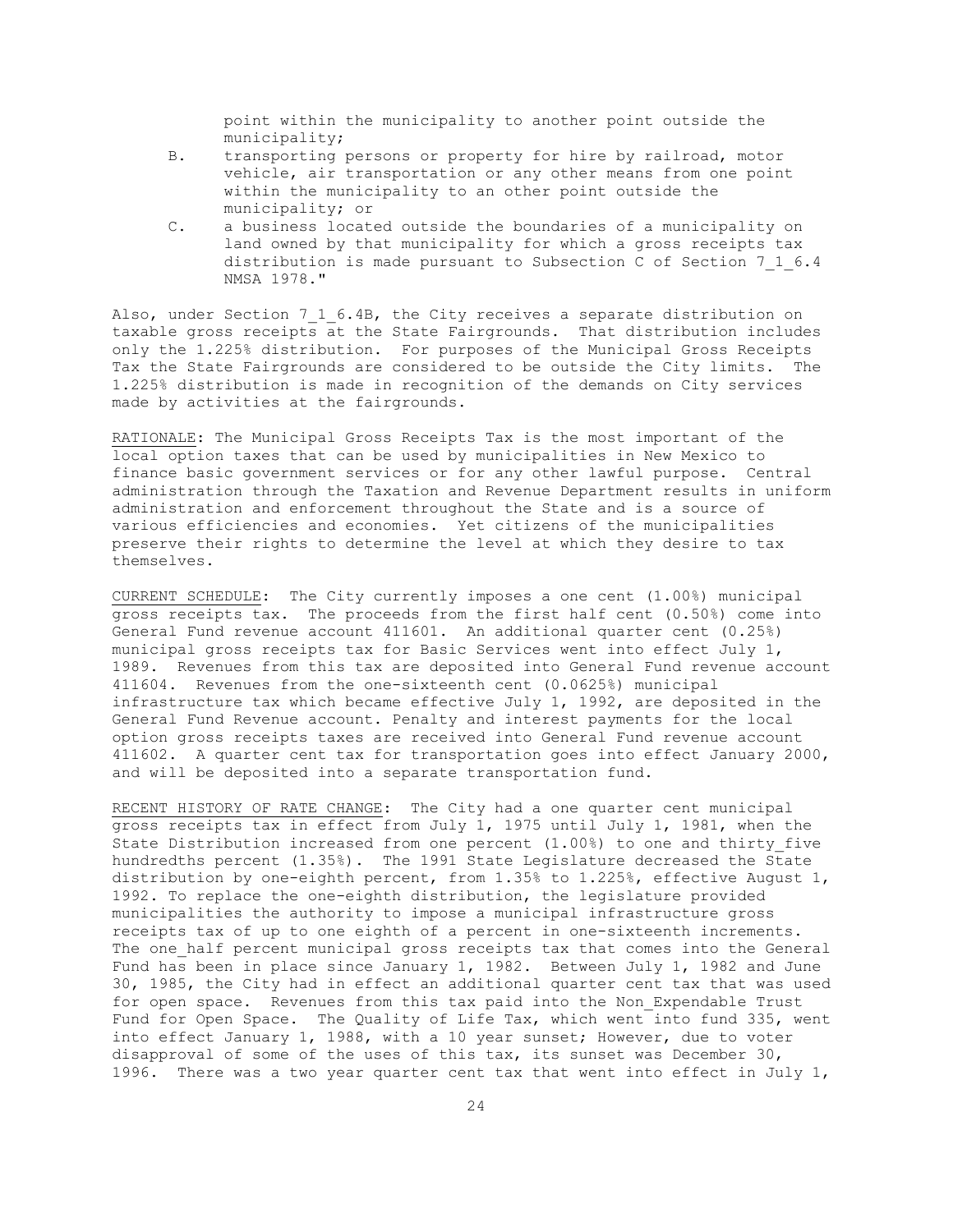point within the municipality to another point outside the municipality;

B. transporting persons or property for hire by railroad, motor vehicle, air transportation or any other means from one point within the municipality to an other point outside the municipality; or

C. a business located outside the boundaries of a municipality on land owned by that municipality for which a gross receipts tax distribution is made pursuant to Subsection C of Section 7_1_6.4 NMSA 1978."

Also, under Section 7_1_6.4B, the City receives a separate distribution on taxable gross receipts at the State Fairgrounds. That distribution includes only the 1.225% distribution. For purposes of the Municipal Gross Receipts Tax the State Fairgrounds are considered to be outside the City limits. The 1.225% distribution is made in recognition of the demands on City services made by activities at the fairgrounds.

RATIONALE: The Municipal Gross Receipts Tax is the most important of the local option taxes that can be used by municipalities in New Mexico to finance basic government services or for any other lawful purpose. Central administration through the Taxation and Revenue Department results in uniform administration and enforcement throughout the State and is a source of various efficiencies and economies. Yet citizens of the municipalities preserve their rights to determine the level at which they desire to tax themselves.

CURRENT SCHEDULE: The City currently imposes a one cent (1.00%) municipal gross receipts tax. The proceeds from the first half cent (0.50%) come into General Fund revenue account 411601. An additional quarter cent (0.25%) municipal gross receipts tax for Basic Services went into effect July 1, 1989. Revenues from this tax are deposited into General Fund revenue account 411604. Revenues from the one-sixteenth cent (0.0625%) municipal infrastructure tax which became effective July 1, 1992, are deposited in the General Fund Revenue account. Penalty and interest payments for the local option gross receipts taxes are received into General Fund revenue account 411602. A quarter cent tax for transportation goes into effect January 2000, and will be deposited into a separate transportation fund.

RECENT HISTORY OF RATE CHANGE: The City had a one quarter cent municipal gross receipts tax in effect from July 1, 1975 until July 1, 1981, when the State Distribution increased from one percent (1.00%) to one and thirty_five hundredths percent (1.35%). The 1991 State Legislature decreased the State distribution by one-eighth percent, from 1.35% to 1.225%, effective August 1, 1992. To replace the one-eighth distribution, the legislature provided municipalities the authority to impose a municipal infrastructure gross receipts tax of up to one eighth of a percent in one-sixteenth increments. The one_half percent municipal gross receipts tax that comes into the General Fund has been in place since January 1, 1982. Between July 1, 1982 and June 30, 1985, the City had in effect an additional quarter cent tax that was used for open space. Revenues from this tax paid into the Non_Expendable Trust Fund for Open Space. The Quality of Life Tax, which went into fund 335, went into effect January 1, 1988, with a 10 year sunset; However, due to voter disapproval of some of the uses of this tax, its sunset was December 30, 1996. There was a two year quarter cent tax that went into effect in July 1,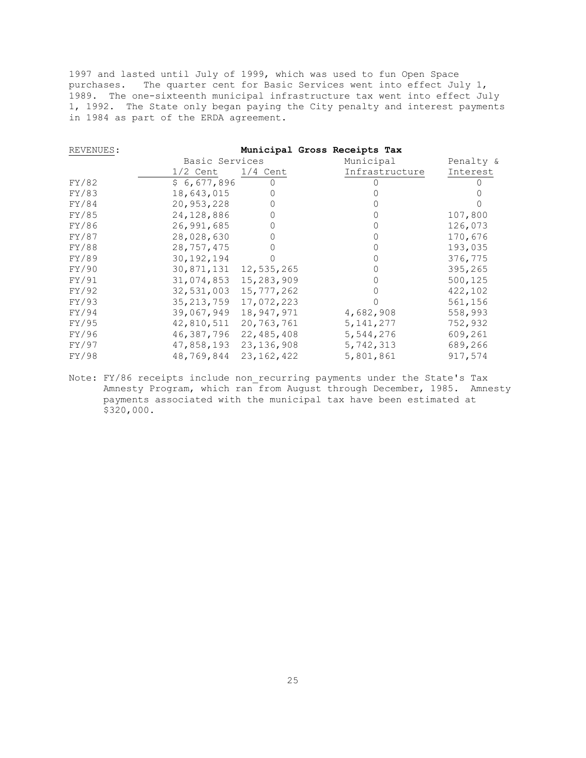1997 and lasted until July of 1999, which was used to fun Open Space purchases. The quarter cent for Basic Services went into effect July 1, 1989. The one-sixteenth municipal infrastructure tax went into effect July 1, 1992. The State only began paying the City penalty and interest payments in 1984 as part of the ERDA agreement.

| REVENUES: | **Municipal Gross Receipts Tax** | | | |
|---|---|---|---|---|
| | Basic Services | | Municipal | Penalty & |
| | 1/2 Cent | 1/4 Cent | Infrastructure | Interest |
| FY/82 | $ 6,677,896 | 0 | 0 | 0 |
| FY/83 | 18,643,015 | 0 | 0 | 0 |
| FY/84 | 20,953,228 | 0 | 0 | 0 |
| FY/85 | 24,128,886 | 0 | 0 | 107,800 |
| FY/86 | 26,991,685 | 0 | 0 | 126,073 |
| FY/87 | 28,028,630 | 0 | 0 | 170,676 |
| FY/88 | 28,757,475 | 0 | 0 | 193,035 |
| FY/89 | 30,192,194 | 0 | 0 | 376,775 |
| FY/90 | 30,871,131 | 12,535,265 | 0 | 395,265 |
| FY/91 | 31,074,853 | 15,283,909 | 0 | 500,125 |
| FY/92 | 32,531,003 | 15,777,262 | 0 | 422,102 |
| FY/93 | 35,213,759 | 17,072,223 | 0 | 561,156 |
| FY/94 | 39,067,949 | 18,947,971 | 4,682,908 | 558,993 |
| FY/95 | 42,810,511 | 20,763,761 | 5,141,277 | 752,932 |
| FY/96 | 46,387,796 | 22,485,408 | 5,544,276 | 609,261 |
| FY/97 | 47,858,193 | 23,136,908 | 5,742,313 | 689,266 |
| FY/98 | 48,769,844 | 23,162,422 | 5,801,861 | 917,574 |

Note: FY/86 receipts include non_recurring payments under the State's Tax Amnesty Program, which ran from August through December, 1985. Amnesty payments associated with the municipal tax have been estimated at $320,000.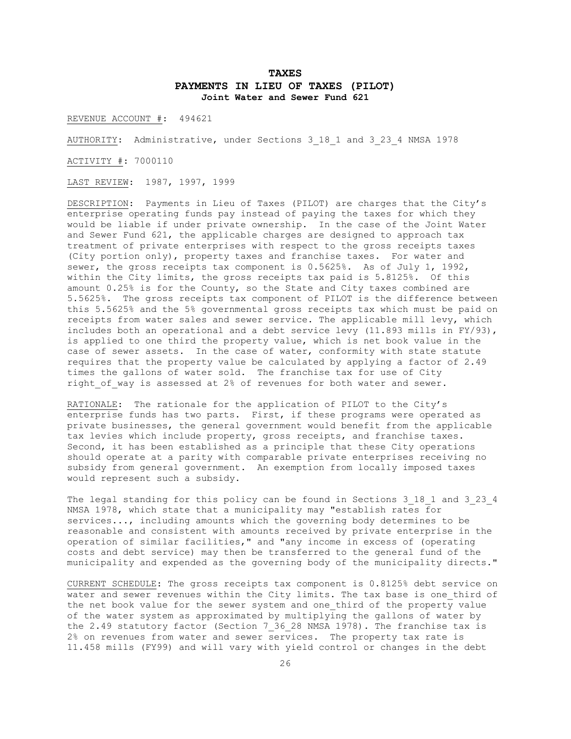# TAXES

## PAYMENTS IN LIEU OF TAXES (PILOT)

### Joint Water and Sewer Fund 621

REVENUE ACCOUNT #: 494621

AUTHORITY: Administrative, under Sections 3_18_1 and 3_23_4 NMSA 1978

ACTIVITY #: 7000110

LAST REVIEW: 1987, 1997, 1999

DESCRIPTION: Payments in Lieu of Taxes (PILOT) are charges that the City's enterprise operating funds pay instead of paying the taxes for which they would be liable if under private ownership. In the case of the Joint Water and Sewer Fund 621, the applicable charges are designed to approach tax treatment of private enterprises with respect to the gross receipts taxes (City portion only), property taxes and franchise taxes. For water and sewer, the gross receipts tax component is 0.5625%. As of July 1, 1992, within the City limits, the gross receipts tax paid is 5.8125%. Of this amount 0.25% is for the County, so the State and City taxes combined are 5.5625%. The gross receipts tax component of PILOT is the difference between this 5.5625% and the 5% governmental gross receipts tax which must be paid on receipts from water sales and sewer service. The applicable mill levy, which includes both an operational and a debt service levy (11.893 mills in FY/93), is applied to one third the property value, which is net book value in the case of sewer assets. In the case of water, conformity with state statute requires that the property value be calculated by applying a factor of 2.49 times the gallons of water sold. The franchise tax for use of City right_of_way is assessed at 2% of revenues for both water and sewer.

RATIONALE: The rationale for the application of PILOT to the City's enterprise funds has two parts. First, if these programs were operated as private businesses, the general government would benefit from the applicable tax levies which include property, gross receipts, and franchise taxes. Second, it has been established as a principle that these City operations should operate at a parity with comparable private enterprises receiving no subsidy from general government. An exemption from locally imposed taxes would represent such a subsidy.

The legal standing for this policy can be found in Sections 3_18_1 and 3_23_4 NMSA 1978, which state that a municipality may "establish rates for services..., including amounts which the governing body determines to be reasonable and consistent with amounts received by private enterprise in the operation of similar facilities," and "any income in excess of (operating costs and debt service) may then be transferred to the general fund of the municipality and expended as the governing body of the municipality directs."

CURRENT SCHEDULE: The gross receipts tax component is 0.8125% debt service on water and sewer revenues within the City limits. The tax base is one_third of the net book value for the sewer system and one_third of the property value of the water system as approximated by multiplying the gallons of water by the 2.49 statutory factor (Section 7_36_28 NMSA 1978). The franchise tax is 2% on revenues from water and sewer services. The property tax rate is 11.458 mills (FY99) and will vary with yield control or changes in the debt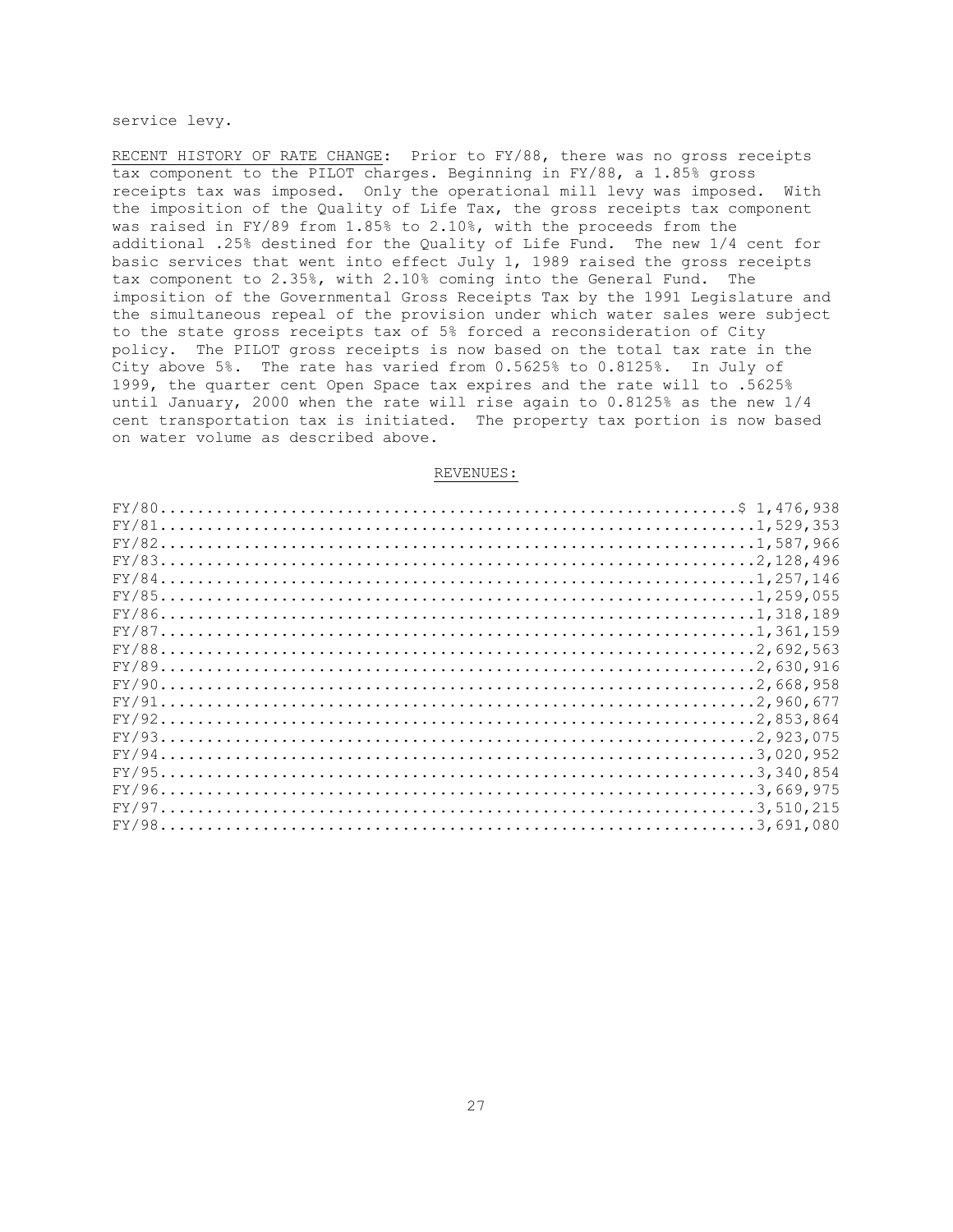service levy.

RECENT HISTORY OF RATE CHANGE: Prior to FY/88, there was no gross receipts tax component to the PILOT charges. Beginning in FY/88, a 1.85% gross receipts tax was imposed. Only the operational mill levy was imposed. With the imposition of the Quality of Life Tax, the gross receipts tax component was raised in FY/89 from 1.85% to 2.10%, with the proceeds from the additional .25% destined for the Quality of Life Fund. The new 1/4 cent for basic services that went into effect July 1, 1989 raised the gross receipts tax component to 2.35%, with 2.10% coming into the General Fund. The imposition of the Governmental Gross Receipts Tax by the 1991 Legislature and the simultaneous repeal of the provision under which water sales were subject to the state gross receipts tax of 5% forced a reconsideration of City policy. The PILOT gross receipts is now based on the total tax rate in the City above 5%. The rate has varied from 0.5625% to 0.8125%. In July of 1999, the quarter cent Open Space tax expires and the rate will to .5625% until January, 2000 when the rate will rise again to 0.8125% as the new 1/4 cent transportation tax is initiated. The property tax portion is now based on water volume as described above.

REVENUES:

| | |
|---|---|
| FY/80 | $ 1,476,938 |
| FY/81 | 1,529,353 |
| FY/82 | 1,587,966 |
| FY/83 | 2,128,496 |
| FY/84 | 1,257,146 |
| FY/85 | 1,259,055 |
| FY/86 | 1,318,189 |
| FY/87 | 1,361,159 |
| FY/88 | 2,692,563 |
| FY/89 | 2,630,916 |
| FY/90 | 2,668,958 |
| FY/91 | 2,960,677 |
| FY/92 | 2,853,864 |
| FY/93 | 2,923,075 |
| FY/94 | 3,020,952 |
| FY/95 | 3,340,854 |
| FY/96 | 3,669,975 |
| FY/97 | 3,510,215 |
| FY/98 | 3,691,080 |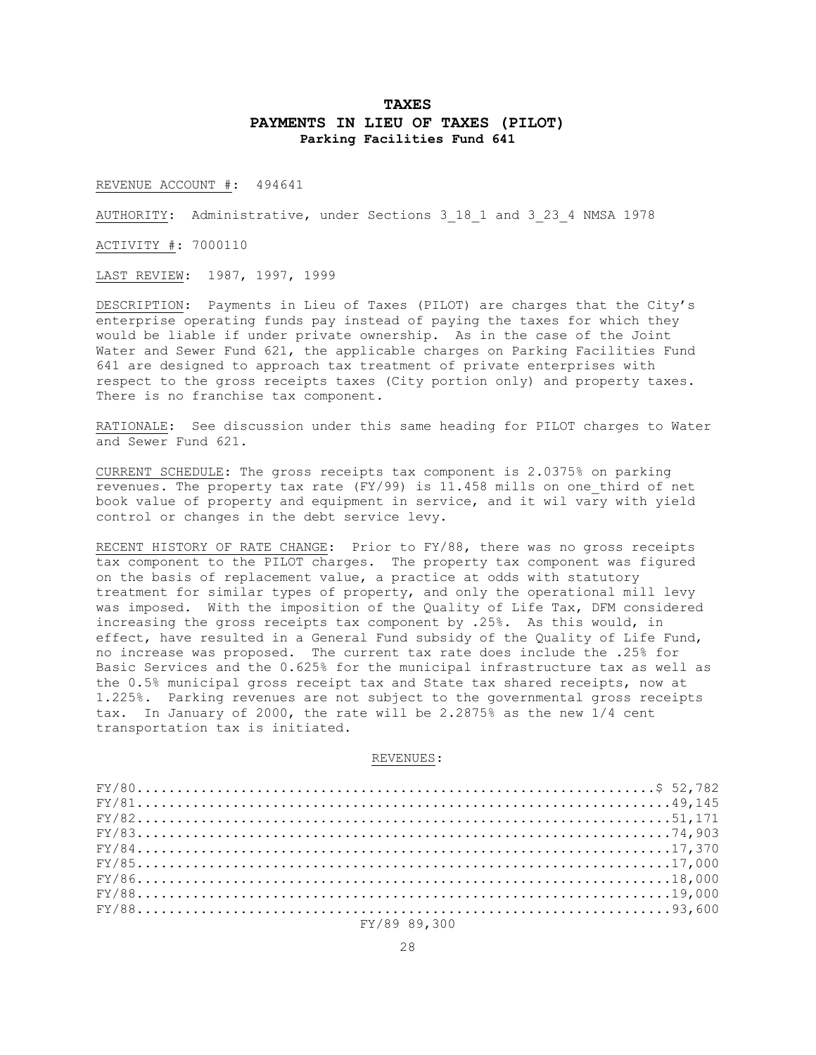# TAXES

## PAYMENTS IN LIEU OF TAXES (PILOT)

### Parking Facilities Fund 641

REVENUE ACCOUNT #: 494641

AUTHORITY: Administrative, under Sections 3_18_1 and 3_23_4 NMSA 1978

ACTIVITY #: 7000110

LAST REVIEW: 1987, 1997, 1999

DESCRIPTION: Payments in Lieu of Taxes (PILOT) are charges that the City's enterprise operating funds pay instead of paying the taxes for which they would be liable if under private ownership. As in the case of the Joint Water and Sewer Fund 621, the applicable charges on Parking Facilities Fund 641 are designed to approach tax treatment of private enterprises with respect to the gross receipts taxes (City portion only) and property taxes. There is no franchise tax component.

RATIONALE: See discussion under this same heading for PILOT charges to Water and Sewer Fund 621.

CURRENT SCHEDULE: The gross receipts tax component is 2.0375% on parking revenues. The property tax rate (FY/99) is 11.458 mills on one_third of net book value of property and equipment in service, and it wil vary with yield control or changes in the debt service levy.

RECENT HISTORY OF RATE CHANGE: Prior to FY/88, there was no gross receipts tax component to the PILOT charges. The property tax component was figured on the basis of replacement value, a practice at odds with statutory treatment for similar types of property, and only the operational mill levy was imposed. With the imposition of the Quality of Life Tax, DFM considered increasing the gross receipts tax component by .25%. As this would, in effect, have resulted in a General Fund subsidy of the Quality of Life Fund, no increase was proposed. The current tax rate does include the .25% for Basic Services and the 0.625% for the municipal infrastructure tax as well as the 0.5% municipal gross receipt tax and State tax shared receipts, now at 1.225%. Parking revenues are not subject to the governmental gross receipts tax. In January of 2000, the rate will be 2.2875% as the new 1/4 cent transportation tax is initiated.

REVENUES:

FY/80....................................................................$ 52,782
FY/81....................................................................49,145
FY/82....................................................................51,171
FY/83....................................................................74,903
FY/84....................................................................17,370
FY/85....................................................................17,000
FY/86....................................................................18,000
FY/88....................................................................19,000
FY/88....................................................................93,600
FY/89 89,300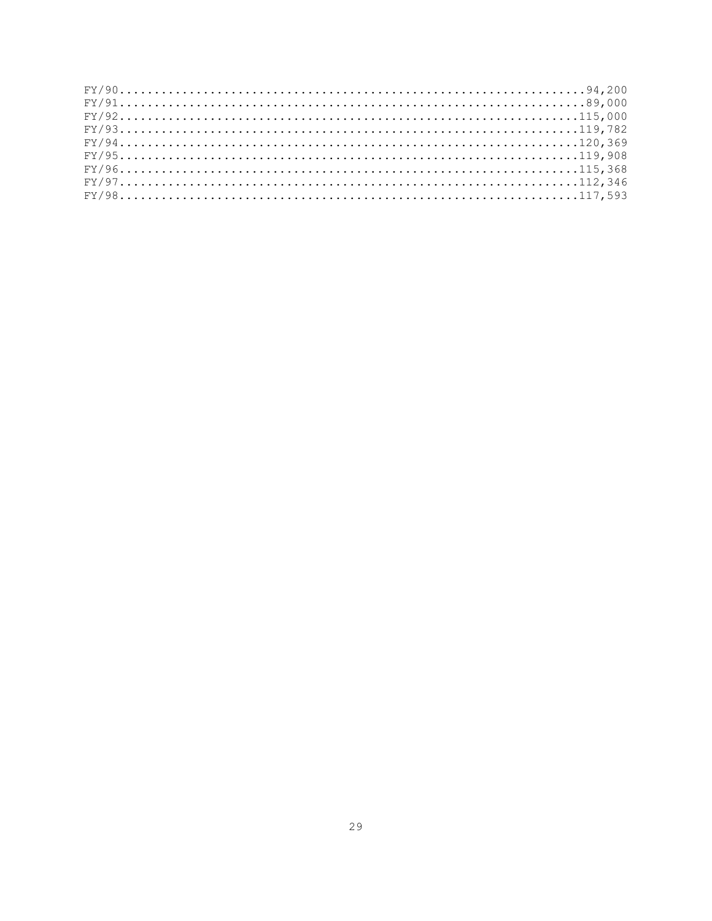FY/90.................................................................94,200
FY/91.................................................................89,000
FY/92................................................................115,000
FY/93................................................................119,782
FY/94................................................................120,369
FY/95................................................................119,908
FY/96................................................................115,368
FY/97................................................................112,346
FY/98................................................................117,593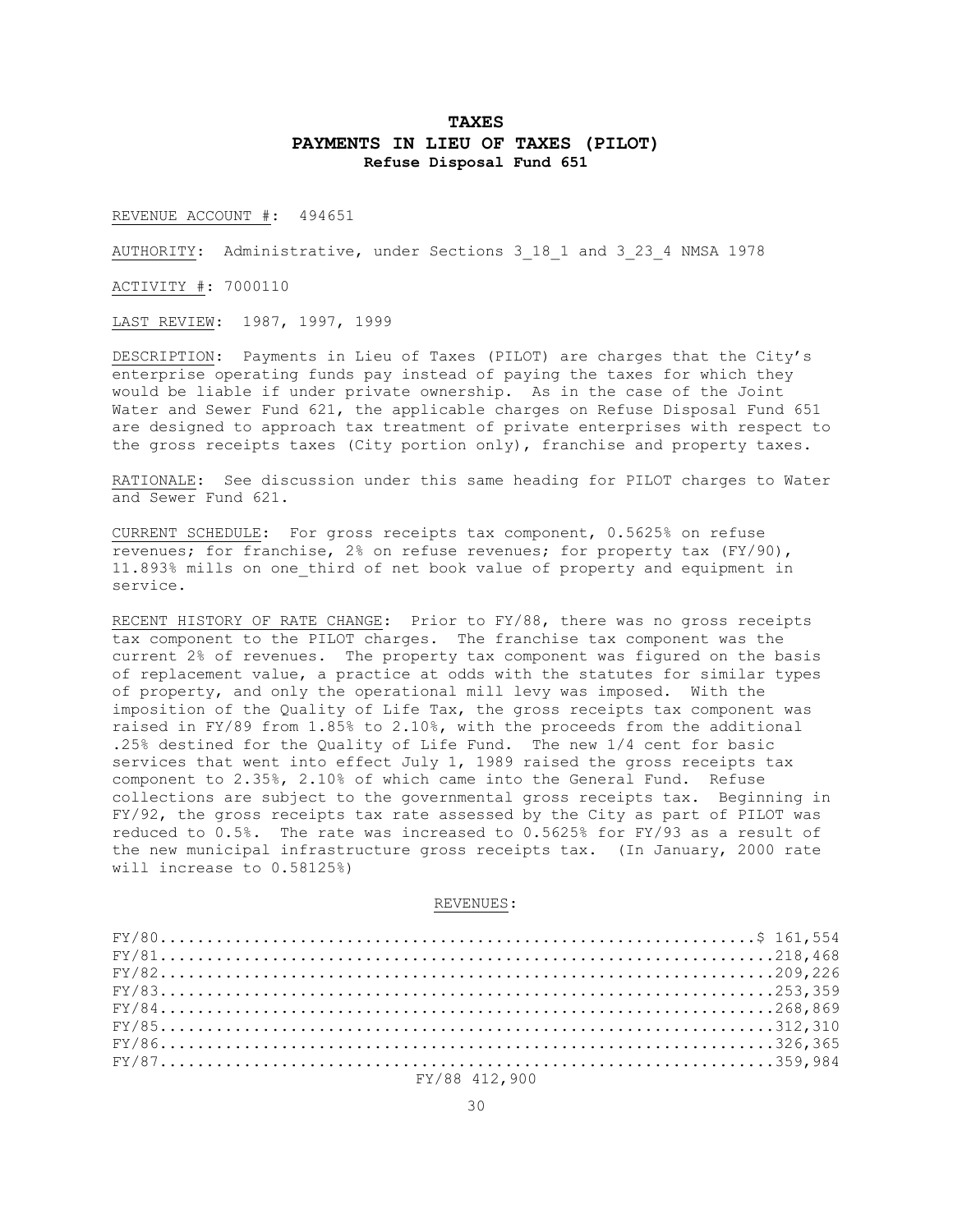# TAXES

## PAYMENTS IN LIEU OF TAXES (PILOT)

### Refuse Disposal Fund 651

REVENUE ACCOUNT #: 494651

AUTHORITY: Administrative, under Sections 3_18_1 and 3_23_4 NMSA 1978

ACTIVITY #: 7000110

LAST REVIEW: 1987, 1997, 1999

DESCRIPTION: Payments in Lieu of Taxes (PILOT) are charges that the City's enterprise operating funds pay instead of paying the taxes for which they would be liable if under private ownership. As in the case of the Joint Water and Sewer Fund 621, the applicable charges on Refuse Disposal Fund 651 are designed to approach tax treatment of private enterprises with respect to the gross receipts taxes (City portion only), franchise and property taxes.

RATIONALE: See discussion under this same heading for PILOT charges to Water and Sewer Fund 621.

CURRENT SCHEDULE: For gross receipts tax component, 0.5625% on refuse revenues; for franchise, 2% on refuse revenues; for property tax (FY/90), 11.893% mills on one_third of net book value of property and equipment in service.

RECENT HISTORY OF RATE CHANGE: Prior to FY/88, there was no gross receipts tax component to the PILOT charges. The franchise tax component was the current 2% of revenues. The property tax component was figured on the basis of replacement value, a practice at odds with the statutes for similar types of property, and only the operational mill levy was imposed. With the imposition of the Quality of Life Tax, the gross receipts tax component was raised in FY/89 from 1.85% to 2.10%, with the proceeds from the additional .25% destined for the Quality of Life Fund. The new 1/4 cent for basic services that went into effect July 1, 1989 raised the gross receipts tax component to 2.35%, 2.10% of which came into the General Fund. Refuse collections are subject to the governmental gross receipts tax. Beginning in FY/92, the gross receipts tax rate assessed by the City as part of PILOT was reduced to 0.5%. The rate was increased to 0.5625% for FY/93 as a result of the new municipal infrastructure gross receipts tax. (In January, 2000 rate will increase to 0.58125%)

REVENUES:

| | |
|---|---|
| FY/80 | $ 161,554 |
| FY/81 | 218,468 |
| FY/82 | 209,226 |
| FY/83 | 253,359 |
| FY/84 | 268,869 |
| FY/85 | 312,310 |
| FY/86 | 326,365 |
| FY/87 | 359,984 |
| FY/88 | 412,900 |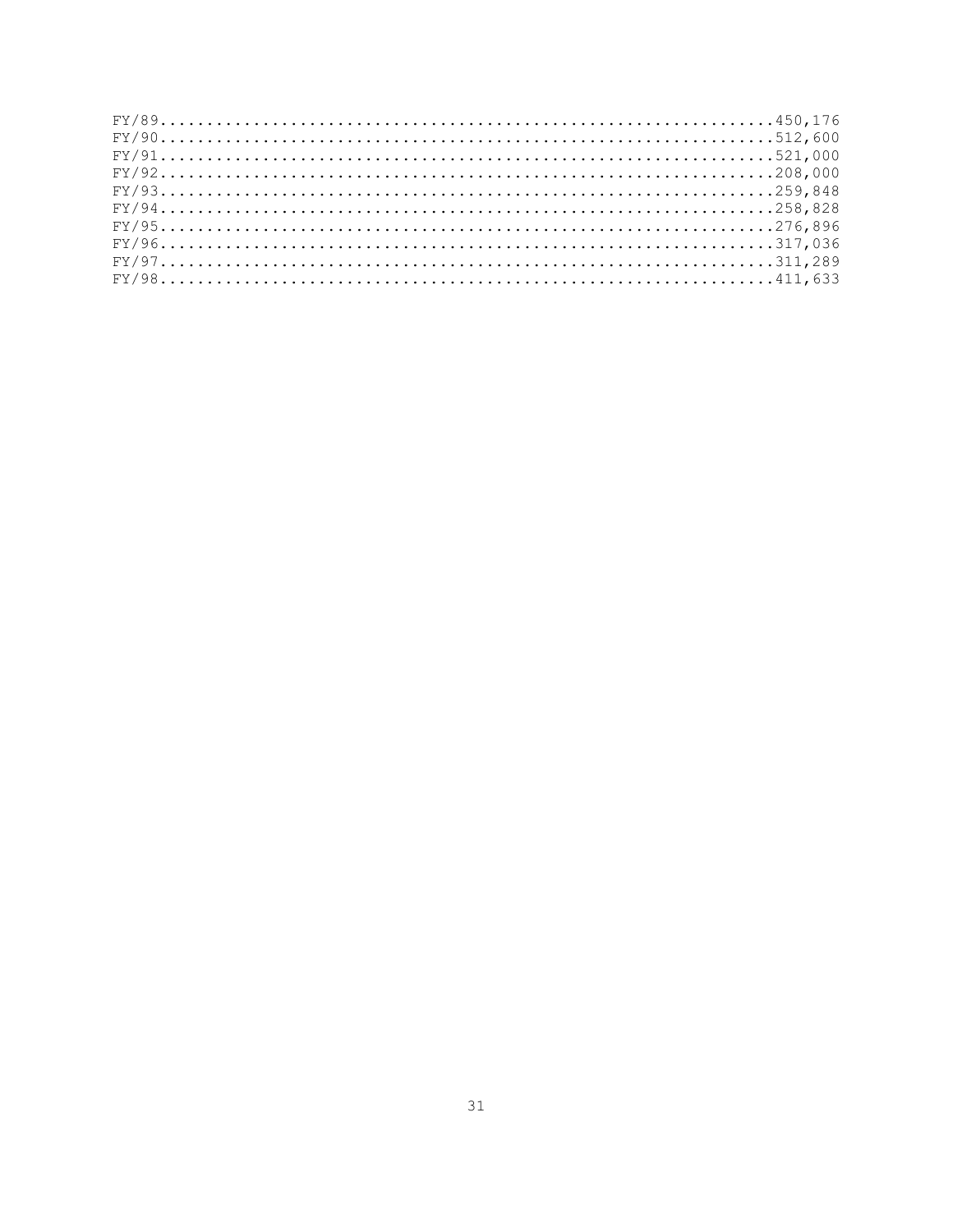FY/89.............................................................450,176
FY/90.............................................................512,600
FY/91.............................................................521,000
FY/92.............................................................208,000
FY/93.............................................................259,848
FY/94.............................................................258,828
FY/95.............................................................276,896
FY/96.............................................................317,036
FY/97.............................................................311,289
FY/98.............................................................411,633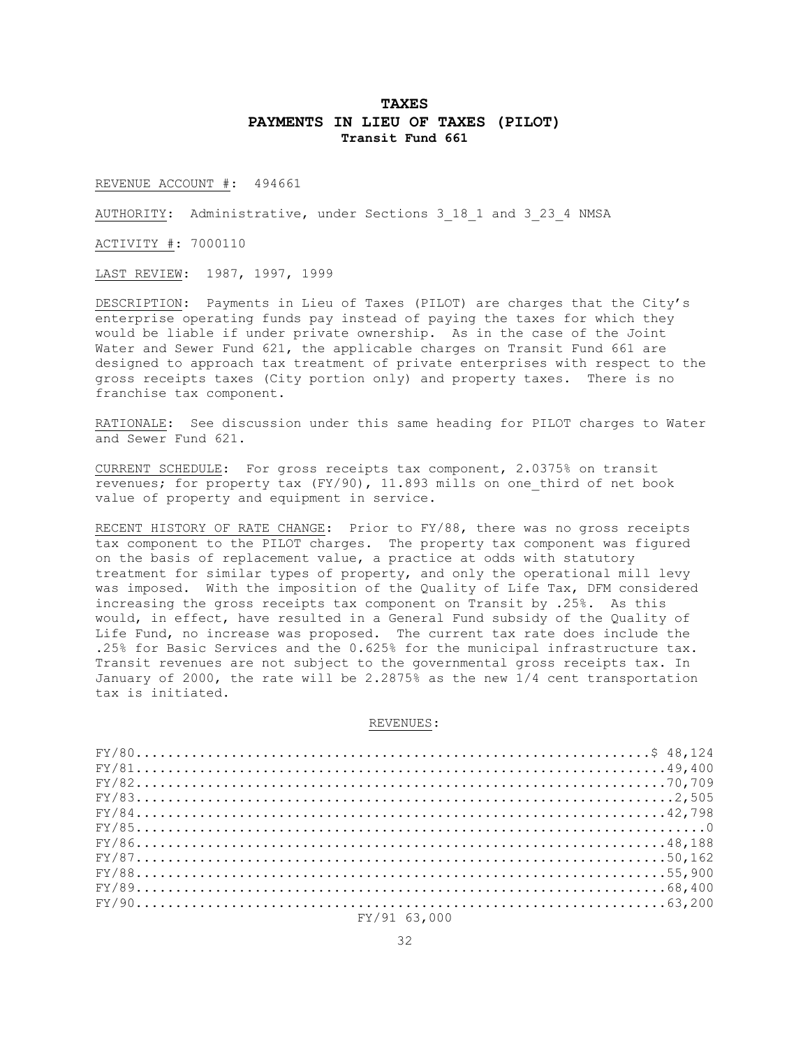# TAXES

## PAYMENTS IN LIEU OF TAXES (PILOT)

### Transit Fund 661

REVENUE ACCOUNT #: 494661

AUTHORITY: Administrative, under Sections 3_18_1 and 3_23_4 NMSA

ACTIVITY #: 7000110

LAST REVIEW: 1987, 1997, 1999

DESCRIPTION: Payments in Lieu of Taxes (PILOT) are charges that the City's enterprise operating funds pay instead of paying the taxes for which they would be liable if under private ownership. As in the case of the Joint Water and Sewer Fund 621, the applicable charges on Transit Fund 661 are designed to approach tax treatment of private enterprises with respect to the gross receipts taxes (City portion only) and property taxes. There is no franchise tax component.

RATIONALE: See discussion under this same heading for PILOT charges to Water and Sewer Fund 621.

CURRENT SCHEDULE: For gross receipts tax component, 2.0375% on transit revenues; for property tax (FY/90), 11.893 mills on one_third of net book value of property and equipment in service.

RECENT HISTORY OF RATE CHANGE: Prior to FY/88, there was no gross receipts tax component to the PILOT charges. The property tax component was figured on the basis of replacement value, a practice at odds with statutory treatment for similar types of property, and only the operational mill levy was imposed. With the imposition of the Quality of Life Tax, DFM considered increasing the gross receipts tax component on Transit by .25%. As this would, in effect, have resulted in a General Fund subsidy of the Quality of Life Fund, no increase was proposed. The current tax rate does include the .25% for Basic Services and the 0.625% for the municipal infrastructure tax. Transit revenues are not subject to the governmental gross receipts tax. In January of 2000, the rate will be 2.2875% as the new 1/4 cent transportation tax is initiated.

REVENUES:

| Fiscal Year | Revenue |
|---|---|
| FY/80 | $ 48,124 |
| FY/81 | 49,400 |
| FY/82 | 70,709 |
| FY/83 | 2,505 |
| FY/84 | 42,798 |
| FY/85 | 0 |
| FY/86 | 48,188 |
| FY/87 | 50,162 |
| FY/88 | 55,900 |
| FY/89 | 68,400 |
| FY/90 | 63,200 |
| FY/91 | 63,000 |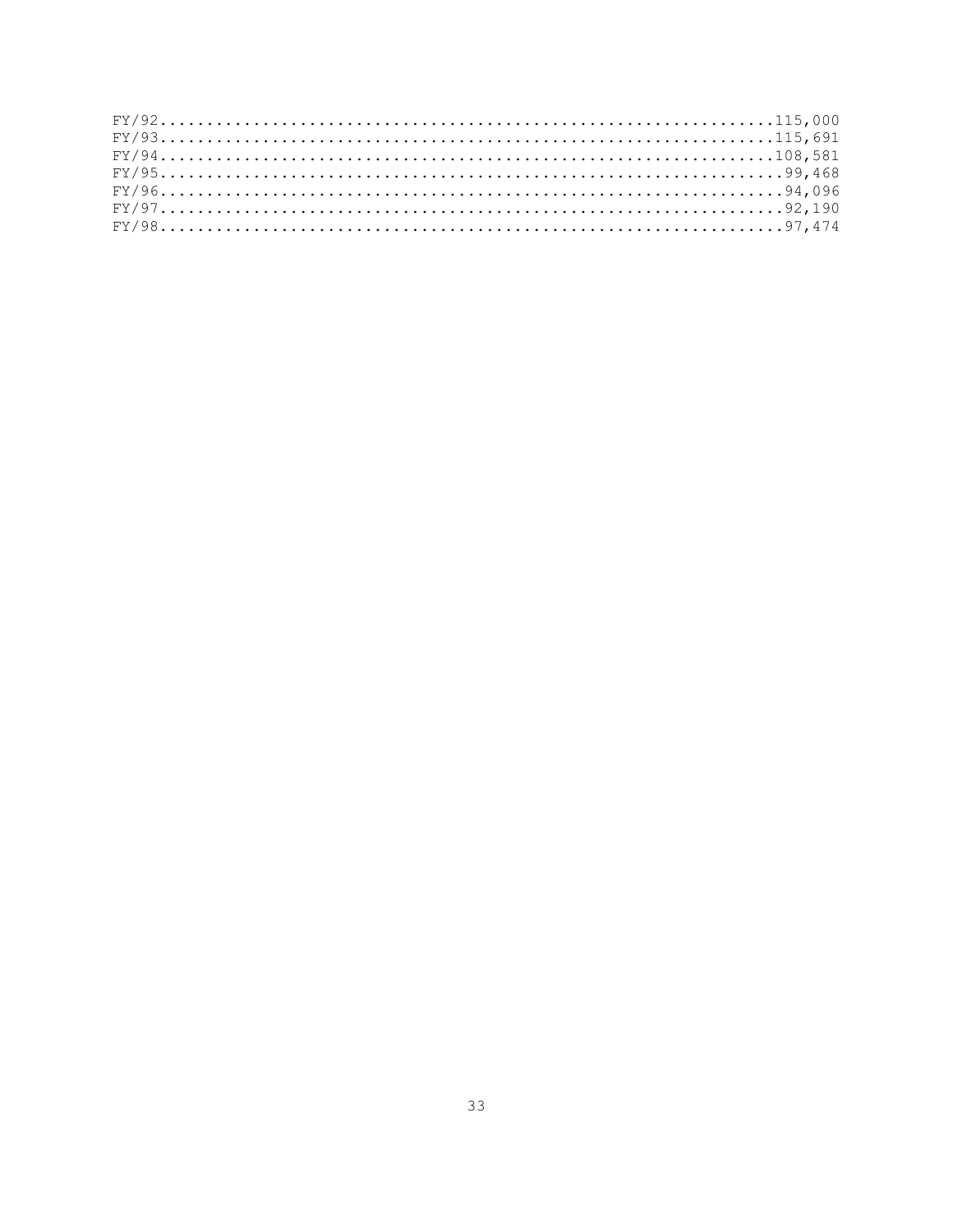FY/92...............................................................115,000
FY/93...............................................................115,691
FY/94...............................................................108,581
FY/95................................................................99,468
FY/96................................................................94,096
FY/97................................................................92,190
FY/98................................................................97,474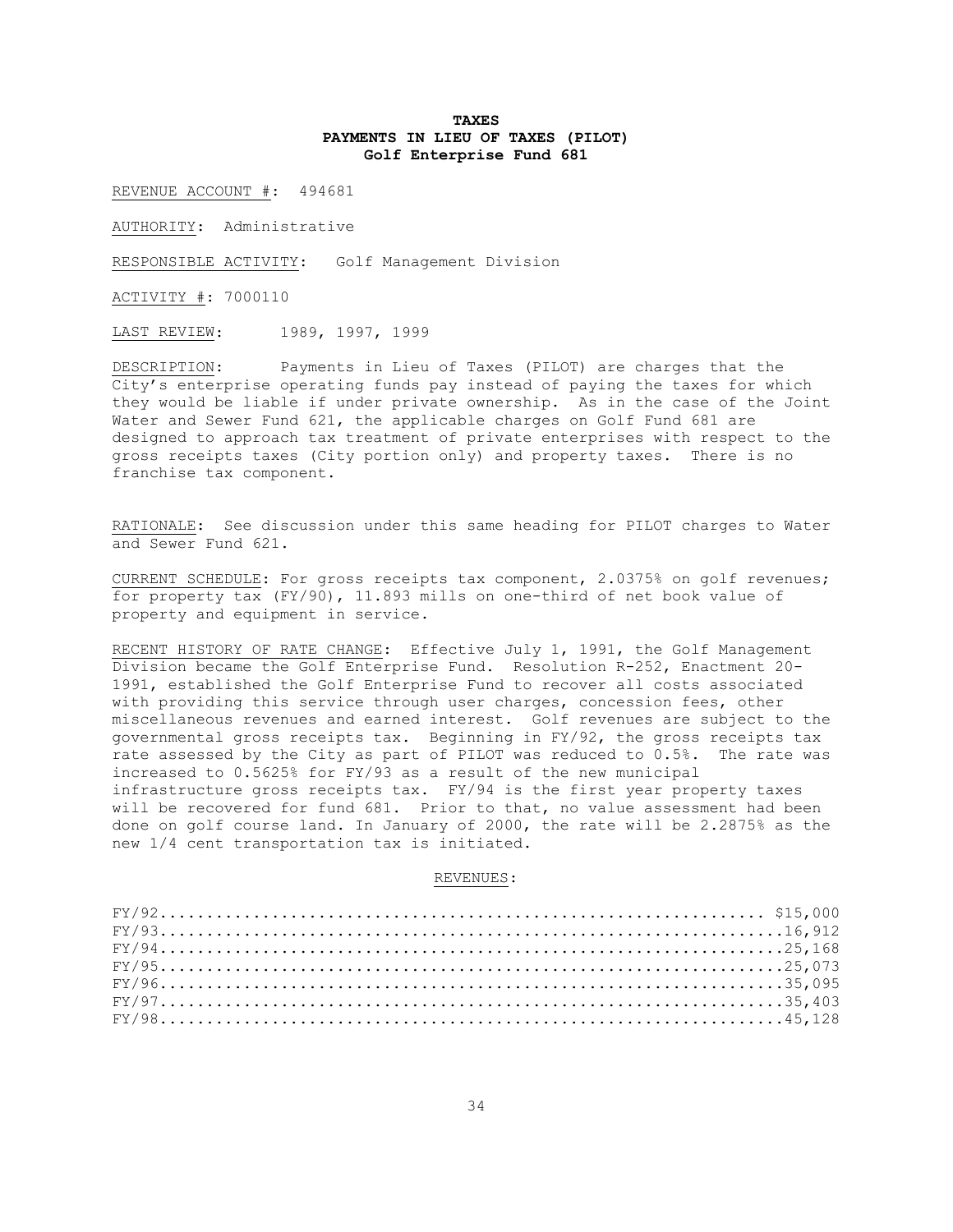# TAXES
## PAYMENTS IN LIEU OF TAXES (PILOT)
### Golf Enterprise Fund 681

REVENUE ACCOUNT #: 494681

AUTHORITY: Administrative

RESPONSIBLE ACTIVITY: Golf Management Division

ACTIVITY #: 7000110

LAST REVIEW: 1989, 1997, 1999

DESCRIPTION: Payments in Lieu of Taxes (PILOT) are charges that the City's enterprise operating funds pay instead of paying the taxes for which they would be liable if under private ownership. As in the case of the Joint Water and Sewer Fund 621, the applicable charges on Golf Fund 681 are designed to approach tax treatment of private enterprises with respect to the gross receipts taxes (City portion only) and property taxes. There is no franchise tax component.

RATIONALE: See discussion under this same heading for PILOT charges to Water and Sewer Fund 621.

CURRENT SCHEDULE: For gross receipts tax component, 2.0375% on golf revenues; for property tax (FY/90), 11.893 mills on one-third of net book value of property and equipment in service.

RECENT HISTORY OF RATE CHANGE: Effective July 1, 1991, the Golf Management Division became the Golf Enterprise Fund. Resolution R-252, Enactment 20-1991, established the Golf Enterprise Fund to recover all costs associated with providing this service through user charges, concession fees, other miscellaneous revenues and earned interest. Golf revenues are subject to the governmental gross receipts tax. Beginning in FY/92, the gross receipts tax rate assessed by the City as part of PILOT was reduced to 0.5%. The rate was increased to 0.5625% for FY/93 as a result of the new municipal infrastructure gross receipts tax. FY/94 is the first year property taxes will be recovered for fund 681. Prior to that, no value assessment had been done on golf course land. In January of 2000, the rate will be 2.2875% as the new 1/4 cent transportation tax is initiated.

REVENUES:

| | |
|---|---:|
| FY/92 | $15,000 |
| FY/93 | 16,912 |
| FY/94 | 25,168 |
| FY/95 | 25,073 |
| FY/96 | 35,095 |
| FY/97 | 35,403 |
| FY/98 | 45,128 |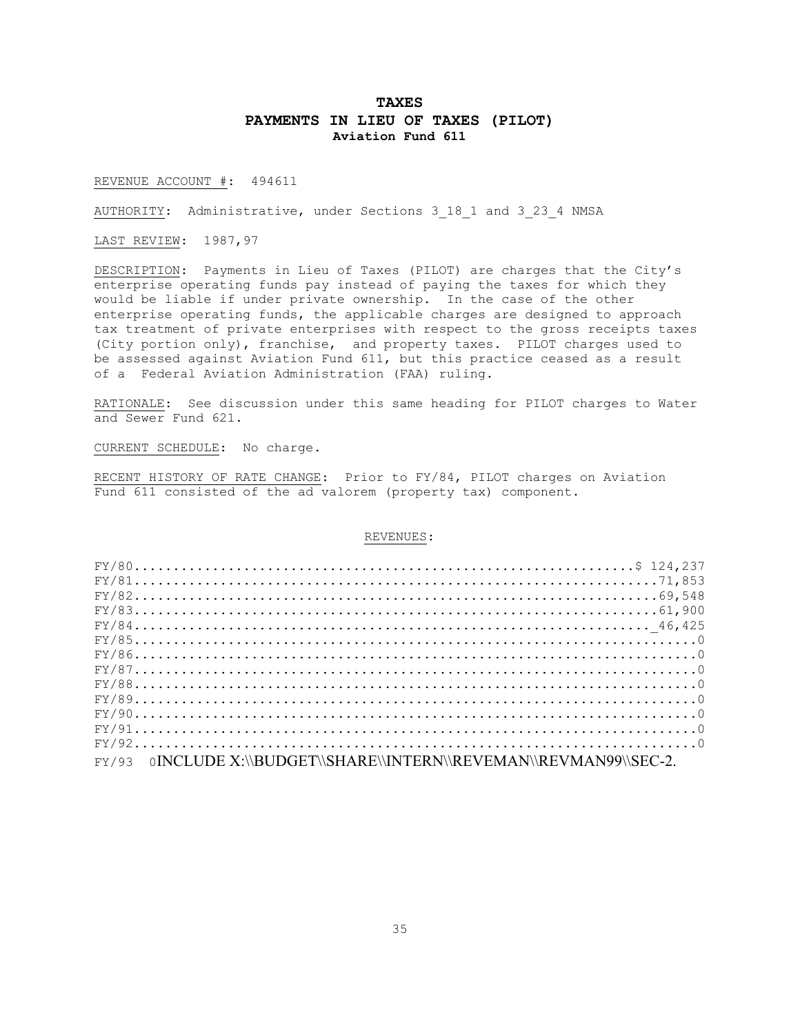# TAXES

## PAYMENTS IN LIEU OF TAXES (PILOT)

### Aviation Fund 611

REVENUE ACCOUNT #: 494611

AUTHORITY: Administrative, under Sections 3_18_1 and 3_23_4 NMSA

LAST REVIEW: 1987,97

DESCRIPTION: Payments in Lieu of Taxes (PILOT) are charges that the City's enterprise operating funds pay instead of paying the taxes for which they would be liable if under private ownership. In the case of the other enterprise operating funds, the applicable charges are designed to approach tax treatment of private enterprises with respect to the gross receipts taxes (City portion only), franchise, and property taxes. PILOT charges used to be assessed against Aviation Fund 611, but this practice ceased as a result of a Federal Aviation Administration (FAA) ruling.

RATIONALE: See discussion under this same heading for PILOT charges to Water and Sewer Fund 621.

CURRENT SCHEDULE: No charge.

RECENT HISTORY OF RATE CHANGE: Prior to FY/84, PILOT charges on Aviation Fund 611 consisted of the ad valorem (property tax) component.

REVENUES:

| | |
|---|---|
| FY/80 | $ 124,237 |
| FY/81 | 71,853 |
| FY/82 | 69,548 |
| FY/83 | 61,900 |
| FY/84 | 46,425 |
| FY/85 | 0 |
| FY/86 | 0 |
| FY/87 | 0 |
| FY/88 | 0 |
| FY/89 | 0 |
| FY/90 | 0 |
| FY/91 | 0 |
| FY/92 | 0 |
| FY/93 | 0INCLUDE X:\\BUDGET\\SHARE\\INTERN\\REVEMAN\\REVMAN99\\SEC-2. |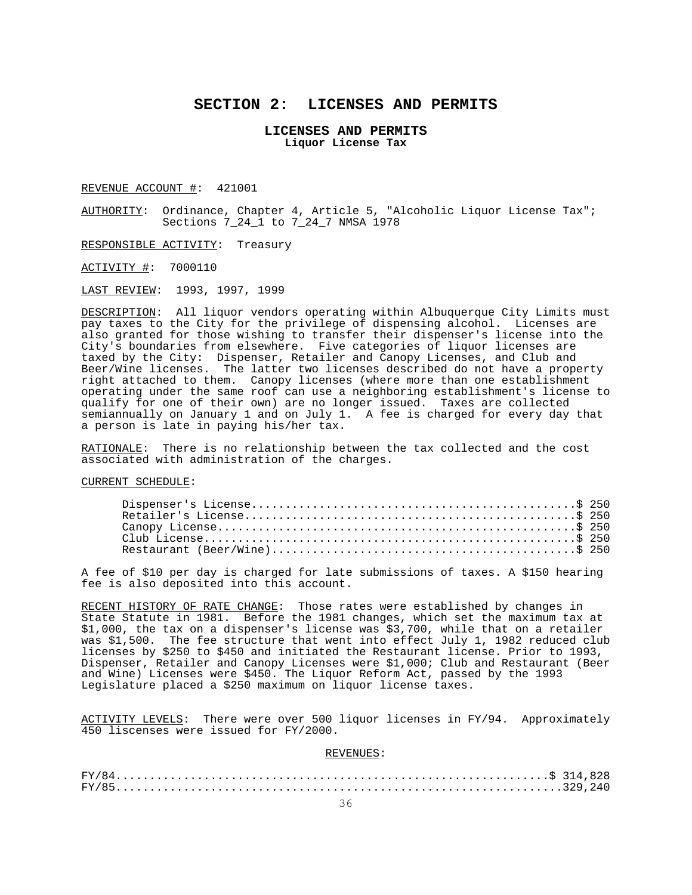# SECTION 2: LICENSES AND PERMITS

## LICENSES AND PERMITS

### Liquor License Tax

REVENUE ACCOUNT #: 421001

AUTHORITY: Ordinance, Chapter 4, Article 5, "Alcoholic Liquor License Tax"; Sections 7_24_1 to 7_24_7 NMSA 1978

RESPONSIBLE ACTIVITY: Treasury

ACTIVITY #: 7000110

LAST REVIEW: 1993, 1997, 1999

DESCRIPTION: All liquor vendors operating within Albuquerque City Limits must pay taxes to the City for the privilege of dispensing alcohol. Licenses are also granted for those wishing to transfer their dispenser's license into the City's boundaries from elsewhere. Five categories of liquor licenses are taxed by the City: Dispenser, Retailer and Canopy Licenses, and Club and Beer/Wine licenses. The latter two licenses described do not have a property right attached to them. Canopy licenses (where more than one establishment operating under the same roof can use a neighboring establishment's license to qualify for one of their own) are no longer issued. Taxes are collected semiannually on January 1 and on July 1. A fee is charged for every day that a person is late in paying his/her tax.

RATIONALE: There is no relationship between the tax collected and the cost associated with administration of the charges.

CURRENT SCHEDULE:

| | |
|---|---|
| Dispenser's License | $ 250 |
| Retailer's License | $ 250 |
| Canopy License | $ 250 |
| Club License | $ 250 |
| Restaurant (Beer/Wine) | $ 250 |

A fee of $10 per day is charged for late submissions of taxes. A $150 hearing fee is also deposited into this account.

RECENT HISTORY OF RATE CHANGE: Those rates were established by changes in State Statute in 1981. Before the 1981 changes, which set the maximum tax at $1,000, the tax on a dispenser's license was $3,700, while that on a retailer was $1,500. The fee structure that went into effect July 1, 1982 reduced club licenses by $250 to $450 and initiated the Restaurant license. Prior to 1993, Dispenser, Retailer and Canopy Licenses were $1,000; Club and Restaurant (Beer and Wine) Licenses were $450. The Liquor Reform Act, passed by the 1993 Legislature placed a $250 maximum on liquor license taxes.

ACTIVITY LEVELS: There were over 500 liquor licenses in FY/94. Approximately 450 liscenses were issued for FY/2000.

REVENUES:

| | |
|---|---|
| FY/84 | $ 314,828 |
| FY/85 | 329,240 |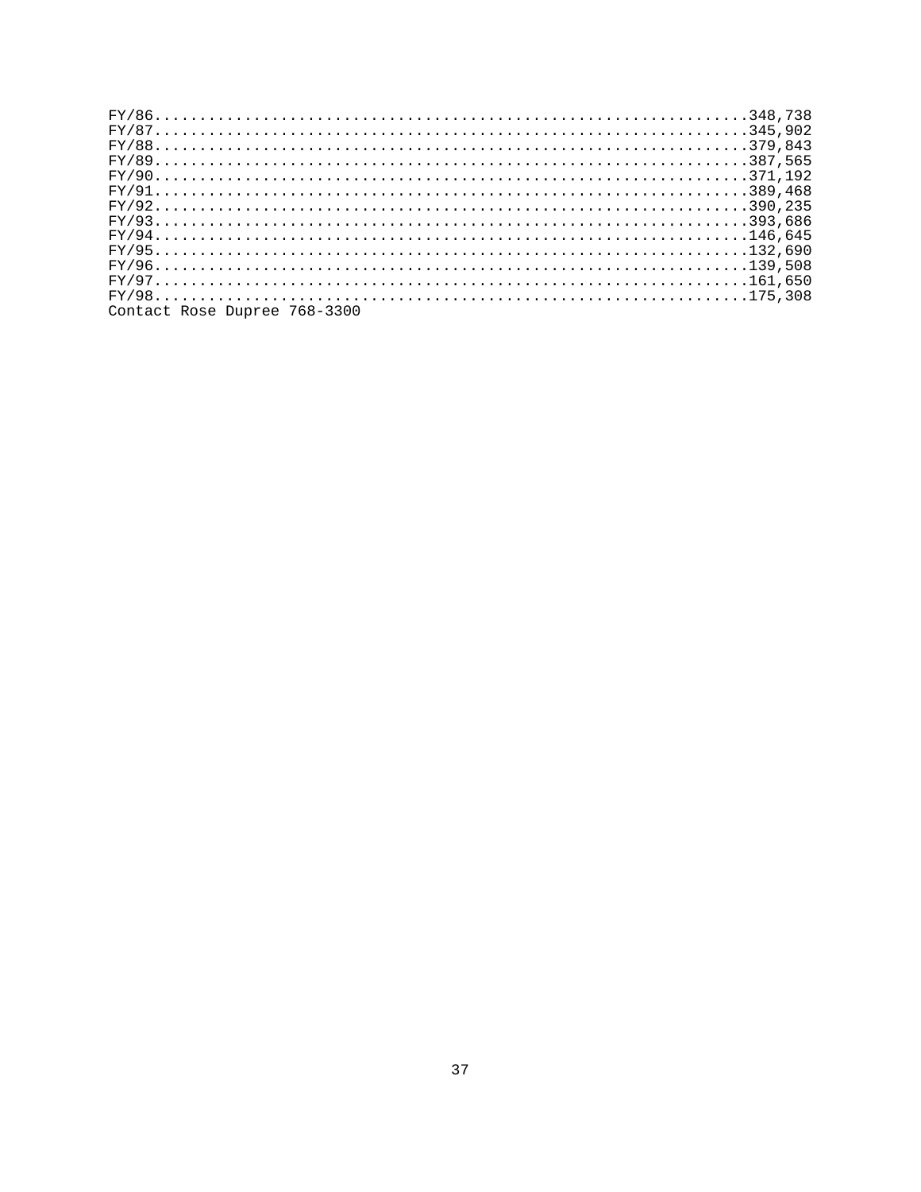FY/86.................................................................348,738
FY/87.................................................................345,902
FY/88.................................................................379,843
FY/89.................................................................387,565
FY/90.................................................................371,192
FY/91.................................................................389,468
FY/92.................................................................390,235
FY/93.................................................................393,686
FY/94.................................................................146,645
FY/95.................................................................132,690
FY/96.................................................................139,508
FY/97.................................................................161,650
FY/98.................................................................175,308
Contact Rose Dupree 768-3300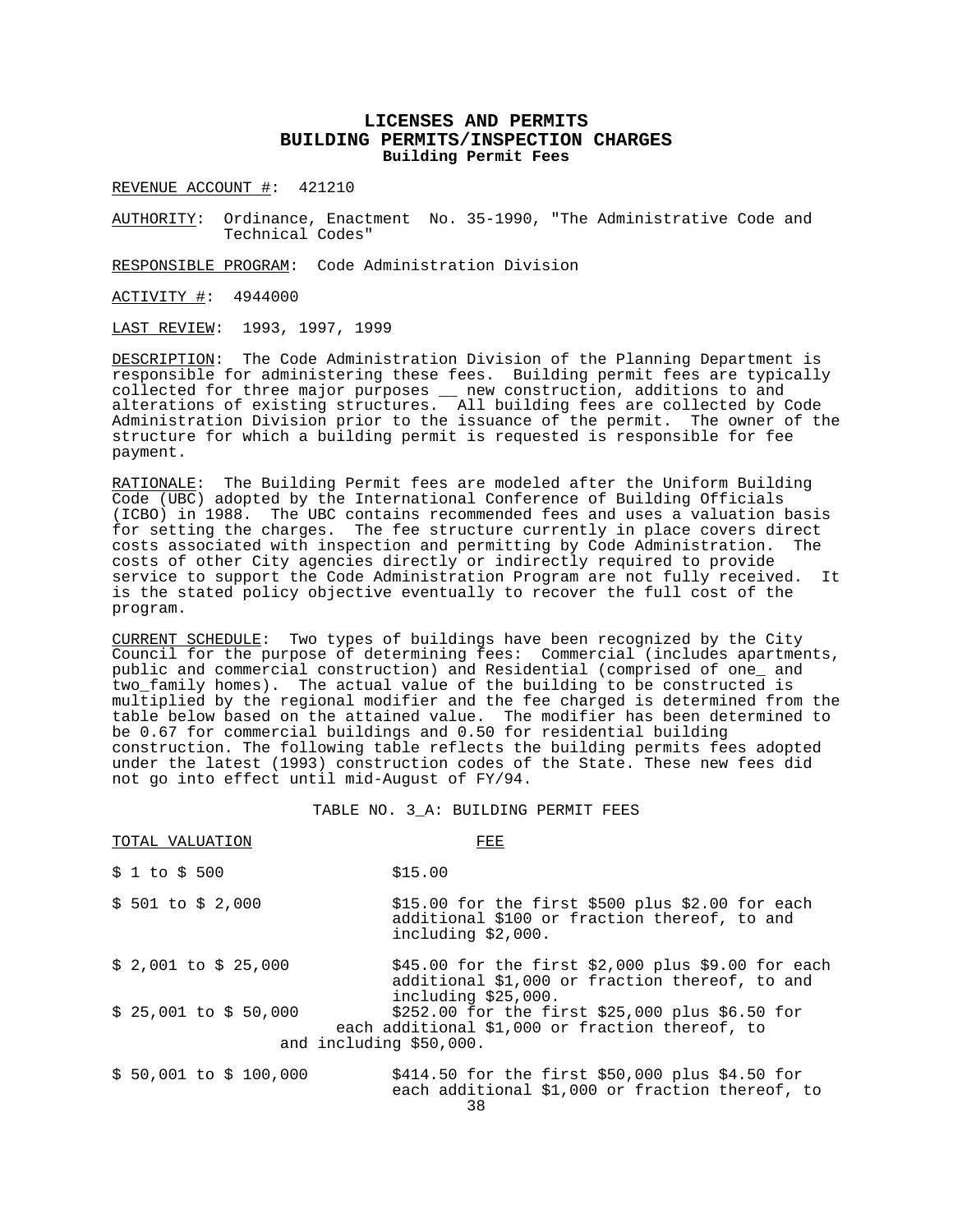# LICENSES AND PERMITS
# BUILDING PERMITS/INSPECTION CHARGES
### Building Permit Fees

REVENUE ACCOUNT #: 421210

AUTHORITY: Ordinance, Enactment No. 35-1990, "The Administrative Code and Technical Codes"

RESPONSIBLE PROGRAM: Code Administration Division

ACTIVITY #: 4944000

LAST REVIEW: 1993, 1997, 1999

DESCRIPTION: The Code Administration Division of the Planning Department is responsible for administering these fees. Building permit fees are typically collected for three major purposes __ new construction, additions to and alterations of existing structures. All building fees are collected by Code Administration Division prior to the issuance of the permit. The owner of the structure for which a building permit is requested is responsible for fee payment.

RATIONALE: The Building Permit fees are modeled after the Uniform Building Code (UBC) adopted by the International Conference of Building Officials (ICBO) in 1988. The UBC contains recommended fees and uses a valuation basis for setting the charges. The fee structure currently in place covers direct costs associated with inspection and permitting by Code Administration. The costs of other City agencies directly or indirectly required to provide service to support the Code Administration Program are not fully received. It is the stated policy objective eventually to recover the full cost of the program.

CURRENT SCHEDULE: Two types of buildings have been recognized by the City Council for the purpose of determining fees: Commercial (includes apartments, public and commercial construction) and Residential (comprised of one_ and two_family homes). The actual value of the building to be constructed is multiplied by the regional modifier and the fee charged is determined from the table below based on the attained value. The modifier has been determined to be 0.67 for commercial buildings and 0.50 for residential building construction. The following table reflects the building permits fees adopted under the latest (1993) construction codes of the State. These new fees did not go into effect until mid-August of FY/94.

TABLE NO. 3_A: BUILDING PERMIT FEES

| TOTAL VALUATION | FEE |
|---|---|
| \$ 1 to \$ 500 | \$15.00 |
| \$ 501 to \$ 2,000 | \$15.00 for the first \$500 plus \$2.00 for each additional \$100 or fraction thereof, to and including \$2,000. |
| \$ 2,001 to \$ 25,000 | \$45.00 for the first \$2,000 plus \$9.00 for each additional \$1,000 or fraction thereof, to and including \$25,000. |
| \$ 25,001 to \$ 50,000 | \$252.00 for the first \$25,000 plus \$6.50 for each additional \$1,000 or fraction thereof, to and including \$50,000. |
| \$ 50,001 to \$ 100,000 | \$414.50 for the first \$50,000 plus \$4.50 for each additional \$1,000 or fraction thereof, to |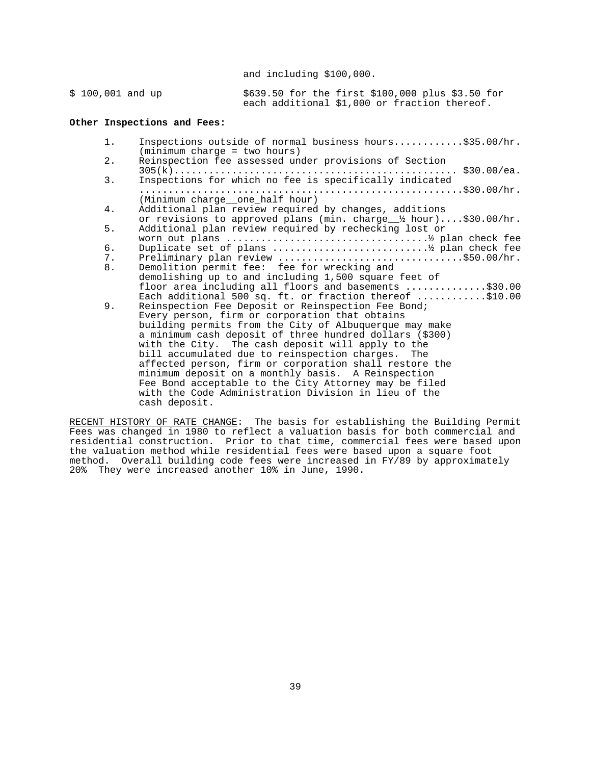| | |
|---|---|
| | and including $100,000. |
| $ 100,001 and up | $639.50 for the first $100,000 plus $3.50 for each additional $1,000 or fraction thereof. |

**Other Inspections and Fees:**

1. Inspections outside of normal business hours............$35.00/hr. (minimum charge = two hours)
2. Reinspection fee assessed under provisions of Section 305(k)................................................ $30.00/ea.
3. Inspections for which no fee is specifically indicated .......................................................$30.00/hr. (Minimum charge__one_half hour)
4. Additional plan review required by changes, additions or revisions to approved plans (min. charge__½ hour)....$30.00/hr.
5. Additional plan review required by rechecking lost or worn_out plans ..................................½ plan check fee
6. Duplicate set of plans ...........................½ plan check fee
7. Preliminary plan review ...............................$50.00/hr.
8. Demolition permit fee: fee for wrecking and demolishing up to and including 1,500 square feet of floor area including all floors and basements .............$30.00
   Each additional 500 sq. ft. or fraction thereof ...........$10.00
9. Reinspection Fee Deposit or Reinspection Fee Bond; Every person, firm or corporation that obtains building permits from the City of Albuquerque may make a minimum cash deposit of three hundred dollars ($300) with the City. The cash deposit will apply to the bill accumulated due to reinspection charges. The affected person, firm or corporation shall restore the minimum deposit on a monthly basis. A Reinspection Fee Bond acceptable to the City Attorney may be filed with the Code Administration Division in lieu of the cash deposit.

RECENT HISTORY OF RATE CHANGE: The basis for establishing the Building Permit Fees was changed in 1980 to reflect a valuation basis for both commercial and residential construction. Prior to that time, commercial fees were based upon the valuation method while residential fees were based upon a square foot method. Overall building code fees were increased in FY/89 by approximately 20% They were increased another 10% in June, 1990.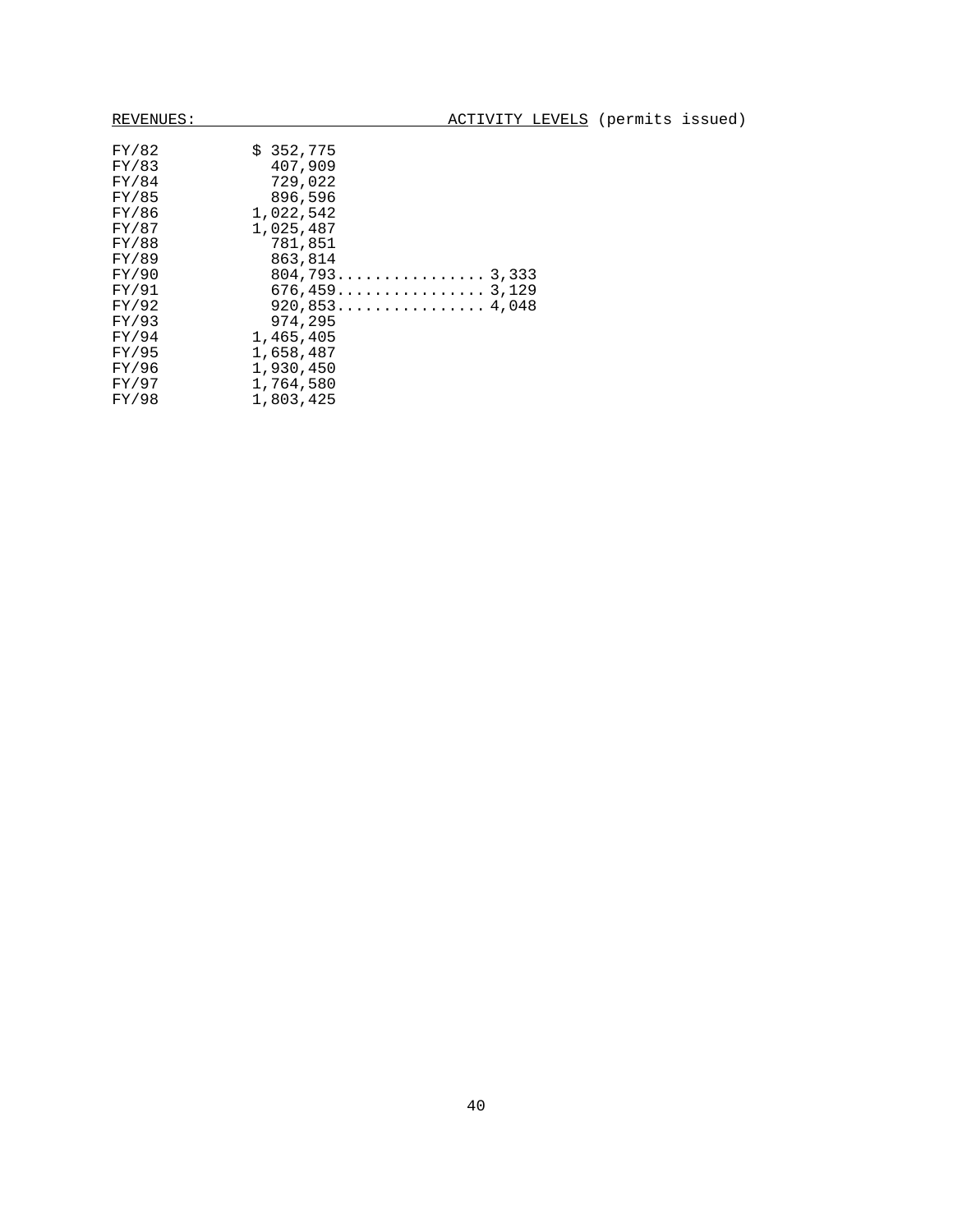| REVENUES: | | ACTIVITY LEVELS (permits issued) |
|---|---|---|
| FY/82 | $ 352,775 | |
| FY/83 | 407,909 | |
| FY/84 | 729,022 | |
| FY/85 | 896,596 | |
| FY/86 | 1,022,542 | |
| FY/87 | 1,025,487 | |
| FY/88 | 781,851 | |
| FY/89 | 863,814 | |
| FY/90 | 804,793 | 3,333 |
| FY/91 | 676,459 | 3,129 |
| FY/92 | 920,853 | 4,048 |
| FY/93 | 974,295 | |
| FY/94 | 1,465,405 | |
| FY/95 | 1,658,487 | |
| FY/96 | 1,930,450 | |
| FY/97 | 1,764,580 | |
| FY/98 | 1,803,425 | |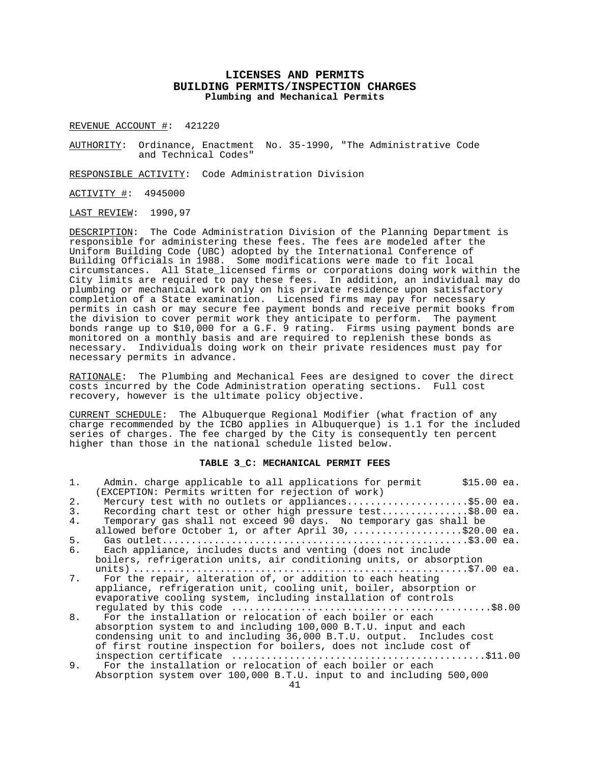# LICENSES AND PERMITS
## BUILDING PERMITS/INSPECTION CHARGES
### Plumbing and Mechanical Permits

<u>REVENUE ACCOUNT #</u>: 421220

<u>AUTHORITY</u>: Ordinance, Enactment No. 35-1990, "The Administrative Code and Technical Codes"

<u>RESPONSIBLE ACTIVITY</u>: Code Administration Division

<u>ACTIVITY #</u>: 4945000

<u>LAST REVIEW</u>: 1990,97

<u>DESCRIPTION</u>: The Code Administration Division of the Planning Department is responsible for administering these fees. The fees are modeled after the Uniform Building Code (UBC) adopted by the International Conference of Building Officials in 1988. Some modifications were made to fit local circumstances. All State_licensed firms or corporations doing work within the City limits are required to pay these fees. In addition, an individual may do plumbing or mechanical work only on his private residence upon satisfactory completion of a State examination. Licensed firms may pay for necessary permits in cash or may secure fee payment bonds and receive permit books from the division to cover permit work they anticipate to perform. The payment bonds range up to $10,000 for a G.F. 9 rating. Firms using payment bonds are monitored on a monthly basis and are required to replenish these bonds as necessary. Individuals doing work on their private residences must pay for necessary permits in advance.

<u>RATIONALE</u>: The Plumbing and Mechanical Fees are designed to cover the direct costs incurred by the Code Administration operating sections. Full cost recovery, however is the ultimate policy objective.

<u>CURRENT SCHEDULE</u>: The Albuquerque Regional Modifier (what fraction of any charge recommended by the ICBO applies in Albuquerque) is 1.1 for the included series of charges. The fee charged by the City is consequently ten percent higher than those in the national schedule listed below.

**TABLE 3_C: MECHANICAL PERMIT FEES**

1. Admin. charge applicable to all applications for permit $15.00 ea. (EXCEPTION: Permits written for rejection of work)
2. Mercury test with no outlets or appliances....................$5.00 ea.
3. Recording chart test or other high pressure test...............$8.00 ea.
4. Temporary gas shall not exceed 90 days. No temporary gas shall be allowed before October 1, or after April 30, ...................$20.00 ea.
5. Gas outlet....................................................$3.00 ea.
6. Each appliance, includes ducts and venting (does not include boilers, refrigeration units, air conditioning units, or absorption units)..........................................................$7.00 ea.
7. For the repair, alteration of, or addition to each heating appliance, refrigeration unit, cooling unit, boiler, absorption or evaporative cooling system, including installation of controls regulated by this code ...........................................$8.00
8. For the installation or relocation of each boiler or each absorption system to and including 100,000 B.T.U. input and each condensing unit to and including 36,000 B.T.U. output. Includes cost of first routine inspection for boilers, does not include cost of inspection certificate ..........................................$11.00
9. For the installation or relocation of each boiler or each Absorption system over 100,000 B.T.U. input to and including 500,000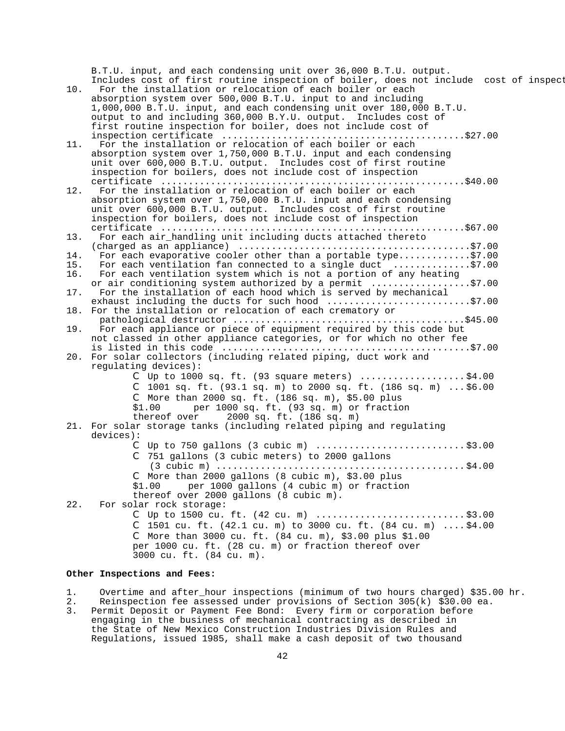B.T.U. input, and each condensing unit over 36,000 B.T.U. output. Includes cost of first routine inspection of boiler, does not include cost of inspect

10. For the installation or relocation of each boiler or each absorption system over 500,000 B.T.U. input to and including 1,000,000 B.T.U. input, and each condensing unit over 180,000 B.T.U. output to and including 360,000 B.Y.U. output. Includes cost of first routine inspection for boiler, does not include cost of inspection certificate ..........................................$27.00
11. For the installation or relocation of each boiler or each absorption system over 1,750,000 B.T.U. input and each condensing unit over 600,000 B.T.U. output. Includes cost of first routine inspection for boilers, does not include cost of inspection certificate ....................................................$40.00
12. For the installation or relocation of each boiler or each absorption system over 1,750,000 B.T.U. input and each condensing unit over 600,000 B.T.U. output. Includes cost of first routine inspection for boilers, does not include cost of inspection certificate ....................................................$67.00
13. For each air_handling unit including ducts attached thereto (charged as an appliance) ........................................$7.00
14. For each evaporative cooler other than a portable type............$7.00
15. For each ventilation fan connected to a single duct .............$7.00
16. For each ventilation system which is not a portion of any heating or air conditioning system authorized by a permit .................$7.00
17. For the installation of each hood which is served by mechanical exhaust including the ducts for such hood .........................$7.00
18. For the installation or relocation of each crematory or pathological destructor ........................................$45.00
19. For each appliance or piece of equipment required by this code but not classed in other appliance categories, or for which no other fee is listed in this code ..........................................$7.00
20. For solar collectors (including related piping, duct work and regulating devices):
    - Up to 1000 sq. ft. (93 square meters) ..................$4.00
    - 1001 sq. ft. (93.1 sq. m) to 2000 sq. ft. (186 sq. m) ...$6.00
    - More than 2000 sq. ft. (186 sq. m), $5.00 plus $1.00 per 1000 sq. ft. (93 sq. m) or fraction thereof over 2000 sq. ft. (186 sq. m)
21. For solar storage tanks (including related piping and regulating devices):
    - Up to 750 gallons (3 cubic m) ..........................$3.00
    - 751 gallons (3 cubic meters) to 2000 gallons (3 cubic m) ...........................................$4.00
    - More than 2000 gallons (8 cubic m), $3.00 plus $1.00 per 1000 gallons (4 cubic m) or fraction thereof over 2000 gallons (8 cubic m).
22. For solar rock storage:
    - Up to 1500 cu. ft. (42 cu. m) ..........................$3.00
    - 1501 cu. ft. (42.1 cu. m) to 3000 cu. ft. (84 cu. m) ....$4.00
    - More than 3000 cu. ft. (84 cu. m), $3.00 plus $1.00 per 1000 cu. ft. (28 cu. m) or fraction thereof over 3000 cu. ft. (84 cu. m).

**Other Inspections and Fees:**

1. Overtime and after_hour inspections (minimum of two hours charged) $35.00 hr.
2. Reinspection fee assessed under provisions of Section 305(k) $30.00 ea.
3. Permit Deposit or Payment Fee Bond: Every firm or corporation before engaging in the business of mechanical contracting as described in the State of New Mexico Construction Industries Division Rules and Regulations, issued 1985, shall make a cash deposit of two thousand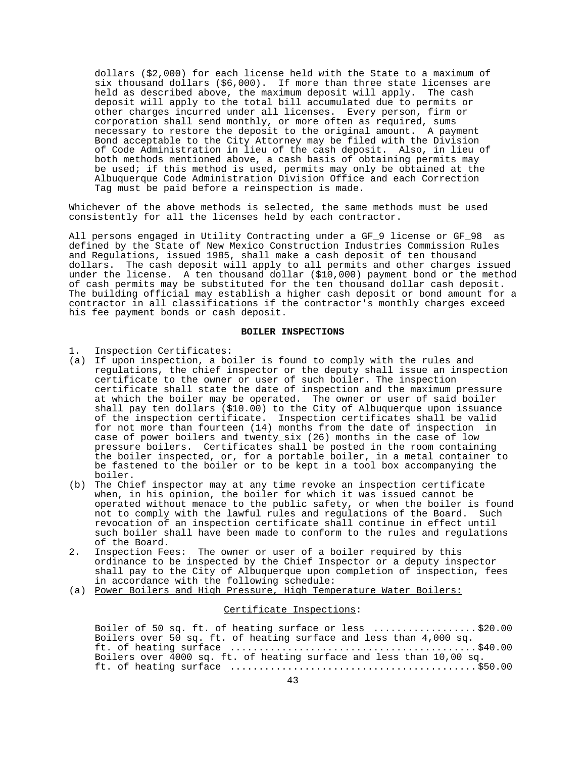dollars ($2,000) for each license held with the State to a maximum of six thousand dollars ($6,000). If more than three state licenses are held as described above, the maximum deposit will apply. The cash deposit will apply to the total bill accumulated due to permits or other charges incurred under all licenses. Every person, firm or corporation shall send monthly, or more often as required, sums necessary to restore the deposit to the original amount. A payment Bond acceptable to the City Attorney may be filed with the Division of Code Administration in lieu of the cash deposit. Also, in lieu of both methods mentioned above, a cash basis of obtaining permits may be used; if this method is used, permits may only be obtained at the Albuquerque Code Administration Division Office and each Correction Tag must be paid before a reinspection is made.

Whichever of the above methods is selected, the same methods must be used consistently for all the licenses held by each contractor.

All persons engaged in Utility Contracting under a GF_9 license or GF_98 as defined by the State of New Mexico Construction Industries Commission Rules and Regulations, issued 1985, shall make a cash deposit of ten thousand dollars. The cash deposit will apply to all permits and other charges issued under the license. A ten thousand dollar ($10,000) payment bond or the method of cash permits may be substituted for the ten thousand dollar cash deposit. The building official may establish a higher cash deposit or bond amount for a contractor in all classifications if the contractor's monthly charges exceed his fee payment bonds or cash deposit.

## BOILER INSPECTIONS

1. Inspection Certificates:

(a) If upon inspection, a boiler is found to comply with the rules and regulations, the chief inspector or the deputy shall issue an inspection certificate to the owner or user of such boiler. The inspection certificate shall state the date of inspection and the maximum pressure at which the boiler may be operated. The owner or user of said boiler shall pay ten dollars ($10.00) to the City of Albuquerque upon issuance of the inspection certificate. Inspection certificates shall be valid for not more than fourteen (14) months from the date of inspection in case of power boilers and twenty_six (26) months in the case of low pressure boilers. Certificates shall be posted in the room containing the boiler inspected, or, for a portable boiler, in a metal container to be fastened to the boiler or to be kept in a tool box accompanying the boiler.

(b) The Chief inspector may at any time revoke an inspection certificate when, in his opinion, the boiler for which it was issued cannot be operated without menace to the public safety, or when the boiler is found not to comply with the lawful rules and regulations of the Board. Such revocation of an inspection certificate shall continue in effect until such boiler shall have been made to conform to the rules and regulations of the Board.

2. Inspection Fees: The owner or user of a boiler required by this ordinance to be inspected by the Chief Inspector or a deputy inspector shall pay to the City of Albuquerque upon completion of inspection, fees in accordance with the following schedule:

(a) <u>Power Boilers and High Pressure, High Temperature Water Boilers:</u>

<u>Certificate Inspections</u>:

Boiler of 50 sq. ft. of heating surface or less ..................$20.00
Boilers over 50 sq. ft. of heating surface and less than 4,000 sq. ft. of heating surface ..........................................$40.00
Boilers over 4000 sq. ft. of heating surface and less than 10,00 sq. ft. of heating surface ..........................................$50.00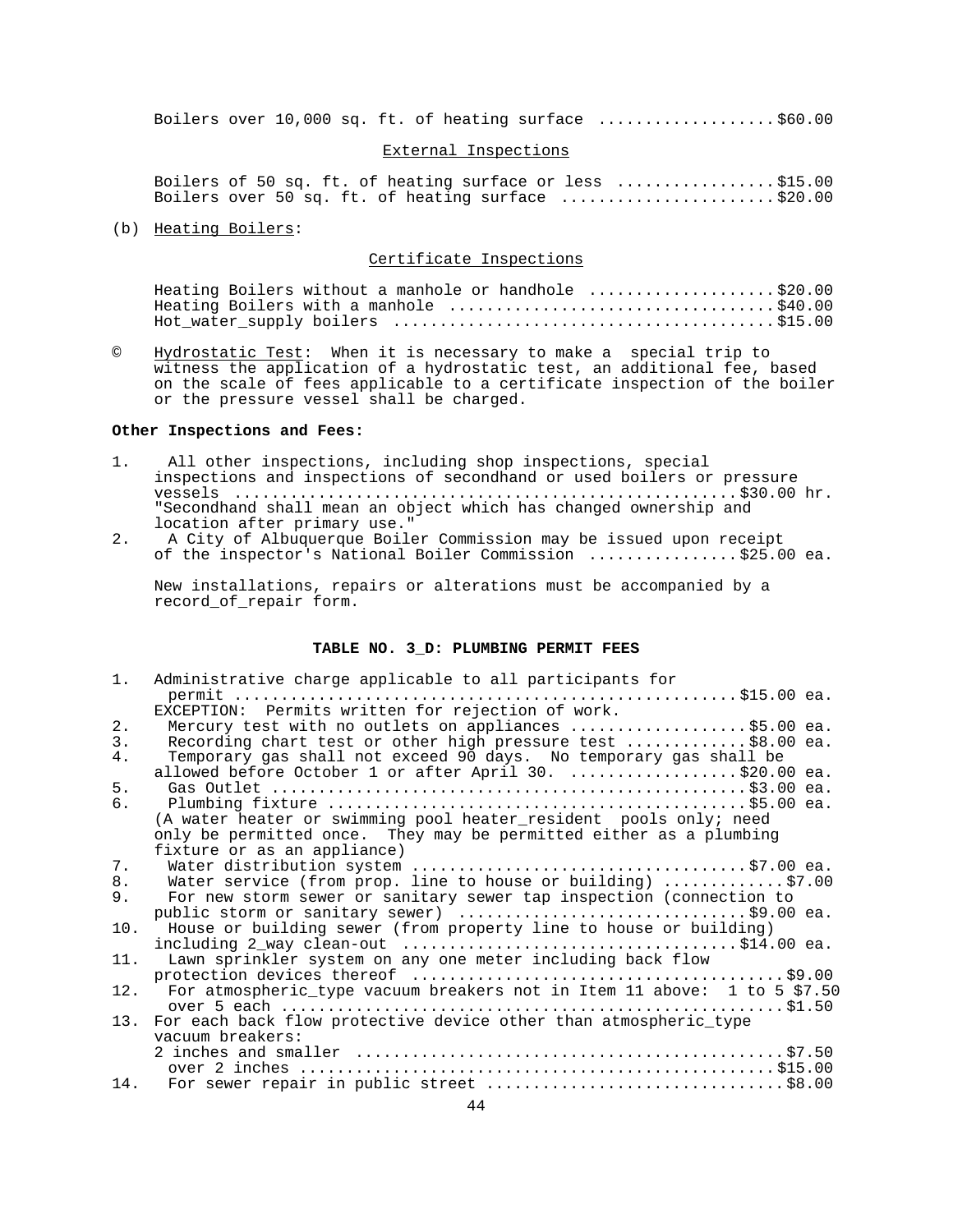Boilers over 10,000 sq. ft. of heating surface ..................$60.00

External Inspections

Boilers of 50 sq. ft. of heating surface or less ................$15.00
Boilers over 50 sq. ft. of heating surface ......................$20.00

(b) Heating Boilers:

Certificate Inspections

Heating Boilers without a manhole or handhole ...................$20.00
Heating Boilers with a manhole ..................................$40.00
Hot_water_supply boilers ........................................$15.00

© Hydrostatic Test: When it is necessary to make a special trip to witness the application of a hydrostatic test, an additional fee, based on the scale of fees applicable to a certificate inspection of the boiler or the pressure vessel shall be charged.

**Other Inspections and Fees:**

1. All other inspections, including shop inspections, special inspections and inspections of secondhand or used boilers or pressure vessels ....................................................$30.00 hr. "Secondhand shall mean an object which has changed ownership and location after primary use."
2. A City of Albuquerque Boiler Commission may be issued upon receipt of the inspector's National Boiler Commission ................$25.00 ea.

New installations, repairs or alterations must be accompanied by a record_of_repair form.

**TABLE NO. 3_D: PLUMBING PERMIT FEES**

1. Administrative charge applicable to all participants for permit ....................................................$15.00 ea.
   EXCEPTION: Permits written for rejection of work.
2. Mercury test with no outlets on appliances ..................$5.00 ea.
3. Recording chart test or other high pressure test ............$8.00 ea.
4. Temporary gas shall not exceed 90 days. No temporary gas shall be allowed before October 1 or after April 30. .................$20.00 ea.
5. Gas Outlet ..................................................$3.00 ea.
6. Plumbing fixture ............................................$5.00 ea.
   (A water heater or swimming pool heater_resident pools only; need only be permitted once. They may be permitted either as a plumbing fixture or as an appliance)
7. Water distribution system ...................................$7.00 ea.
8. Water service (from prop. line to house or building) ............$7.00
9. For new storm sewer or sanitary sewer tap inspection (connection to public storm or sanitary sewer) .............................$9.00 ea.
10. House or building sewer (from property line to house or building) including 2_way clean-out ..................................$14.00 ea.
11. Lawn sprinkler system on any one meter including back flow protection devices thereof .......................................$9.00
12. For atmospheric_type vacuum breakers not in Item 11 above: 1 to 5 $7.50
    over 5 each ....................................................$1.50
13. For each back flow protective device other than atmospheric_type vacuum breakers:
    2 inches and smaller ............................................$7.50
    over 2 inches ..................................................$15.00
14. For sewer repair in public street ...............................$8.00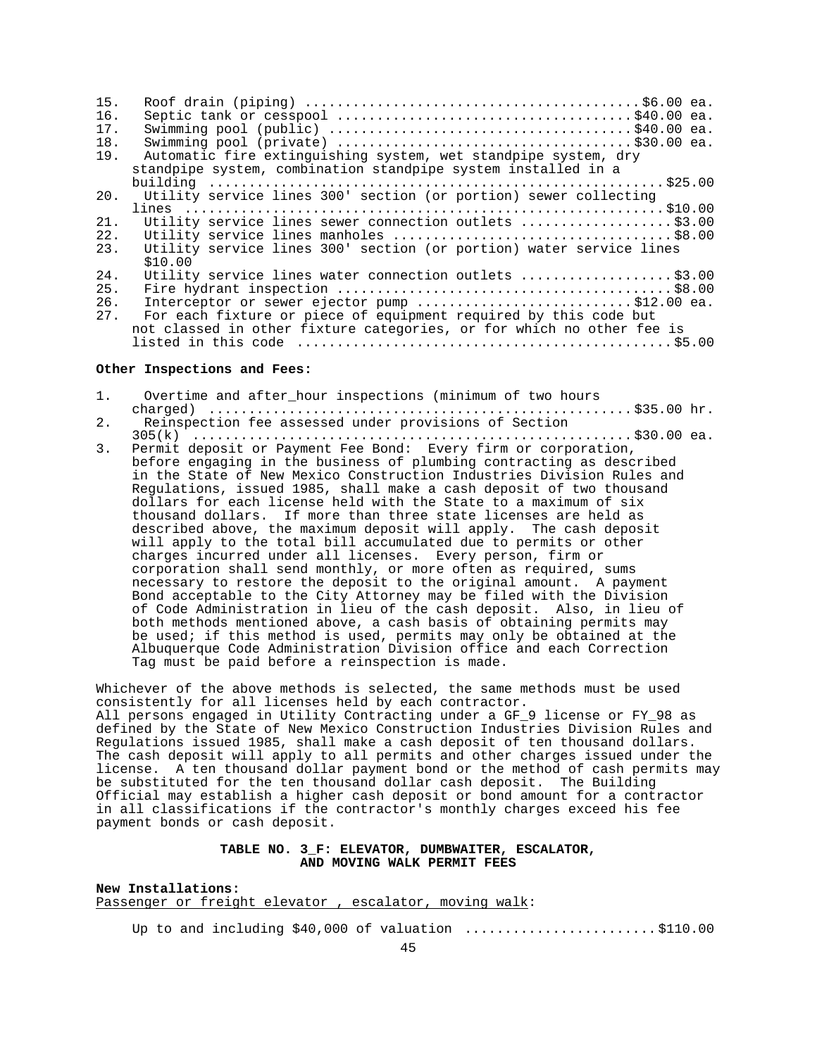15. Roof drain (piping) ........................................$6.00 ea.
16. Septic tank or cesspool ...................................$40.00 ea.
17. Swimming pool (public) ....................................$40.00 ea.
18. Swimming pool (private) ...................................$30.00 ea.
19. Automatic fire extinguishing system, wet standpipe system, dry standpipe system, combination standpipe system installed in a building .......................................................$25.00
20. Utility service lines 300' section (or portion) sewer collecting lines ..........................................................$10.00
21. Utility service lines sewer connection outlets ..................$3.00
22. Utility service lines manholes ..................................$8.00
23. Utility service lines 300' section (or portion) water service lines $10.00
24. Utility service lines water connection outlets ..................$3.00
25. Fire hydrant inspection ........................................$8.00
26. Interceptor or sewer ejector pump ..........................$12.00 ea.
27. For each fixture or piece of equipment required by this code but not classed in other fixture categories, or for which no other fee is listed in this code .............................................$5.00

**Other Inspections and Fees:**

1. Overtime and after_hour inspections (minimum of two hours charged) ..................................................$35.00 hr.
2. Reinspection fee assessed under provisions of Section 305(k) ....................................................$30.00 ea.
3. Permit deposit or Payment Fee Bond: Every firm or corporation, before engaging in the business of plumbing contracting as described in the State of New Mexico Construction Industries Division Rules and Regulations, issued 1985, shall make a cash deposit of two thousand dollars for each license held with the State to a maximum of six thousand dollars. If more than three state licenses are held as described above, the maximum deposit will apply. The cash deposit will apply to the total bill accumulated due to permits or other charges incurred under all licenses. Every person, firm or corporation shall send monthly, or more often as required, sums necessary to restore the deposit to the original amount. A payment Bond acceptable to the City Attorney may be filed with the Division of Code Administration in lieu of the cash deposit. Also, in lieu of both methods mentioned above, a cash basis of obtaining permits may be used; if this method is used, permits may only be obtained at the Albuquerque Code Administration Division office and each Correction Tag must be paid before a reinspection is made.

Whichever of the above methods is selected, the same methods must be used consistently for all licenses held by each contractor.
All persons engaged in Utility Contracting under a GF_9 license or FY_98 as defined by the State of New Mexico Construction Industries Division Rules and Regulations issued 1985, shall make a cash deposit of ten thousand dollars. The cash deposit will apply to all permits and other charges issued under the license. A ten thousand dollar payment bond or the method of cash permits may be substituted for the ten thousand dollar cash deposit. The Building Official may establish a higher cash deposit or bond amount for a contractor in all classifications if the contractor's monthly charges exceed his fee payment bonds or cash deposit.

**TABLE NO. 3_F: ELEVATOR, DUMBWAITER, ESCALATOR, AND MOVING WALK PERMIT FEES**

**New Installations:**
Passenger or freight elevator , escalator, moving walk:

Up to and including $40,000 of valuation .......................$110.00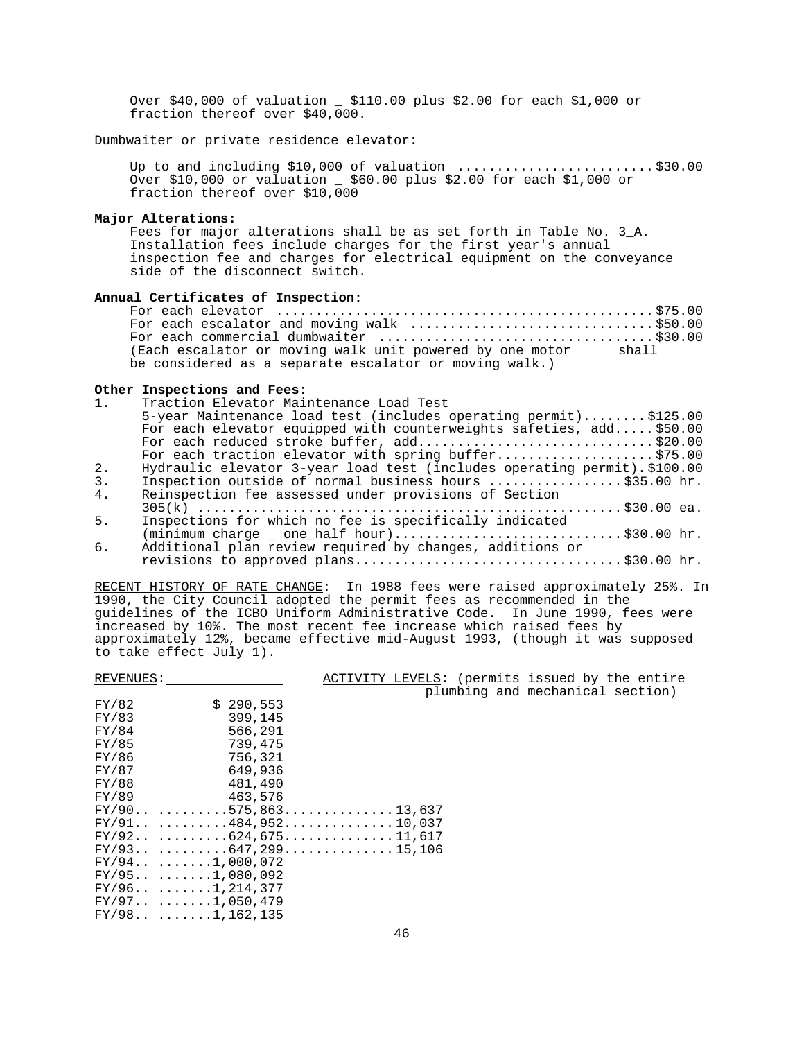Over $40,000 of valuation _ $110.00 plus $2.00 for each $1,000 or fraction thereof over $40,000.

Dumbwaiter or private residence elevator:

Up to and including $10,000 of valuation ........................$30.00
Over $10,000 or valuation _ $60.00 plus $2.00 for each $1,000 or fraction thereof over $10,000

**Major Alterations:**

Fees for major alterations shall be as set forth in Table No. 3_A. Installation fees include charges for the first year's annual inspection fee and charges for electrical equipment on the conveyance side of the disconnect switch.

**Annual Certificates of Inspection:**

For each elevator ...............................................$75.00
For each escalator and moving walk ..............................$50.00
For each commercial dumbwaiter ..................................$30.00
(Each escalator or moving walk unit powered by one motor shall be considered as a separate escalator or moving walk.)

**Other Inspections and Fees:**

1. Traction Elevator Maintenance Load Test
   5-year Maintenance load test (includes operating permit)........$125.00
   For each elevator equipped with counterweights safeties, add.....$50.00
   For each reduced stroke buffer, add.............................$20.00
   For each traction elevator with spring buffer....................$75.00
2. Hydraulic elevator 3-year load test (includes operating permit).$100.00
3. Inspection outside of normal business hours .................$35.00 hr.
4. Reinspection fee assessed under provisions of Section 305(k) ......................................................$30.00 ea.
5. Inspections for which no fee is specifically indicated (minimum charge _ one_half hour)............................$30.00 hr.
6. Additional plan review required by changes, additions or revisions to approved plans.................................$30.00 hr.

RECENT HISTORY OF RATE CHANGE: In 1988 fees were raised approximately 25%. In 1990, the City Council adopted the permit fees as recommended in the guidelines of the ICBO Uniform Administrative Code. In June 1990, fees were increased by 10%. The most recent fee increase which raised fees by approximately 12%, became effective mid-August 1993, (though it was supposed to take effect July 1).

| REVENUES: | | ACTIVITY LEVELS: (permits issued by the entire plumbing and mechanical section) |
|---|---|---|
| FY/82 | $ 290,553 | |
| FY/83 | 399,145 | |
| FY/84 | 566,291 | |
| FY/85 | 739,475 | |
| FY/86 | 756,321 | |
| FY/87 | 649,936 | |
| FY/88 | 481,490 | |
| FY/89 | 463,576 | |
| FY/90 | 575,863 | 13,637 |
| FY/91 | 484,952 | 10,037 |
| FY/92 | 624,675 | 11,617 |
| FY/93 | 647,299 | 15,106 |
| FY/94 | 1,000,072 | |
| FY/95 | 1,080,092 | |
| FY/96 | 1,214,377 | |
| FY/97 | 1,050,479 | |
| FY/98 | 1,162,135 | |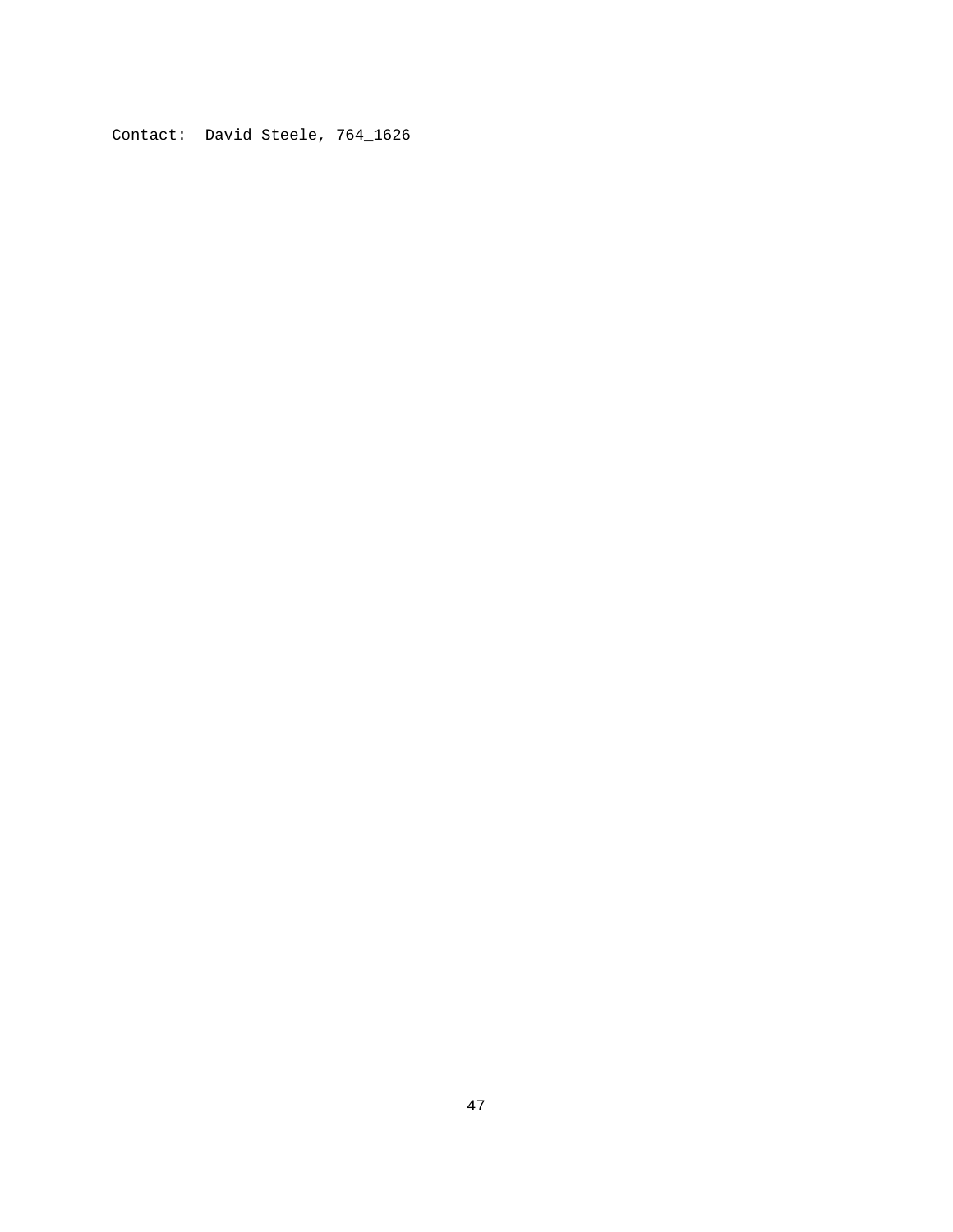Contact:  David Steele, 764_1626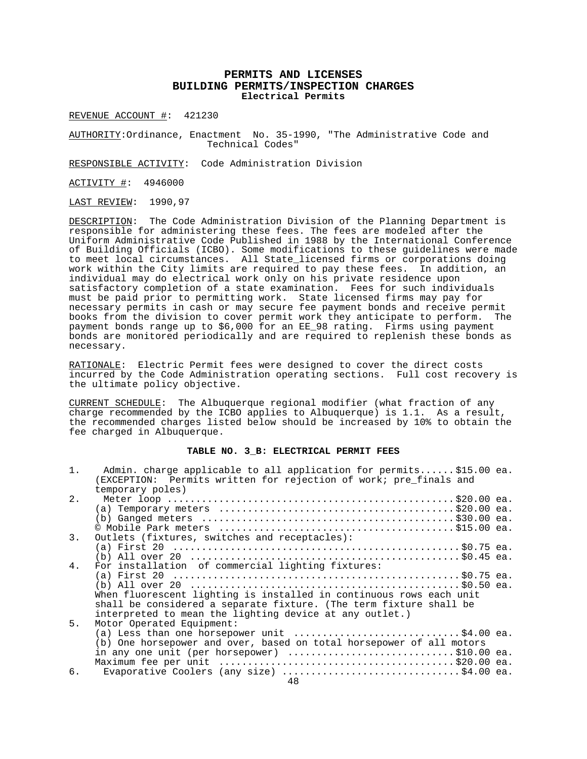# PERMITS AND LICENSES
## BUILDING PERMITS/INSPECTION CHARGES
### Electrical Permits

REVENUE ACCOUNT #: 421230

AUTHORITY: Ordinance, Enactment No. 35-1990, "The Administrative Code and Technical Codes"

RESPONSIBLE ACTIVITY: Code Administration Division

ACTIVITY #: 4946000

LAST REVIEW: 1990,97

DESCRIPTION: The Code Administration Division of the Planning Department is responsible for administering these fees. The fees are modeled after the Uniform Administrative Code Published in 1988 by the International Conference of Building Officials (ICBO). Some modifications to these guidelines were made to meet local circumstances. All State_licensed firms or corporations doing work within the City limits are required to pay these fees. In addition, an individual may do electrical work only on his private residence upon satisfactory completion of a state examination. Fees for such individuals must be paid prior to permitting work. State licensed firms may pay for necessary permits in cash or may secure fee payment bonds and receive permit books from the division to cover permit work they anticipate to perform. The payment bonds range up to $6,000 for an EE_98 rating. Firms using payment bonds are monitored periodically and are required to replenish these bonds as necessary.

RATIONALE: Electric Permit fees were designed to cover the direct costs incurred by the Code Administration operating sections. Full cost recovery is the ultimate policy objective.

CURRENT SCHEDULE: The Albuquerque regional modifier (what fraction of any charge recommended by the ICBO applies to Albuquerque) is 1.1. As a result, the recommended charges listed below should be increased by 10% to obtain the fee charged in Albuquerque.

**TABLE NO. 3_B: ELECTRICAL PERMIT FEES**

1. Admin. charge applicable to all application for permits......$15.00 ea.
   (EXCEPTION: Permits written for rejection of work; pre_finals and temporary poles)
2. Meter loop ................................................$20.00 ea.
   (a) Temporary meters ........................................$20.00 ea.
   (b) Ganged meters ...........................................$30.00 ea.
   © Mobile Park meters ........................................$15.00 ea.
3. Outlets (fixtures, switches and receptacles):
   (a) First 20 ................................................$0.75 ea.
   (b) All over 20 .............................................$0.45 ea.
4. For installation of commercial lighting fixtures:
   (a) First 20 ................................................$0.75 ea.
   (b) All over 20 .............................................$0.50 ea.
   When fluorescent lighting is installed in continuous rows each unit shall be considered a separate fixture. (The term fixture shall be interpreted to mean the lighting device at any outlet.)
5. Motor Operated Equipment:
   (a) Less than one horsepower unit ...........................$4.00 ea.
   (b) One horsepower and over, based on total horsepower of all motors in any one unit (per horsepower) ............................$10.00 ea.
   Maximum fee per unit ........................................$20.00 ea.
6. Evaporative Coolers (any size) ..............................$4.00 ea.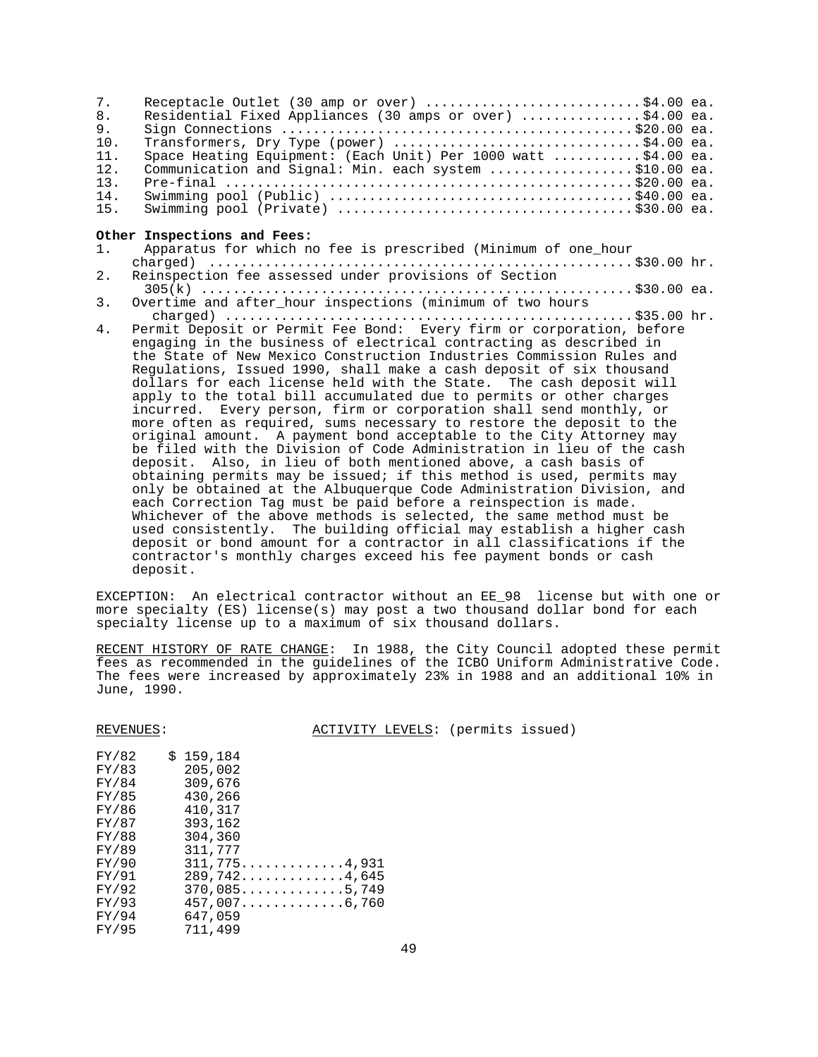7. Receptacle Outlet (30 amp or over) ........................... $4.00 ea.
8. Residential Fixed Appliances (30 amps or over) ............... $4.00 ea.
9. Sign Connections ........................................... $20.00 ea.
10. Transformers, Dry Type (power) .............................. $4.00 ea.
11. Space Heating Equipment: (Each Unit) Per 1000 watt ........... $4.00 ea.
12. Communication and Signal: Min. each system .................. $10.00 ea.
13. Pre-final .................................................. $20.00 ea.
14. Swimming pool (Public) ...................................... $40.00 ea.
15. Swimming pool (Private) ..................................... $30.00 ea.

**Other Inspections and Fees:**

1. Apparatus for which no fee is prescribed (Minimum of one_hour charged) ..................................................... $30.00 hr.
2. Reinspection fee assessed under provisions of Section 305(k) ..................................................... $30.00 ea.
3. Overtime and after_hour inspections (minimum of two hours charged) ..................................................... $35.00 hr.
4. Permit Deposit or Permit Fee Bond: Every firm or corporation, before engaging in the business of electrical contracting as described in the State of New Mexico Construction Industries Commission Rules and Regulations, Issued 1990, shall make a cash deposit of six thousand dollars for each license held with the State. The cash deposit will apply to the total bill accumulated due to permits or other charges incurred. Every person, firm or corporation shall send monthly, or more often as required, sums necessary to restore the deposit to the original amount. A payment bond acceptable to the City Attorney may be filed with the Division of Code Administration in lieu of the cash deposit. Also, in lieu of both mentioned above, a cash basis of obtaining permits may be issued; if this method is used, permits may only be obtained at the Albuquerque Code Administration Division, and each Correction Tag must be paid before a reinspection is made. Whichever of the above methods is selected, the same method must be used consistently. The building official may establish a higher cash deposit or bond amount for a contractor in all classifications if the contractor's monthly charges exceed his fee payment bonds or cash deposit.

EXCEPTION: An electrical contractor without an EE_98 license but with one or more specialty (ES) license(s) may post a two thousand dollar bond for each specialty license up to a maximum of six thousand dollars.

RECENT HISTORY OF RATE CHANGE: In 1988, the City Council adopted these permit fees as recommended in the guidelines of the ICBO Uniform Administrative Code. The fees were increased by approximately 23% in 1988 and an additional 10% in June, 1990.

| | REVENUES: | ACTIVITY LEVELS: (permits issued) |
|---|---|---|
| FY/82 | $ 159,184 | |
| FY/83 | 205,002 | |
| FY/84 | 309,676 | |
| FY/85 | 430,266 | |
| FY/86 | 410,317 | |
| FY/87 | 393,162 | |
| FY/88 | 304,360 | |
| FY/89 | 311,777 | |
| FY/90 | 311,775 | 4,931 |
| FY/91 | 289,742 | 4,645 |
| FY/92 | 370,085 | 5,749 |
| FY/93 | 457,007 | 6,760 |
| FY/94 | 647,059 | |
| FY/95 | 711,499 | |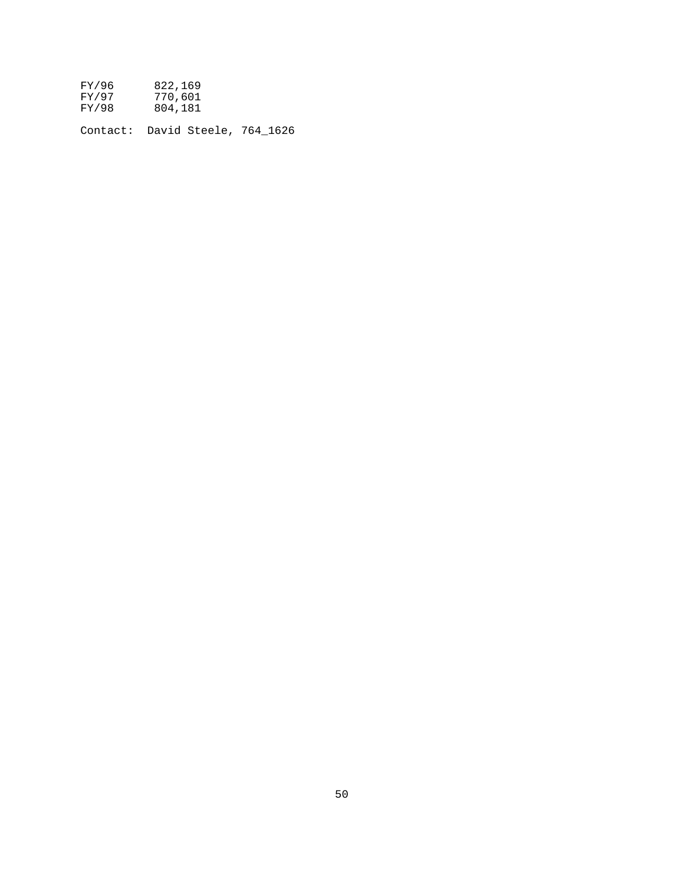| | |
|---|---|
| FY/96 | 822,169 |
| FY/97 | 770,601 |
| FY/98 | 804,181 |

Contact: David Steele, 764_1626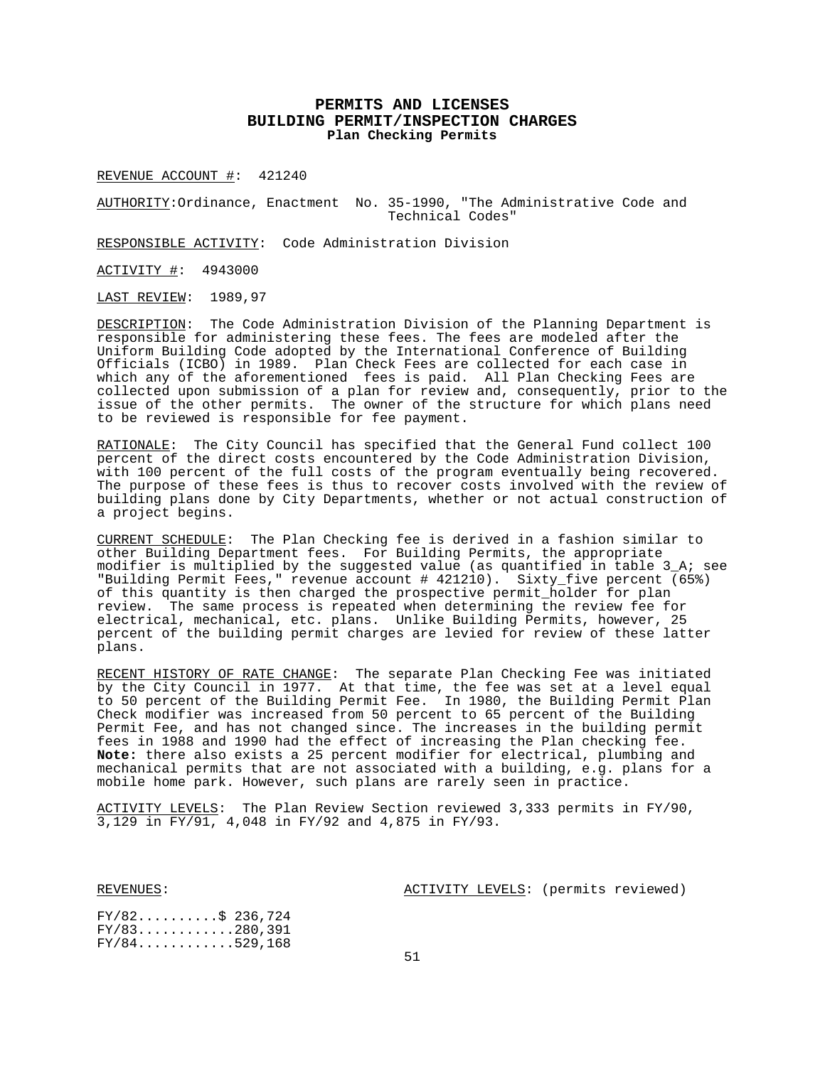# PERMITS AND LICENSES
## BUILDING PERMIT/INSPECTION CHARGES
### Plan Checking Permits

REVENUE ACCOUNT #: 421240

AUTHORITY: Ordinance, Enactment No. 35-1990, "The Administrative Code and Technical Codes"

RESPONSIBLE ACTIVITY: Code Administration Division

ACTIVITY #: 4943000

LAST REVIEW: 1989,97

DESCRIPTION: The Code Administration Division of the Planning Department is responsible for administering these fees. The fees are modeled after the Uniform Building Code adopted by the International Conference of Building Officials (ICBO) in 1989. Plan Check Fees are collected for each case in which any of the aforementioned fees is paid. All Plan Checking Fees are collected upon submission of a plan for review and, consequently, prior to the issue of the other permits. The owner of the structure for which plans need to be reviewed is responsible for fee payment.

RATIONALE: The City Council has specified that the General Fund collect 100 percent of the direct costs encountered by the Code Administration Division, with 100 percent of the full costs of the program eventually being recovered. The purpose of these fees is thus to recover costs involved with the review of building plans done by City Departments, whether or not actual construction of a project begins.

CURRENT SCHEDULE: The Plan Checking fee is derived in a fashion similar to other Building Department fees. For Building Permits, the appropriate modifier is multiplied by the suggested value (as quantified in table 3_A; see "Building Permit Fees," revenue account # 421210). Sixty_five percent (65%) of this quantity is then charged the prospective permit_holder for plan review. The same process is repeated when determining the review fee for electrical, mechanical, etc. plans. Unlike Building Permits, however, 25 percent of the building permit charges are levied for review of these latter plans.

RECENT HISTORY OF RATE CHANGE: The separate Plan Checking Fee was initiated by the City Council in 1977. At that time, the fee was set at a level equal to 50 percent of the Building Permit Fee. In 1980, the Building Permit Plan Check modifier was increased from 50 percent to 65 percent of the Building Permit Fee, and has not changed since. The increases in the building permit fees in 1988 and 1990 had the effect of increasing the Plan checking fee. **Note:** there also exists a 25 percent modifier for electrical, plumbing and mechanical permits that are not associated with a building, e.g. plans for a mobile home park. However, such plans are rarely seen in practice.

ACTIVITY LEVELS: The Plan Review Section reviewed 3,333 permits in FY/90, 3,129 in FY/91, 4,048 in FY/92 and 4,875 in FY/93.

REVENUES: ACTIVITY LEVELS: (permits reviewed)

FY/82..........$ 236,724
FY/83............280,391
FY/84............529,168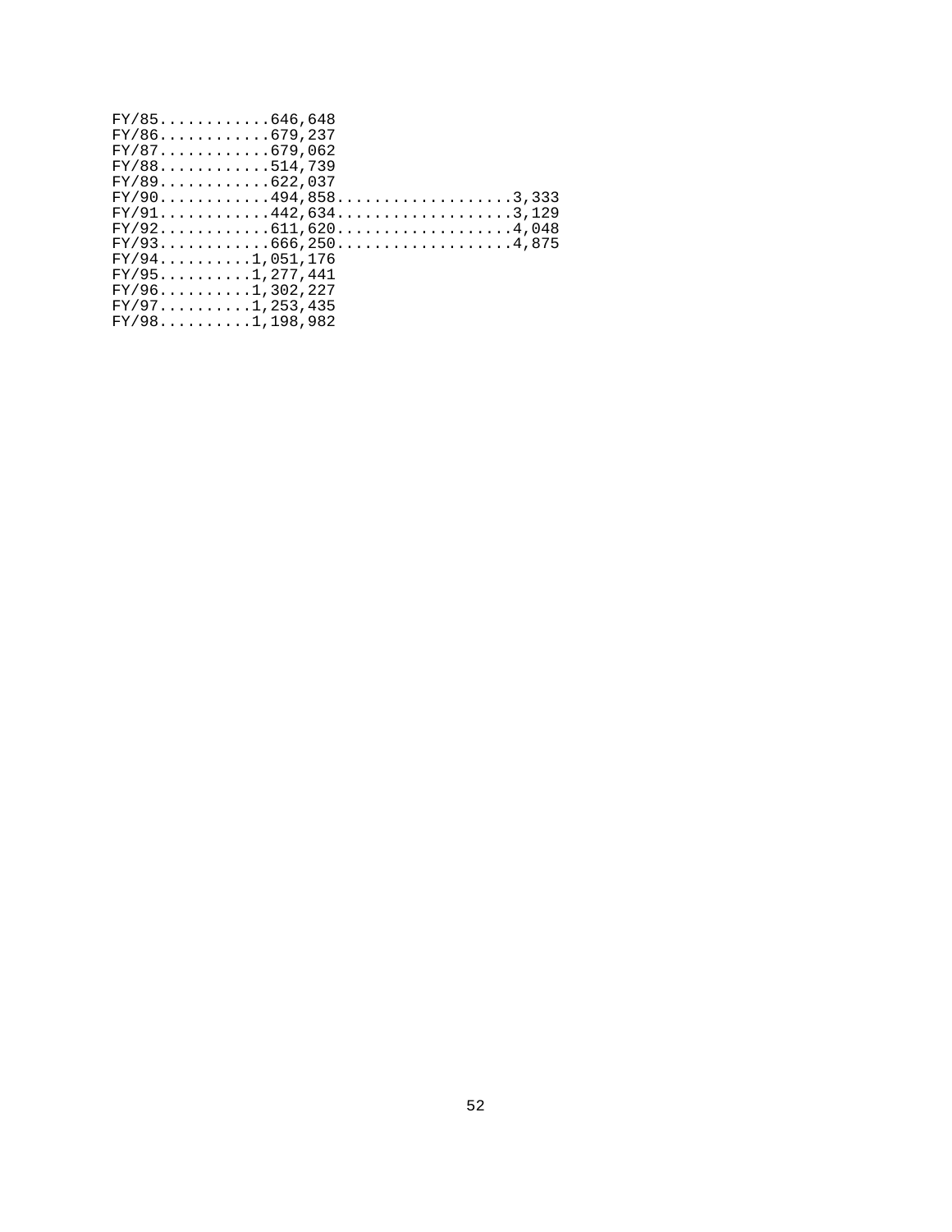```
FY/85............646,648
FY/86............679,237
FY/87............679,062
FY/88............514,739
FY/89............622,037
FY/90............494,858...................3,333
FY/91............442,634...................3,129
FY/92............611,620...................4,048
FY/93............666,250...................4,875
FY/94..........1,051,176
FY/95..........1,277,441
FY/96..........1,302,227
FY/97..........1,253,435
FY/98..........1,198,982
```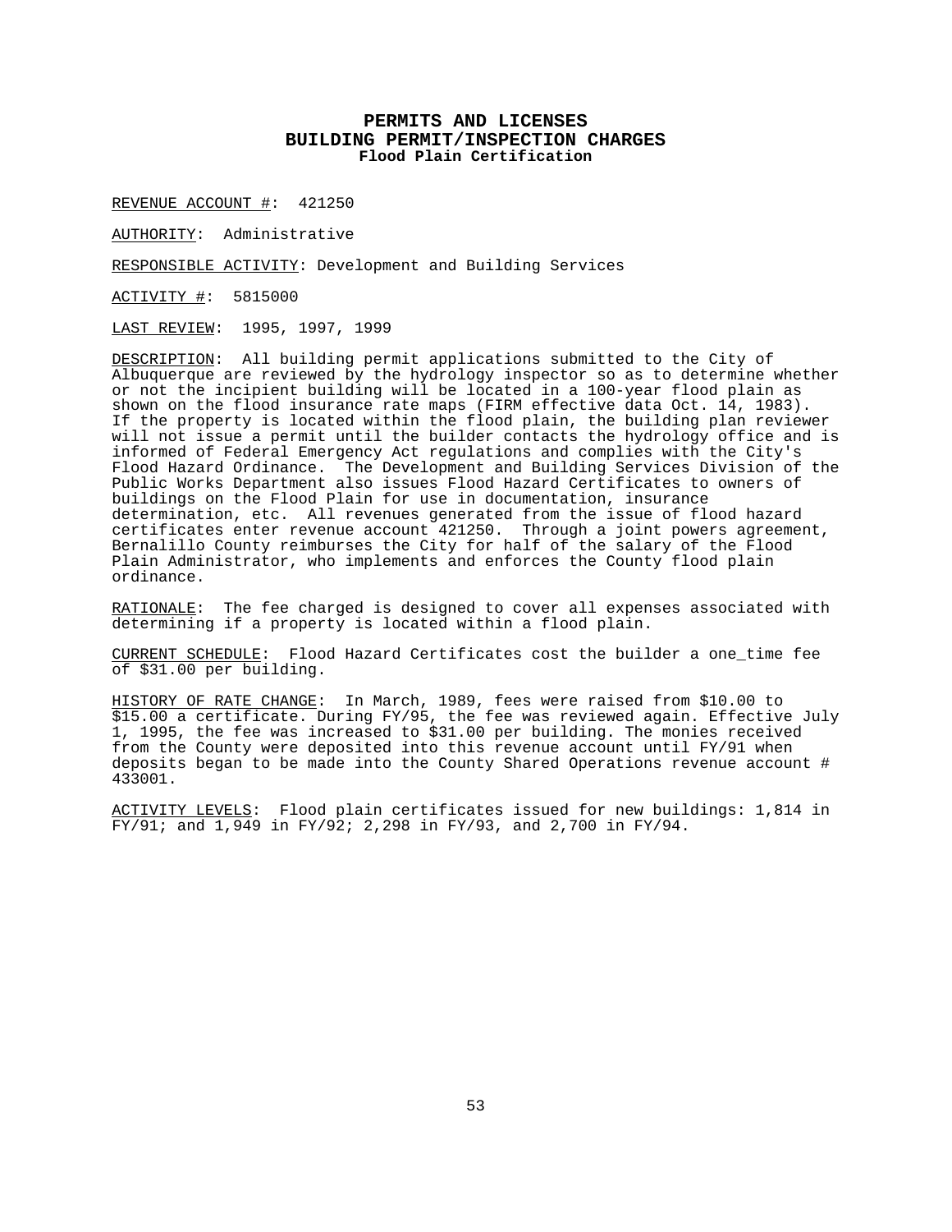# PERMITS AND LICENSES
## BUILDING PERMIT/INSPECTION CHARGES
### Flood Plain Certification

REVENUE ACCOUNT #: 421250

AUTHORITY: Administrative

RESPONSIBLE ACTIVITY: Development and Building Services

ACTIVITY #: 5815000

LAST REVIEW: 1995, 1997, 1999

DESCRIPTION: All building permit applications submitted to the City of Albuquerque are reviewed by the hydrology inspector so as to determine whether or not the incipient building will be located in a 100-year flood plain as shown on the flood insurance rate maps (FIRM effective data Oct. 14, 1983). If the property is located within the flood plain, the building plan reviewer will not issue a permit until the builder contacts the hydrology office and is informed of Federal Emergency Act regulations and complies with the City's Flood Hazard Ordinance. The Development and Building Services Division of the Public Works Department also issues Flood Hazard Certificates to owners of buildings on the Flood Plain for use in documentation, insurance determination, etc. All revenues generated from the issue of flood hazard certificates enter revenue account 421250. Through a joint powers agreement, Bernalillo County reimburses the City for half of the salary of the Flood Plain Administrator, who implements and enforces the County flood plain ordinance.

RATIONALE: The fee charged is designed to cover all expenses associated with determining if a property is located within a flood plain.

CURRENT SCHEDULE: Flood Hazard Certificates cost the builder a one_time fee of $31.00 per building.

HISTORY OF RATE CHANGE: In March, 1989, fees were raised from $10.00 to $15.00 a certificate. During FY/95, the fee was reviewed again. Effective July 1, 1995, the fee was increased to $31.00 per building. The monies received from the County were deposited into this revenue account until FY/91 when deposits began to be made into the County Shared Operations revenue account # 433001.

ACTIVITY LEVELS: Flood plain certificates issued for new buildings: 1,814 in FY/91; and 1,949 in FY/92; 2,298 in FY/93, and 2,700 in FY/94.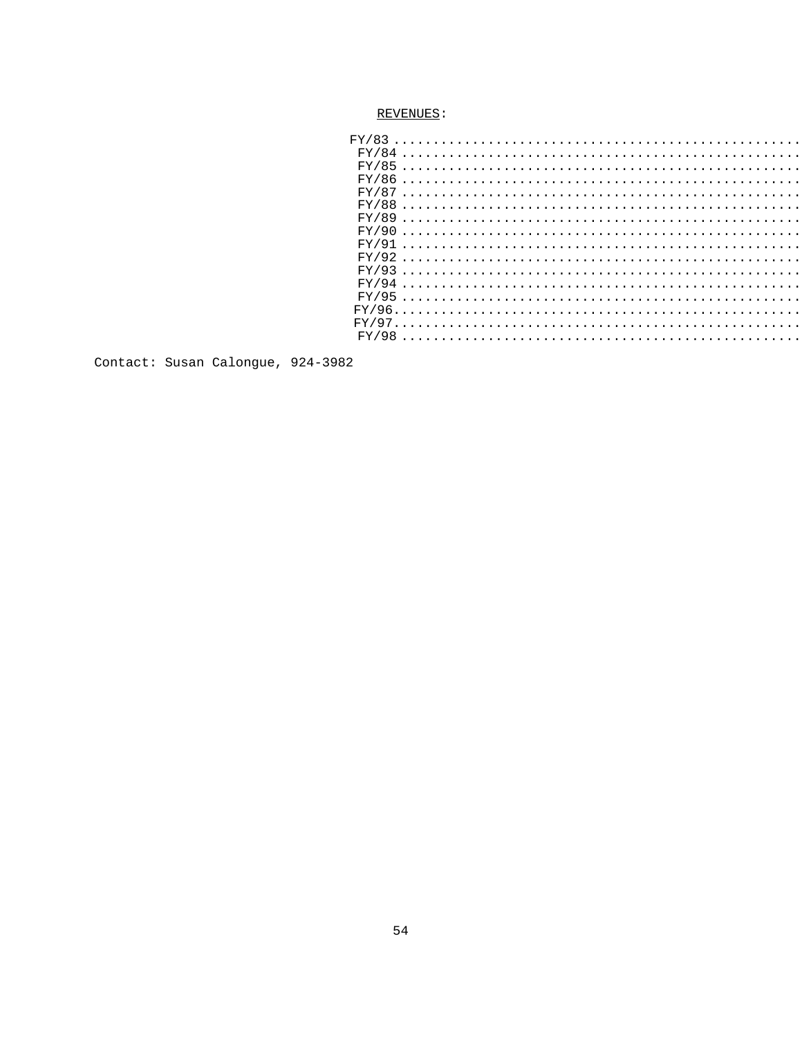REVENUES:

FY/83 ....................................................
FY/84 ....................................................
FY/85 ....................................................
FY/86 ....................................................
FY/87 ....................................................
FY/88 ....................................................
FY/89 ....................................................
FY/90 ....................................................
FY/91 ....................................................
FY/92 ....................................................
FY/93 ....................................................
FY/94 ....................................................
FY/95 ....................................................
FY/96.....................................................
FY/97.....................................................
FY/98 ....................................................

Contact: Susan Calongue, 924-3982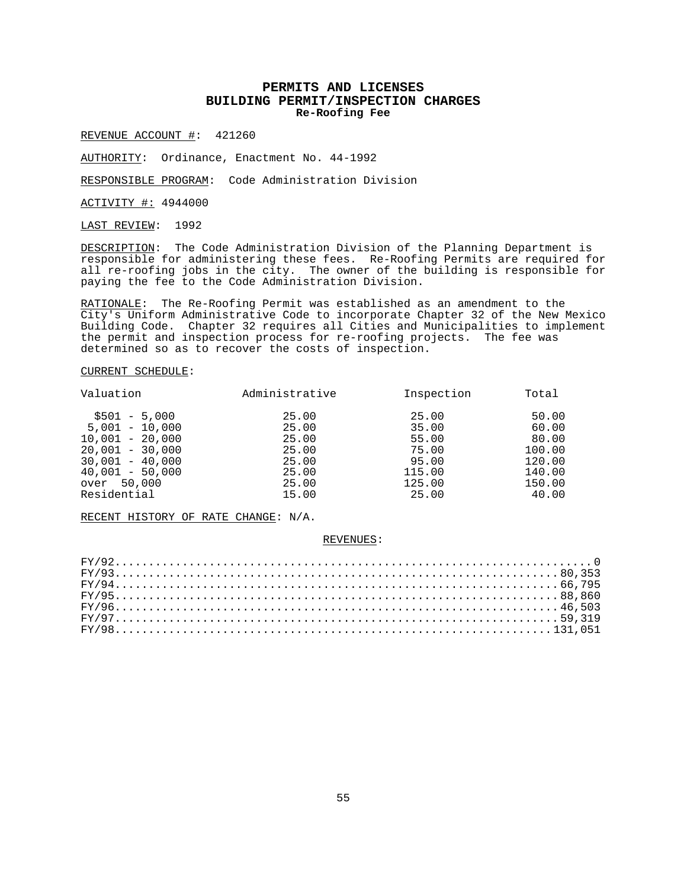# PERMITS AND LICENSES
## BUILDING PERMIT/INSPECTION CHARGES
### Re-Roofing Fee

REVENUE ACCOUNT #: 421260

AUTHORITY: Ordinance, Enactment No. 44-1992

RESPONSIBLE PROGRAM: Code Administration Division

ACTIVITY #: 4944000

LAST REVIEW: 1992

DESCRIPTION: The Code Administration Division of the Planning Department is responsible for administering these fees. Re-Roofing Permits are required for all re-roofing jobs in the city. The owner of the building is responsible for paying the fee to the Code Administration Division.

RATIONALE: The Re-Roofing Permit was established as an amendment to the City's Uniform Administrative Code to incorporate Chapter 32 of the New Mexico Building Code. Chapter 32 requires all Cities and Municipalities to implement the permit and inspection process for re-roofing projects. The fee was determined so as to recover the costs of inspection.

CURRENT SCHEDULE:

| Valuation | Administrative | Inspection | Total |
|---|---|---|---|
| $501 - 5,000 | 25.00 | 25.00 | 50.00 |
| 5,001 - 10,000 | 25.00 | 35.00 | 60.00 |
| 10,001 - 20,000 | 25.00 | 55.00 | 80.00 |
| 20,001 - 30,000 | 25.00 | 75.00 | 100.00 |
| 30,001 - 40,000 | 25.00 | 95.00 | 120.00 |
| 40,001 - 50,000 | 25.00 | 115.00 | 140.00 |
| over 50,000 | 25.00 | 125.00 | 150.00 |
| Residential | 15.00 | 25.00 | 40.00 |

RECENT HISTORY OF RATE CHANGE: N/A.

REVENUES:

| Fiscal Year | Revenue |
|---|---|
| FY/92 | 0 |
| FY/93 | 80,353 |
| FY/94 | 66,795 |
| FY/95 | 88,860 |
| FY/96 | 46,503 |
| FY/97 | 59,319 |
| FY/98 | 131,051 |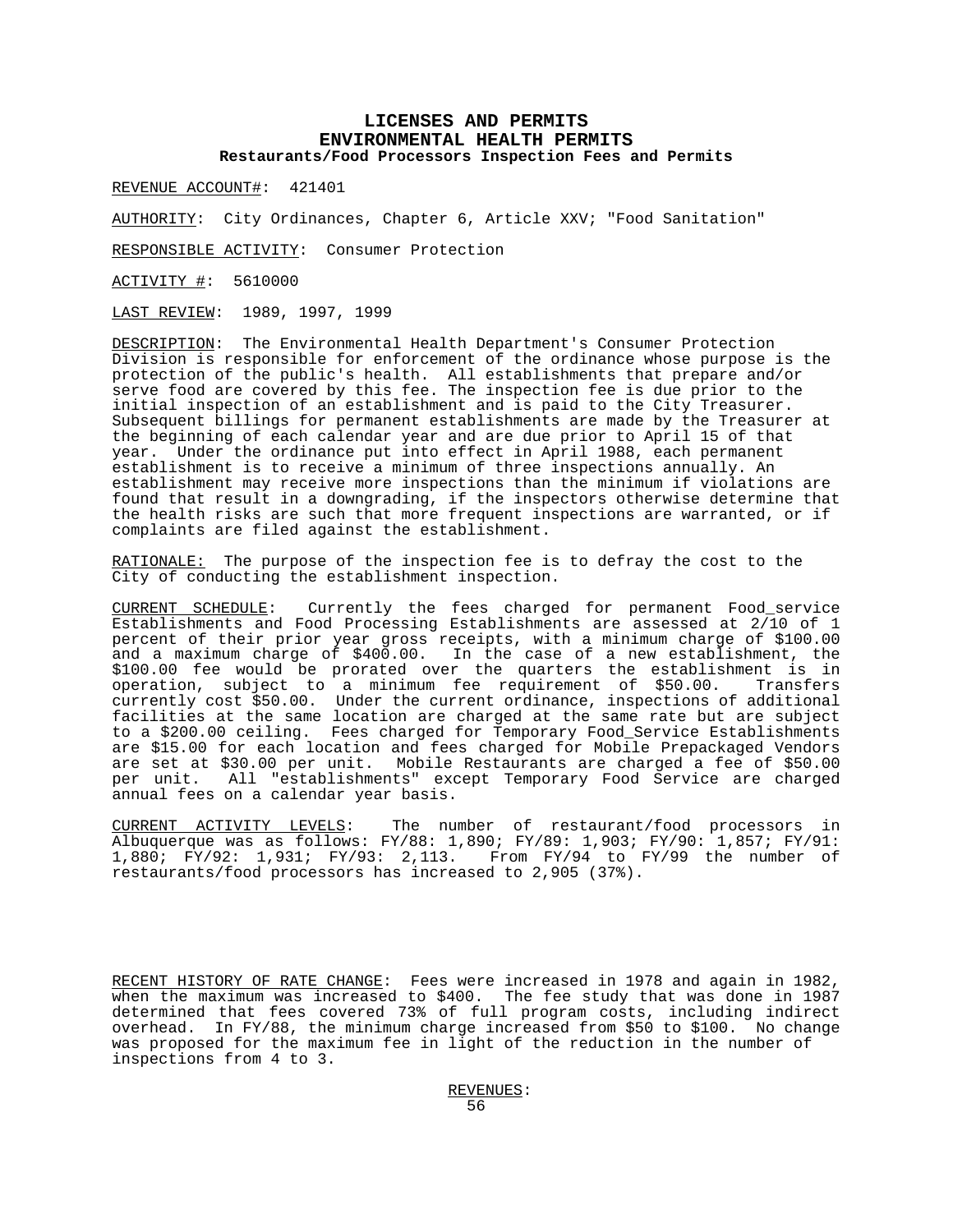# LICENSES AND PERMITS
## ENVIRONMENTAL HEALTH PERMITS
### Restaurants/Food Processors Inspection Fees and Permits

REVENUE ACCOUNT#: 421401

AUTHORITY: City Ordinances, Chapter 6, Article XXV; "Food Sanitation"

RESPONSIBLE ACTIVITY: Consumer Protection

ACTIVITY #: 5610000

LAST REVIEW: 1989, 1997, 1999

DESCRIPTION: The Environmental Health Department's Consumer Protection Division is responsible for enforcement of the ordinance whose purpose is the protection of the public's health. All establishments that prepare and/or serve food are covered by this fee. The inspection fee is due prior to the initial inspection of an establishment and is paid to the City Treasurer. Subsequent billings for permanent establishments are made by the Treasurer at the beginning of each calendar year and are due prior to April 15 of that year. Under the ordinance put into effect in April 1988, each permanent establishment is to receive a minimum of three inspections annually. An establishment may receive more inspections than the minimum if violations are found that result in a downgrading, if the inspectors otherwise determine that the health risks are such that more frequent inspections are warranted, or if complaints are filed against the establishment.

RATIONALE: The purpose of the inspection fee is to defray the cost to the City of conducting the establishment inspection.

CURRENT SCHEDULE: Currently the fees charged for permanent Food_service Establishments and Food Processing Establishments are assessed at 2/10 of 1 percent of their prior year gross receipts, with a minimum charge of $100.00 and a maximum charge of $400.00. In the case of a new establishment, the $100.00 fee would be prorated over the quarters the establishment is in operation, subject to a minimum fee requirement of $50.00. Transfers currently cost $50.00. Under the current ordinance, inspections of additional facilities at the same location are charged at the same rate but are subject to a $200.00 ceiling. Fees charged for Temporary Food_Service Establishments are $15.00 for each location and fees charged for Mobile Prepackaged Vendors are set at $30.00 per unit. Mobile Restaurants are charged a fee of $50.00 per unit. All "establishments" except Temporary Food Service are charged annual fees on a calendar year basis.

CURRENT ACTIVITY LEVELS: The number of restaurant/food processors in Albuquerque was as follows: FY/88: 1,890; FY/89: 1,903; FY/90: 1,857; FY/91: 1,880; FY/92: 1,931; FY/93: 2,113. From FY/94 to FY/99 the number of restaurants/food processors has increased to 2,905 (37%).

RECENT HISTORY OF RATE CHANGE: Fees were increased in 1978 and again in 1982, when the maximum was increased to $400. The fee study that was done in 1987 determined that fees covered 73% of full program costs, including indirect overhead. In FY/88, the minimum charge increased from $50 to $100. No change was proposed for the maximum fee in light of the reduction in the number of inspections from 4 to 3.

REVENUES: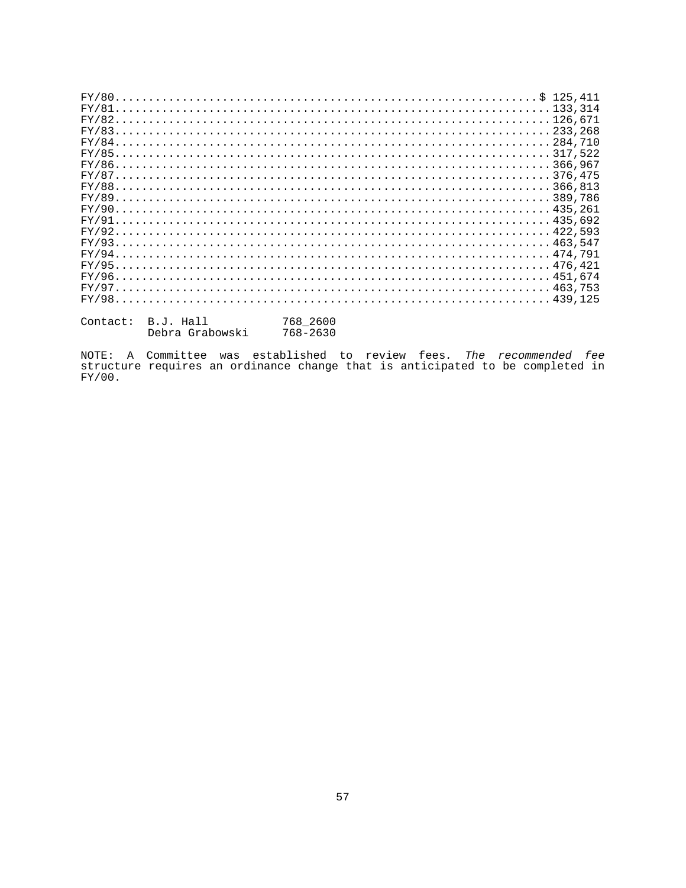| Fiscal Year | Amount |
| --- | --- |
| FY/80 | $ 125,411 |
| FY/81 | 133,314 |
| FY/82 | 126,671 |
| FY/83 | 233,268 |
| FY/84 | 284,710 |
| FY/85 | 317,522 |
| FY/86 | 366,967 |
| FY/87 | 376,475 |
| FY/88 | 366,813 |
| FY/89 | 389,786 |
| FY/90 | 435,261 |
| FY/91 | 435,692 |
| FY/92 | 422,593 |
| FY/93 | 463,547 |
| FY/94 | 474,791 |
| FY/95 | 476,421 |
| FY/96 | 451,674 |
| FY/97 | 463,753 |
| FY/98 | 439,125 |

Contact: B.J. Hall 768_2600
Debra Grabowski 768-2630

NOTE: A Committee was established to review fees. *The recommended fee* structure requires an ordinance change that is anticipated to be completed in FY/00.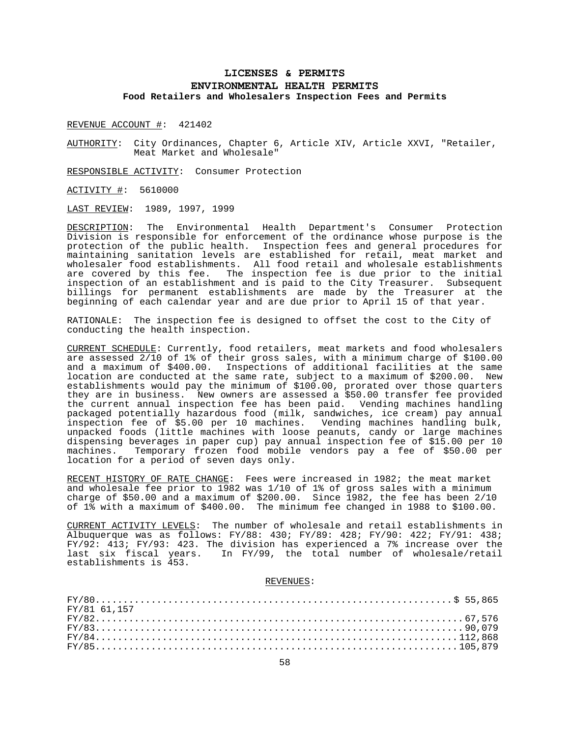# LICENSES & PERMITS

## ENVIRONMENTAL HEALTH PERMITS

### Food Retailers and Wholesalers Inspection Fees and Permits

REVENUE ACCOUNT #: 421402

AUTHORITY: City Ordinances, Chapter 6, Article XIV, Article XXVI, "Retailer, Meat Market and Wholesale"

RESPONSIBLE ACTIVITY: Consumer Protection

ACTIVITY #: 5610000

LAST REVIEW: 1989, 1997, 1999

DESCRIPTION: The Environmental Health Department's Consumer Protection Division is responsible for enforcement of the ordinance whose purpose is the protection of the public health. Inspection fees and general procedures for maintaining sanitation levels are established for retail, meat market and wholesaler food establishments. All food retail and wholesale establishments are covered by this fee. The inspection fee is due prior to the initial inspection of an establishment and is paid to the City Treasurer. Subsequent billings for permanent establishments are made by the Treasurer at the beginning of each calendar year and are due prior to April 15 of that year.

RATIONALE: The inspection fee is designed to offset the cost to the City of conducting the health inspection.

CURRENT SCHEDULE: Currently, food retailers, meat markets and food wholesalers are assessed 2/10 of 1% of their gross sales, with a minimum charge of $100.00 and a maximum of $400.00. Inspections of additional facilities at the same location are conducted at the same rate, subject to a maximum of $200.00. New establishments would pay the minimum of $100.00, prorated over those quarters they are in business. New owners are assessed a $50.00 transfer fee provided the current annual inspection fee has been paid. Vending machines handling packaged potentially hazardous food (milk, sandwiches, ice cream) pay annual inspection fee of $5.00 per 10 machines. Vending machines handling bulk, unpacked foods (little machines with loose peanuts, candy or large machines dispensing beverages in paper cup) pay annual inspection fee of $15.00 per 10 machines. Temporary frozen food mobile vendors pay a fee of $50.00 per location for a period of seven days only.

RECENT HISTORY OF RATE CHANGE: Fees were increased in 1982; the meat market and wholesale fee prior to 1982 was 1/10 of 1% of gross sales with a minimum charge of $50.00 and a maximum of $200.00. Since 1982, the fee has been 2/10 of 1% with a maximum of $400.00. The minimum fee changed in 1988 to $100.00.

CURRENT ACTIVITY LEVELS: The number of wholesale and retail establishments in Albuquerque was as follows: FY/88: 430; FY/89: 428; FY/90: 422; FY/91: 438; FY/92: 413; FY/93: 423. The division has experienced a 7% increase over the last six fiscal years. In FY/99, the total number of wholesale/retail establishments is 453.

REVENUES:

| | |
|---|---|
| FY/80 | $ 55,865 |
| FY/81 | 61,157 |
| FY/82 | 67,576 |
| FY/83 | 90,079 |
| FY/84 | 112,868 |
| FY/85 | 105,879 |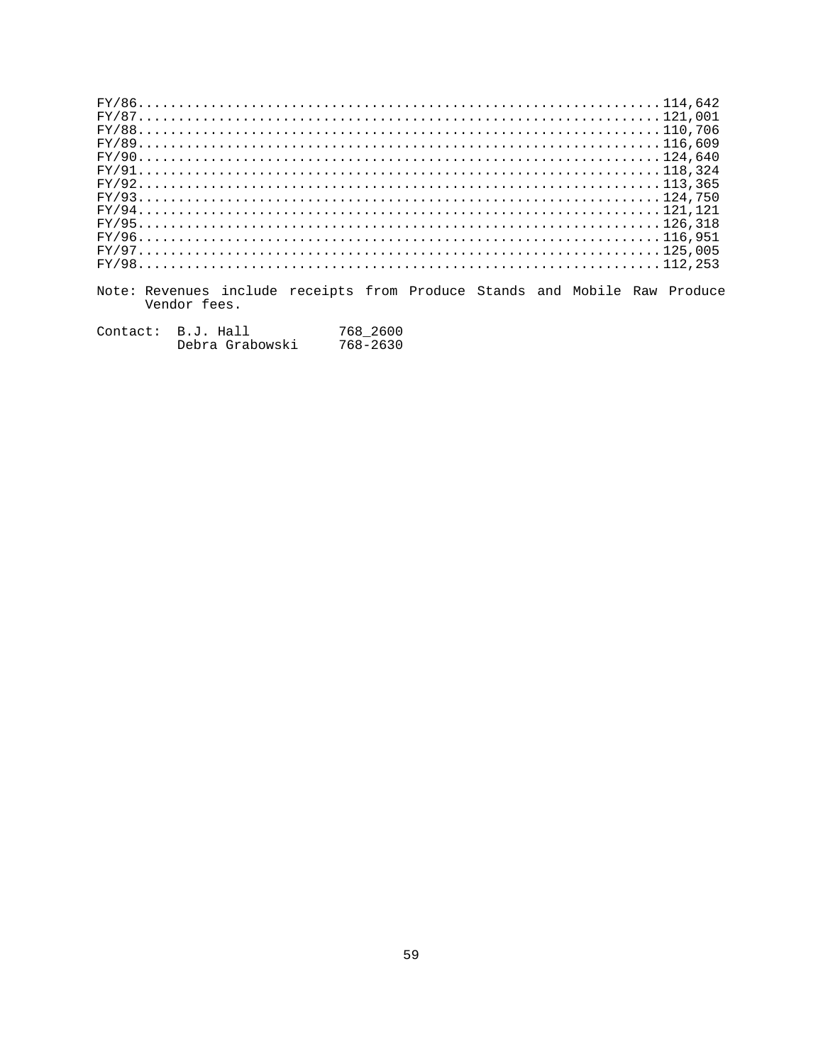| Fiscal Year | Revenue |
|---|---|
| FY/86 | 114,642 |
| FY/87 | 121,001 |
| FY/88 | 110,706 |
| FY/89 | 116,609 |
| FY/90 | 124,640 |
| FY/91 | 118,324 |
| FY/92 | 113,365 |
| FY/93 | 124,750 |
| FY/94 | 121,121 |
| FY/95 | 126,318 |
| FY/96 | 116,951 |
| FY/97 | 125,005 |
| FY/98 | 112,253 |

Note: Revenues include receipts from Produce Stands and Mobile Raw Produce Vendor fees.

Contact: B.J. Hall 768_2600
Debra Grabowski 768-2630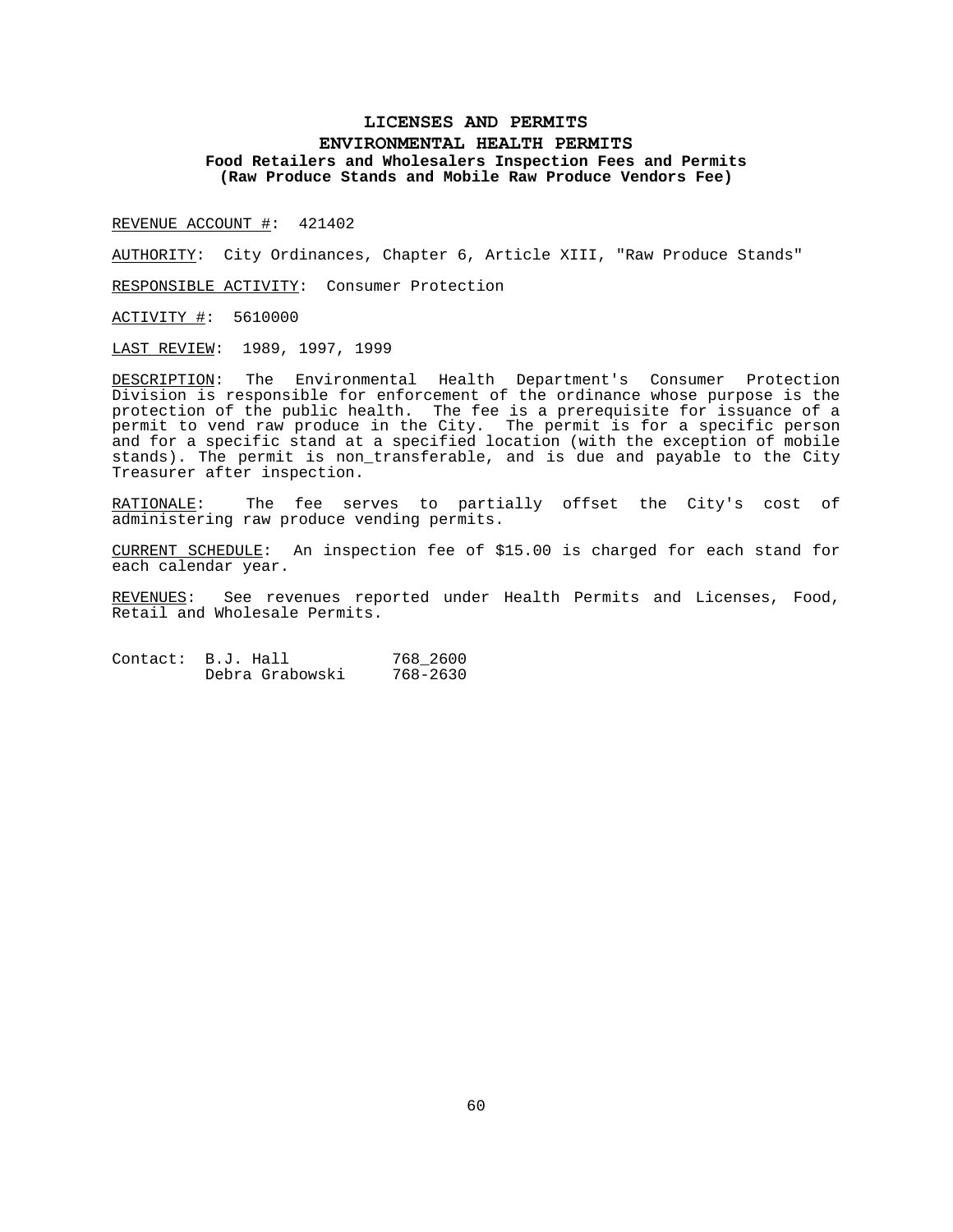# LICENSES AND PERMITS

## ENVIRONMENTAL HEALTH PERMITS

### Food Retailers and Wholesalers Inspection Fees and Permits
### (Raw Produce Stands and Mobile Raw Produce Vendors Fee)

REVENUE ACCOUNT #: 421402

AUTHORITY: City Ordinances, Chapter 6, Article XIII, "Raw Produce Stands"

RESPONSIBLE ACTIVITY: Consumer Protection

ACTIVITY #: 5610000

LAST REVIEW: 1989, 1997, 1999

DESCRIPTION: The Environmental Health Department's Consumer Protection Division is responsible for enforcement of the ordinance whose purpose is the protection of the public health. The fee is a prerequisite for issuance of a permit to vend raw produce in the City. The permit is for a specific person and for a specific stand at a specified location (with the exception of mobile stands). The permit is non_transferable, and is due and payable to the City Treasurer after inspection.

RATIONALE: The fee serves to partially offset the City's cost of administering raw produce vending permits.

CURRENT SCHEDULE: An inspection fee of $15.00 is charged for each stand for each calendar year.

REVENUES: See revenues reported under Health Permits and Licenses, Food, Retail and Wholesale Permits.

Contact: B.J. Hall 768_2600
Debra Grabowski 768-2630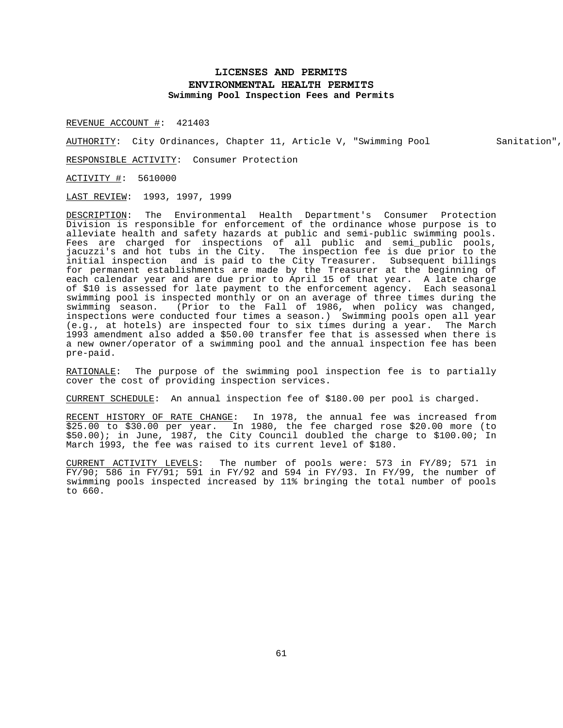# LICENSES AND PERMITS
## ENVIRONMENTAL HEALTH PERMITS
### Swimming Pool Inspection Fees and Permits

REVENUE ACCOUNT #: 421403

AUTHORITY: City Ordinances, Chapter 11, Article V, "Swimming Pool Sanitation",

RESPONSIBLE ACTIVITY: Consumer Protection

ACTIVITY #: 5610000

LAST REVIEW: 1993, 1997, 1999

DESCRIPTION: The Environmental Health Department's Consumer Protection Division is responsible for enforcement of the ordinance whose purpose is to alleviate health and safety hazards at public and semi-public swimming pools. Fees are charged for inspections of all public and semi_public pools, jacuzzi's and hot tubs in the City. The inspection fee is due prior to the initial inspection and is paid to the City Treasurer. Subsequent billings for permanent establishments are made by the Treasurer at the beginning of each calendar year and are due prior to April 15 of that year. A late charge of $10 is assessed for late payment to the enforcement agency. Each seasonal swimming pool is inspected monthly or on an average of three times during the swimming season. (Prior to the Fall of 1986, when policy was changed, inspections were conducted four times a season.) Swimming pools open all year (e.g., at hotels) are inspected four to six times during a year. The March 1993 amendment also added a $50.00 transfer fee that is assessed when there is a new owner/operator of a swimming pool and the annual inspection fee has been pre-paid.

RATIONALE: The purpose of the swimming pool inspection fee is to partially cover the cost of providing inspection services.

CURRENT SCHEDULE: An annual inspection fee of $180.00 per pool is charged.

RECENT HISTORY OF RATE CHANGE: In 1978, the annual fee was increased from $25.00 to $30.00 per year. In 1980, the fee charged rose $20.00 more (to $50.00); in June, 1987, the City Council doubled the charge to $100.00; In March 1993, the fee was raised to its current level of $180.

CURRENT ACTIVITY LEVELS: The number of pools were: 573 in FY/89; 571 in FY/90; 586 in FY/91; 591 in FY/92 and 594 in FY/93. In FY/99, the number of swimming pools inspected increased by 11% bringing the total number of pools to 660.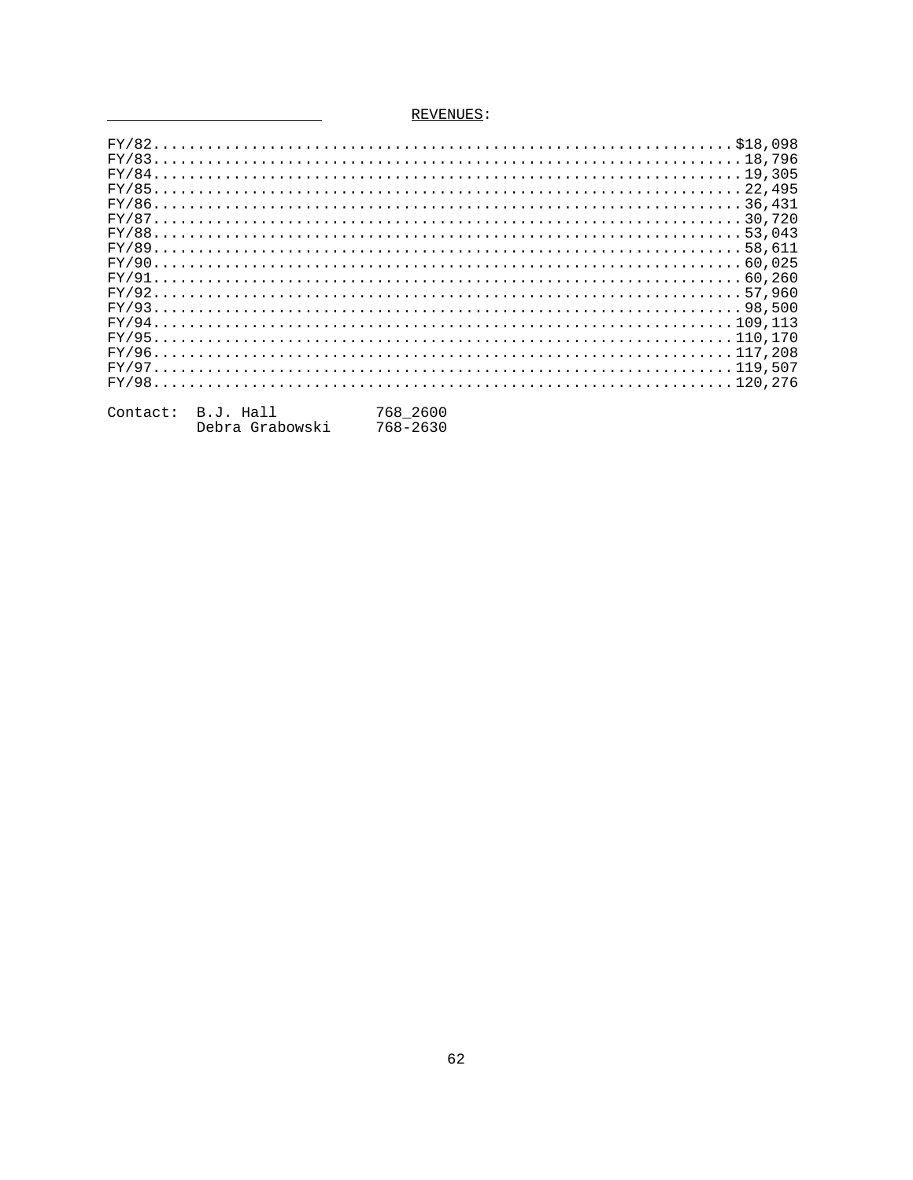REVENUES:

| | |
|---|---|
| FY/82 | $18,098 |
| FY/83 | 18,796 |
| FY/84 | 19,305 |
| FY/85 | 22,495 |
| FY/86 | 36,431 |
| FY/87 | 30,720 |
| FY/88 | 53,043 |
| FY/89 | 58,611 |
| FY/90 | 60,025 |
| FY/91 | 60,260 |
| FY/92 | 57,960 |
| FY/93 | 98,500 |
| FY/94 | 109,113 |
| FY/95 | 110,170 |
| FY/96 | 117,208 |
| FY/97 | 119,507 |
| FY/98 | 120,276 |

Contact: B.J. Hall 768_2600
Debra Grabowski 768-2630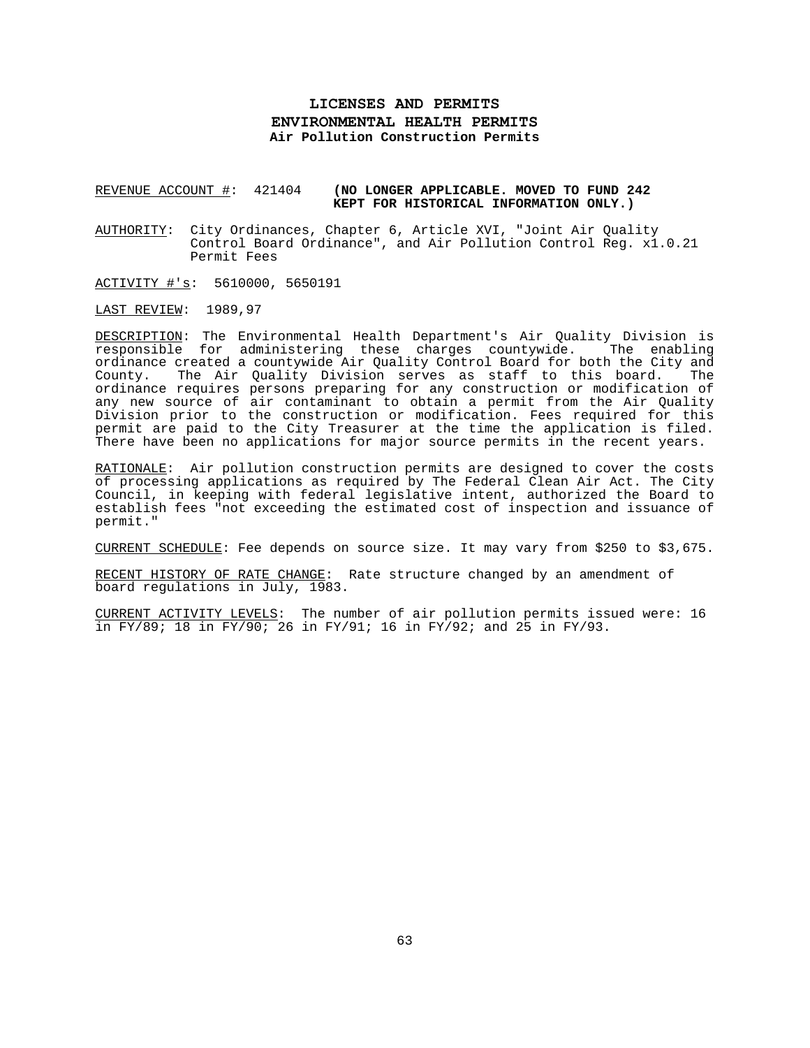# LICENSES AND PERMITS
## ENVIRONMENTAL HEALTH PERMITS
### Air Pollution Construction Permits

REVENUE ACCOUNT #: 421404 **(NO LONGER APPLICABLE. MOVED TO FUND 242 KEPT FOR HISTORICAL INFORMATION ONLY.)**

AUTHORITY: City Ordinances, Chapter 6, Article XVI, "Joint Air Quality Control Board Ordinance", and Air Pollution Control Reg. x1.0.21 Permit Fees

ACTIVITY #'s: 5610000, 5650191

LAST REVIEW: 1989,97

DESCRIPTION: The Environmental Health Department's Air Quality Division is responsible for administering these charges countywide. The enabling ordinance created a countywide Air Quality Control Board for both the City and County. The Air Quality Division serves as staff to this board. The ordinance requires persons preparing for any construction or modification of any new source of air contaminant to obtain a permit from the Air Quality Division prior to the construction or modification. Fees required for this permit are paid to the City Treasurer at the time the application is filed. There have been no applications for major source permits in the recent years.

RATIONALE: Air pollution construction permits are designed to cover the costs of processing applications as required by The Federal Clean Air Act. The City Council, in keeping with federal legislative intent, authorized the Board to establish fees "not exceeding the estimated cost of inspection and issuance of permit."

CURRENT SCHEDULE: Fee depends on source size. It may vary from $250 to $3,675.

RECENT HISTORY OF RATE CHANGE: Rate structure changed by an amendment of board regulations in July, 1983.

CURRENT ACTIVITY LEVELS: The number of air pollution permits issued were: 16 in FY/89; 18 in FY/90; 26 in FY/91; 16 in FY/92; and 25 in FY/93.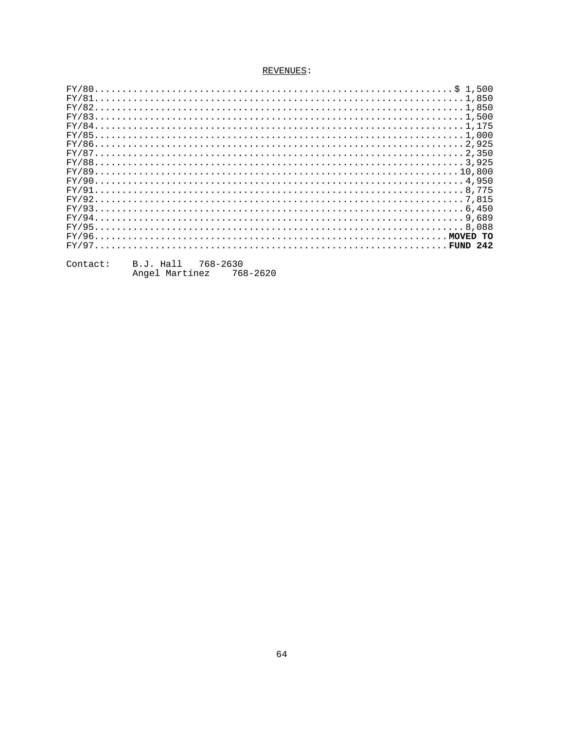REVENUES:

| | |
|---|---|
| FY/80 | $ 1,500 |
| FY/81 | 1,850 |
| FY/82 | 1,850 |
| FY/83 | 1,500 |
| FY/84 | 1,175 |
| FY/85 | 1,000 |
| FY/86 | 2,925 |
| FY/87 | 2,350 |
| FY/88 | 3,925 |
| FY/89 | 10,800 |
| FY/90 | 4,950 |
| FY/91 | 8,775 |
| FY/92 | 7,815 |
| FY/93 | 6,450 |
| FY/94 | 9,689 |
| FY/95 | 8,088 |
| FY/96 | **MOVED TO** |
| FY/97 | **FUND 242** |

Contact: B.J. Hall 768-2630
Angel Martínez 768-2620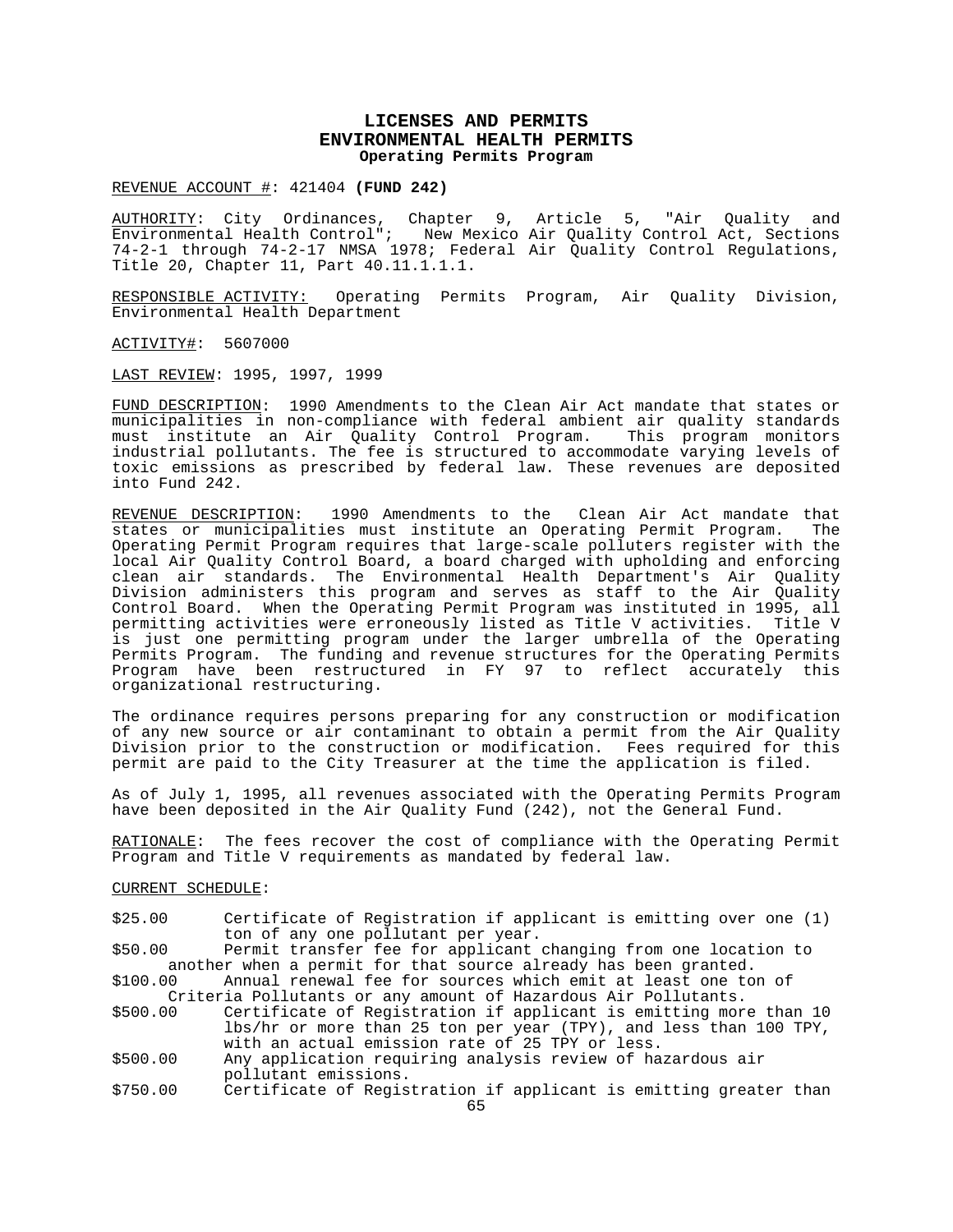# LICENSES AND PERMITS
## ENVIRONMENTAL HEALTH PERMITS
### Operating Permits Program

REVENUE ACCOUNT #: 421404 **(FUND 242)**

AUTHORITY: City Ordinances, Chapter 9, Article 5, "Air Quality and Environmental Health Control"; New Mexico Air Quality Control Act, Sections 74-2-1 through 74-2-17 NMSA 1978; Federal Air Quality Control Regulations, Title 20, Chapter 11, Part 40.11.1.1.1.

RESPONSIBLE ACTIVITY: Operating Permits Program, Air Quality Division, Environmental Health Department

ACTIVITY#: 5607000

LAST REVIEW: 1995, 1997, 1999

FUND DESCRIPTION: 1990 Amendments to the Clean Air Act mandate that states or municipalities in non-compliance with federal ambient air quality standards must institute an Air Quality Control Program. This program monitors industrial pollutants. The fee is structured to accommodate varying levels of toxic emissions as prescribed by federal law. These revenues are deposited into Fund 242.

REVENUE DESCRIPTION: 1990 Amendments to the Clean Air Act mandate that states or municipalities must institute an Operating Permit Program. The Operating Permit Program requires that large-scale polluters register with the local Air Quality Control Board, a board charged with upholding and enforcing clean air standards. The Environmental Health Department's Air Quality Division administers this program and serves as staff to the Air Quality Control Board. When the Operating Permit Program was instituted in 1995, all permitting activities were erroneously listed as Title V activities. Title V is just one permitting program under the larger umbrella of the Operating Permits Program. The funding and revenue structures for the Operating Permits Program have been restructured in FY 97 to reflect accurately this organizational restructuring.

The ordinance requires persons preparing for any construction or modification of any new source or air contaminant to obtain a permit from the Air Quality Division prior to the construction or modification. Fees required for this permit are paid to the City Treasurer at the time the application is filed.

As of July 1, 1995, all revenues associated with the Operating Permits Program have been deposited in the Air Quality Fund (242), not the General Fund.

RATIONALE: The fees recover the cost of compliance with the Operating Permit Program and Title V requirements as mandated by federal law.

CURRENT SCHEDULE:

$25.00 Certificate of Registration if applicant is emitting over one (1) ton of any one pollutant per year.

$50.00 Permit transfer fee for applicant changing from one location to another when a permit for that source already has been granted.

$100.00 Annual renewal fee for sources which emit at least one ton of Criteria Pollutants or any amount of Hazardous Air Pollutants.

$500.00 Certificate of Registration if applicant is emitting more than 10 lbs/hr or more than 25 ton per year (TPY), and less than 100 TPY, with an actual emission rate of 25 TPY or less.

$500.00 Any application requiring analysis review of hazardous air pollutant emissions.

$750.00 Certificate of Registration if applicant is emitting greater than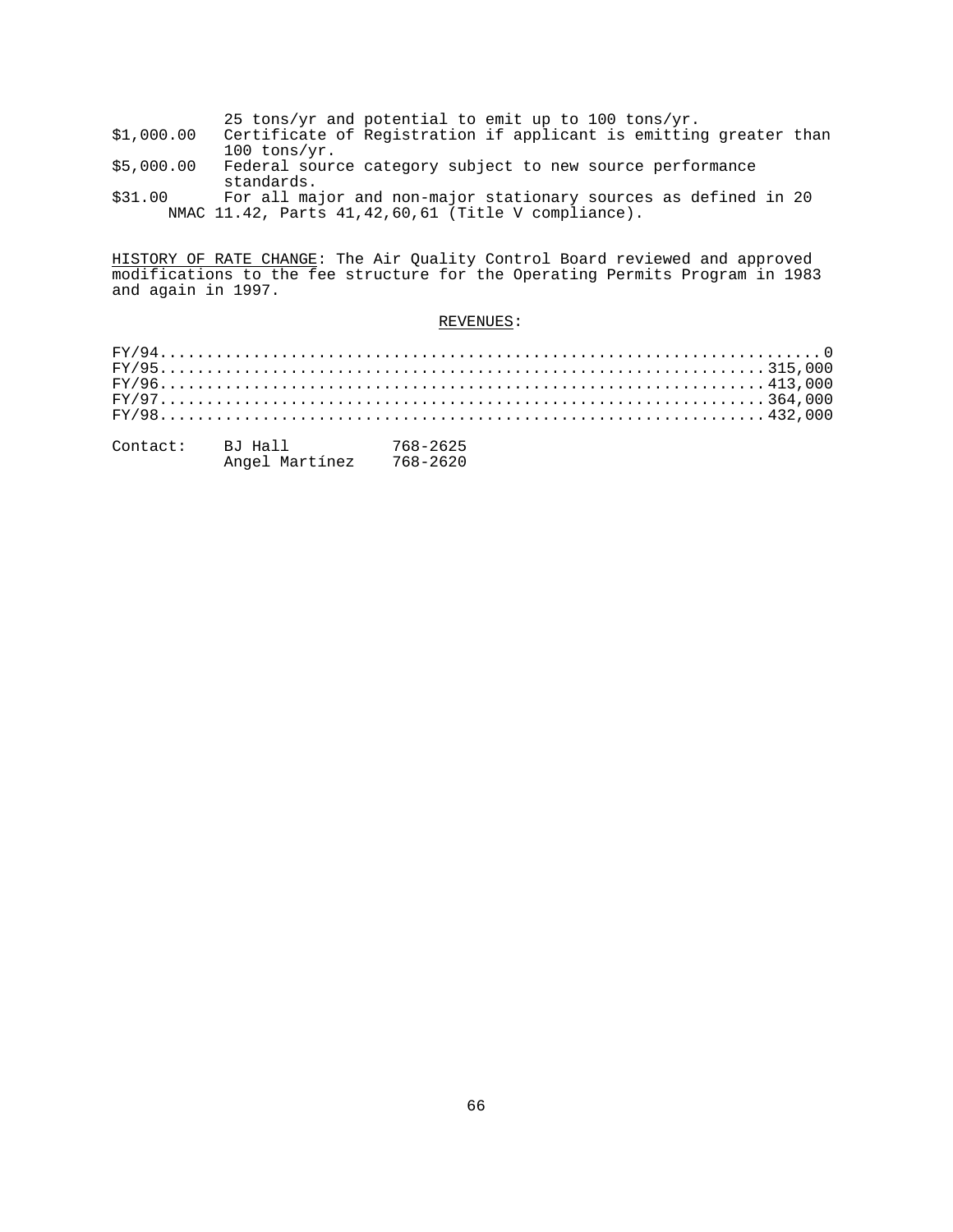25 tons/yr and potential to emit up to 100 tons/yr.

| | |
|---|---|
| $1,000.00 | Certificate of Registration if applicant is emitting greater than 100 tons/yr. |
| $5,000.00 | Federal source category subject to new source performance standards. |
| $31.00 | For all major and non-major stationary sources as defined in 20 NMAC 11.42, Parts 41,42,60,61 (Title V compliance). |

HISTORY OF RATE CHANGE: The Air Quality Control Board reviewed and approved modifications to the fee structure for the Operating Permits Program in 1983 and again in 1997.

REVENUES:

| | |
|---|---|
| FY/94 | 0 |
| FY/95 | 315,000 |
| FY/96 | 413,000 |
| FY/97 | 364,000 |
| FY/98 | 432,000 |

| Contact: | | |
|---|---|---|
| | BJ Hall | 768-2625 |
| | Angel Martínez | 768-2620 |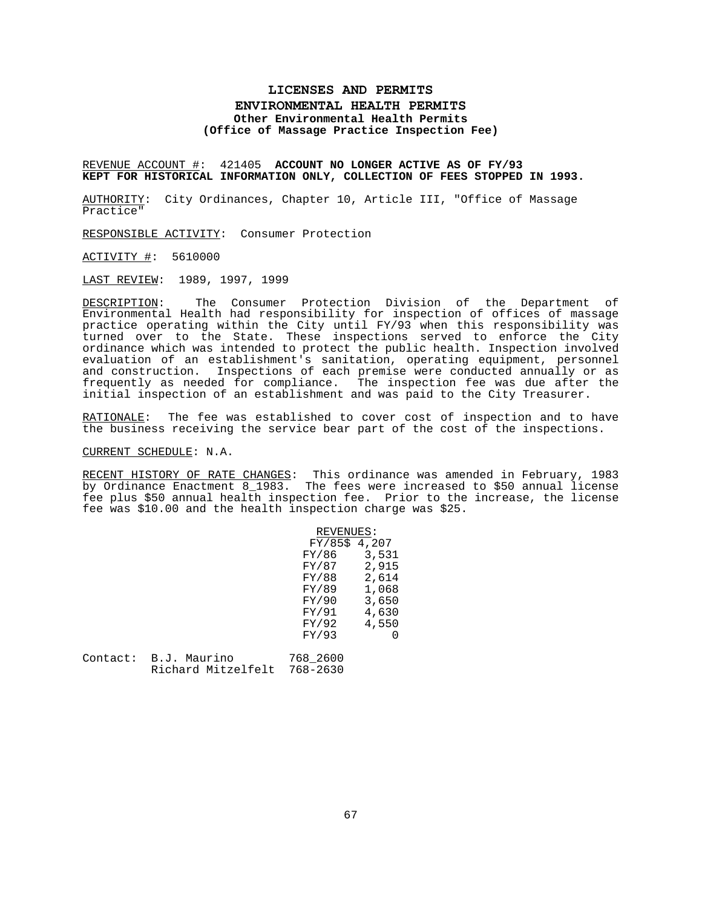# LICENSES AND PERMITS

## ENVIRONMENTAL HEALTH PERMITS

### Other Environmental Health Permits

### (Office of Massage Practice Inspection Fee)

REVENUE ACCOUNT #: 421405 **ACCOUNT NO LONGER ACTIVE AS OF FY/93 KEPT FOR HISTORICAL INFORMATION ONLY, COLLECTION OF FEES STOPPED IN 1993.**

AUTHORITY: City Ordinances, Chapter 10, Article III, "Office of Massage Practice"

RESPONSIBLE ACTIVITY: Consumer Protection

ACTIVITY #: 5610000

LAST REVIEW: 1989, 1997, 1999

DESCRIPTION: The Consumer Protection Division of the Department of Environmental Health had responsibility for inspection of offices of massage practice operating within the City until FY/93 when this responsibility was turned over to the State. These inspections served to enforce the City ordinance which was intended to protect the public health. Inspection involved evaluation of an establishment's sanitation, operating equipment, personnel and construction. Inspections of each premise were conducted annually or as frequently as needed for compliance. The inspection fee was due after the initial inspection of an establishment and was paid to the City Treasurer.

RATIONALE: The fee was established to cover cost of inspection and to have the business receiving the service bear part of the cost of the inspections.

CURRENT SCHEDULE: N.A.

RECENT HISTORY OF RATE CHANGES: This ordinance was amended in February, 1983 by Ordinance Enactment 8_1983. The fees were increased to $50 annual license fee plus $50 annual health inspection fee. Prior to the increase, the license fee was $10.00 and the health inspection charge was $25.

| REVENUES: | |
|---|---|
| FY/85 | $ 4,207 |
| FY/86 | 3,531 |
| FY/87 | 2,915 |
| FY/88 | 2,614 |
| FY/89 | 1,068 |
| FY/90 | 3,650 |
| FY/91 | 4,630 |
| FY/92 | 4,550 |
| FY/93 | 0 |

Contact: B.J. Maurino 768_2600
Richard Mitzelfelt 768-2630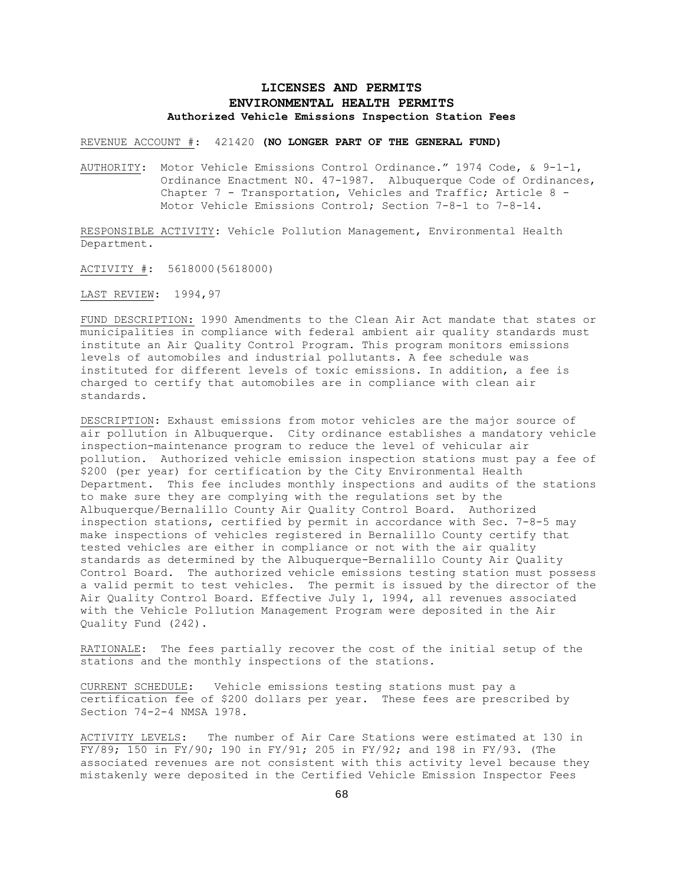# LICENSES AND PERMITS
## ENVIRONMENTAL HEALTH PERMITS
### Authorized Vehicle Emissions Inspection Station Fees

REVENUE ACCOUNT #: 421420 **(NO LONGER PART OF THE GENERAL FUND)**

AUTHORITY: Motor Vehicle Emissions Control Ordinance." 1974 Code, & 9-1-1, Ordinance Enactment N0. 47-1987. Albuquerque Code of Ordinances, Chapter 7 - Transportation, Vehicles and Traffic; Article 8 - Motor Vehicle Emissions Control; Section 7-8-1 to 7-8-14.

RESPONSIBLE ACTIVITY: Vehicle Pollution Management, Environmental Health Department.

ACTIVITY #: 5618000(5618000)

LAST REVIEW: 1994,97

FUND DESCRIPTION: 1990 Amendments to the Clean Air Act mandate that states or municipalities in compliance with federal ambient air quality standards must institute an Air Quality Control Program. This program monitors emissions levels of automobiles and industrial pollutants. A fee schedule was instituted for different levels of toxic emissions. In addition, a fee is charged to certify that automobiles are in compliance with clean air standards.

DESCRIPTION: Exhaust emissions from motor vehicles are the major source of air pollution in Albuquerque. City ordinance establishes a mandatory vehicle inspection-maintenance program to reduce the level of vehicular air pollution. Authorized vehicle emission inspection stations must pay a fee of $200 (per year) for certification by the City Environmental Health Department. This fee includes monthly inspections and audits of the stations to make sure they are complying with the regulations set by the Albuquerque/Bernalillo County Air Quality Control Board. Authorized inspection stations, certified by permit in accordance with Sec. 7-8-5 may make inspections of vehicles registered in Bernalillo County certify that tested vehicles are either in compliance or not with the air quality standards as determined by the Albuquerque-Bernalillo County Air Quality Control Board. The authorized vehicle emissions testing station must possess a valid permit to test vehicles. The permit is issued by the director of the Air Quality Control Board. Effective July 1, 1994, all revenues associated with the Vehicle Pollution Management Program were deposited in the Air Quality Fund (242).

RATIONALE: The fees partially recover the cost of the initial setup of the stations and the monthly inspections of the stations.

CURRENT SCHEDULE: Vehicle emissions testing stations must pay a certification fee of $200 dollars per year. These fees are prescribed by Section 74-2-4 NMSA 1978.

ACTIVITY LEVELS: The number of Air Care Stations were estimated at 130 in FY/89; 150 in FY/90; 190 in FY/91; 205 in FY/92; and 198 in FY/93. (The associated revenues are not consistent with this activity level because they mistakenly were deposited in the Certified Vehicle Emission Inspector Fees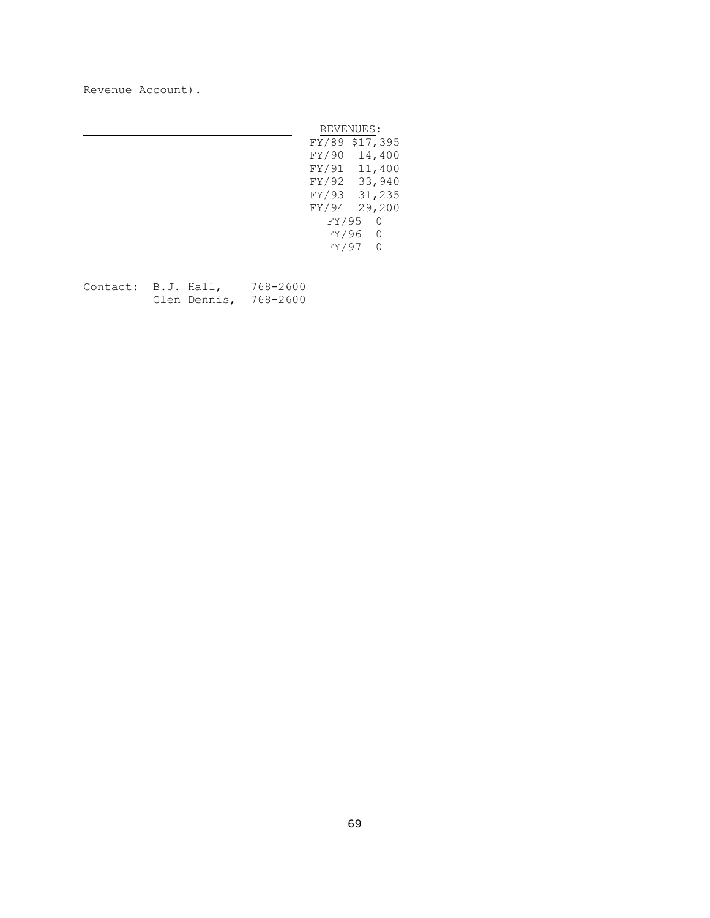Revenue Account).

---

| REVENUES: | |
|---|---|
| FY/89 | $17,395 |
| FY/90 | 14,400 |
| FY/91 | 11,400 |
| FY/92 | 33,940 |
| FY/93 | 31,235 |
| FY/94 | 29,200 |
| FY/95 | 0 |
| FY/96 | 0 |
| FY/97 | 0 |

Contact: B.J. Hall, 768-2600
Glen Dennis, 768-2600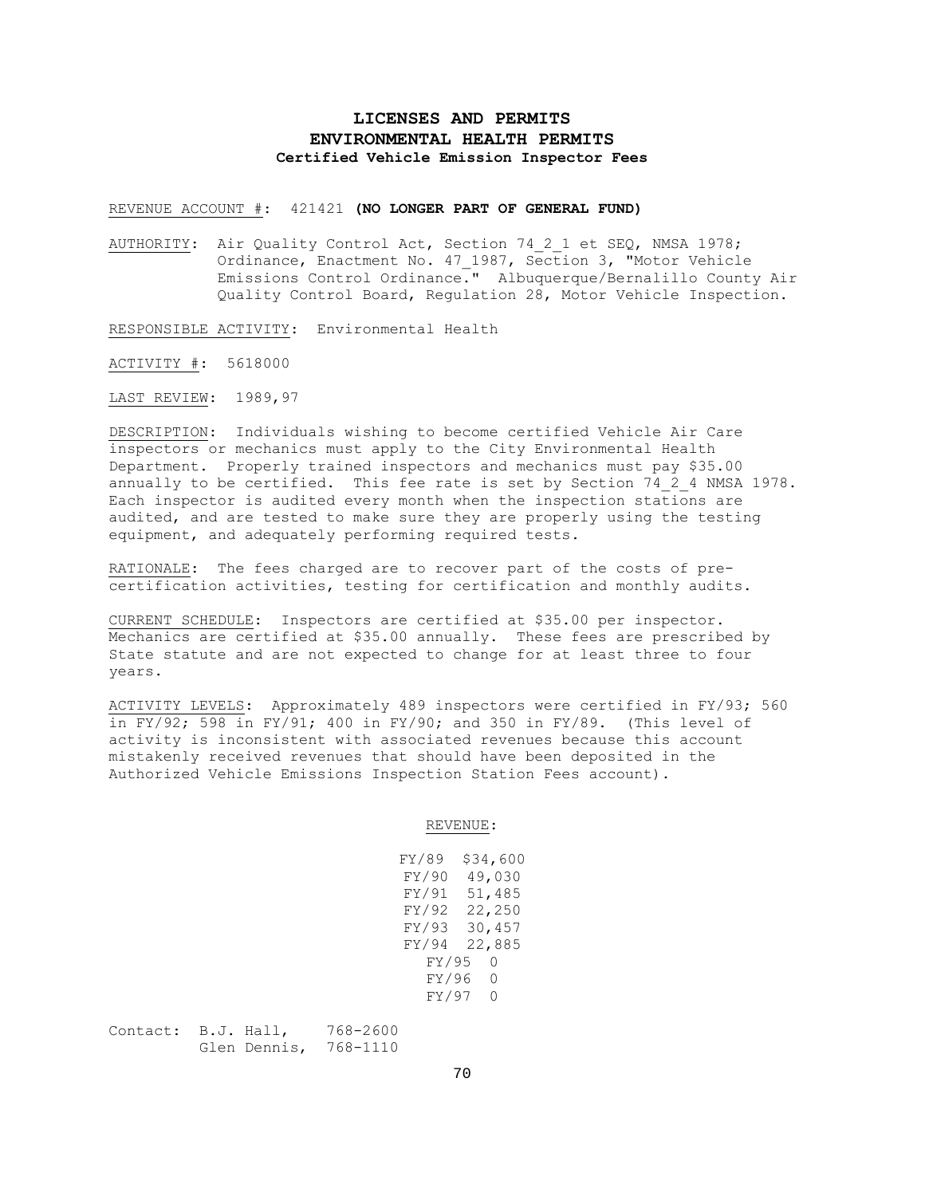# LICENSES AND PERMITS
## ENVIRONMENTAL HEALTH PERMITS
### Certified Vehicle Emission Inspector Fees

REVENUE ACCOUNT #: 421421 **(NO LONGER PART OF GENERAL FUND)**

AUTHORITY: Air Quality Control Act, Section 74_2_1 et SEQ, NMSA 1978; Ordinance, Enactment No. 47_1987, Section 3, "Motor Vehicle Emissions Control Ordinance." Albuquerque/Bernalillo County Air Quality Control Board, Regulation 28, Motor Vehicle Inspection.

RESPONSIBLE ACTIVITY: Environmental Health

ACTIVITY #: 5618000

LAST REVIEW: 1989,97

DESCRIPTION: Individuals wishing to become certified Vehicle Air Care inspectors or mechanics must apply to the City Environmental Health Department. Properly trained inspectors and mechanics must pay $35.00 annually to be certified. This fee rate is set by Section 74_2_4 NMSA 1978. Each inspector is audited every month when the inspection stations are audited, and are tested to make sure they are properly using the testing equipment, and adequately performing required tests.

RATIONALE: The fees charged are to recover part of the costs of pre-certification activities, testing for certification and monthly audits.

CURRENT SCHEDULE: Inspectors are certified at $35.00 per inspector. Mechanics are certified at $35.00 annually. These fees are prescribed by State statute and are not expected to change for at least three to four years.

ACTIVITY LEVELS: Approximately 489 inspectors were certified in FY/93; 560 in FY/92; 598 in FY/91; 400 in FY/90; and 350 in FY/89. (This level of activity is inconsistent with associated revenues because this account mistakenly received revenues that should have been deposited in the Authorized Vehicle Emissions Inspection Station Fees account).

REVENUE:

| | |
|---|---|
| FY/89 | $34,600 |
| FY/90 | 49,030 |
| FY/91 | 51,485 |
| FY/92 | 22,250 |
| FY/93 | 30,457 |
| FY/94 | 22,885 |
| FY/95 | 0 |
| FY/96 | 0 |
| FY/97 | 0 |

Contact: B.J. Hall, 768-2600
Glen Dennis, 768-1110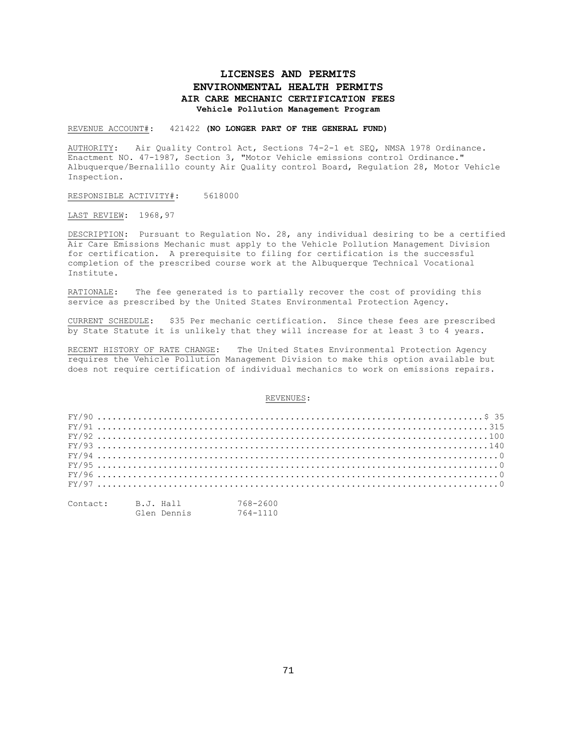# LICENSES AND PERMITS
## ENVIRONMENTAL HEALTH PERMITS
### AIR CARE MECHANIC CERTIFICATION FEES
#### Vehicle Pollution Management Program

REVENUE ACCOUNT#: 421422 **(NO LONGER PART OF THE GENERAL FUND)**

AUTHORITY: Air Quality Control Act, Sections 74-2-1 et SEQ, NMSA 1978 Ordinance. Enactment NO. 47-1987, Section 3, "Motor Vehicle emissions control Ordinance." Albuquerque/Bernalillo county Air Quality control Board, Regulation 28, Motor Vehicle Inspection.

RESPONSIBLE ACTIVITY#: 5618000

LAST REVIEW: 1968,97

DESCRIPTION: Pursuant to Regulation No. 28, any individual desiring to be a certified Air Care Emissions Mechanic must apply to the Vehicle Pollution Management Division for certification. A prerequisite to filing for certification is the successful completion of the prescribed course work at the Albuquerque Technical Vocational Institute.

RATIONALE: The fee generated is to partially recover the cost of providing this service as prescribed by the United States Environmental Protection Agency.

CURRENT SCHEDULE: $35 Per mechanic certification. Since these fees are prescribed by State Statute it is unlikely that they will increase for at least 3 to 4 years.

RECENT HISTORY OF RATE CHANGE: The United States Environmental Protection Agency requires the Vehicle Pollution Management Division to make this option available but does not require certification of individual mechanics to work on emissions repairs.

REVENUES:

| | |
|---|---|
| FY/90 | $ 35 |
| FY/91 | 315 |
| FY/92 | 100 |
| FY/93 | 140 |
| FY/94 | 0 |
| FY/95 | 0 |
| FY/96 | 0 |
| FY/97 | 0 |

Contact: B.J. Hall 768-2600
Glen Dennis 764-1110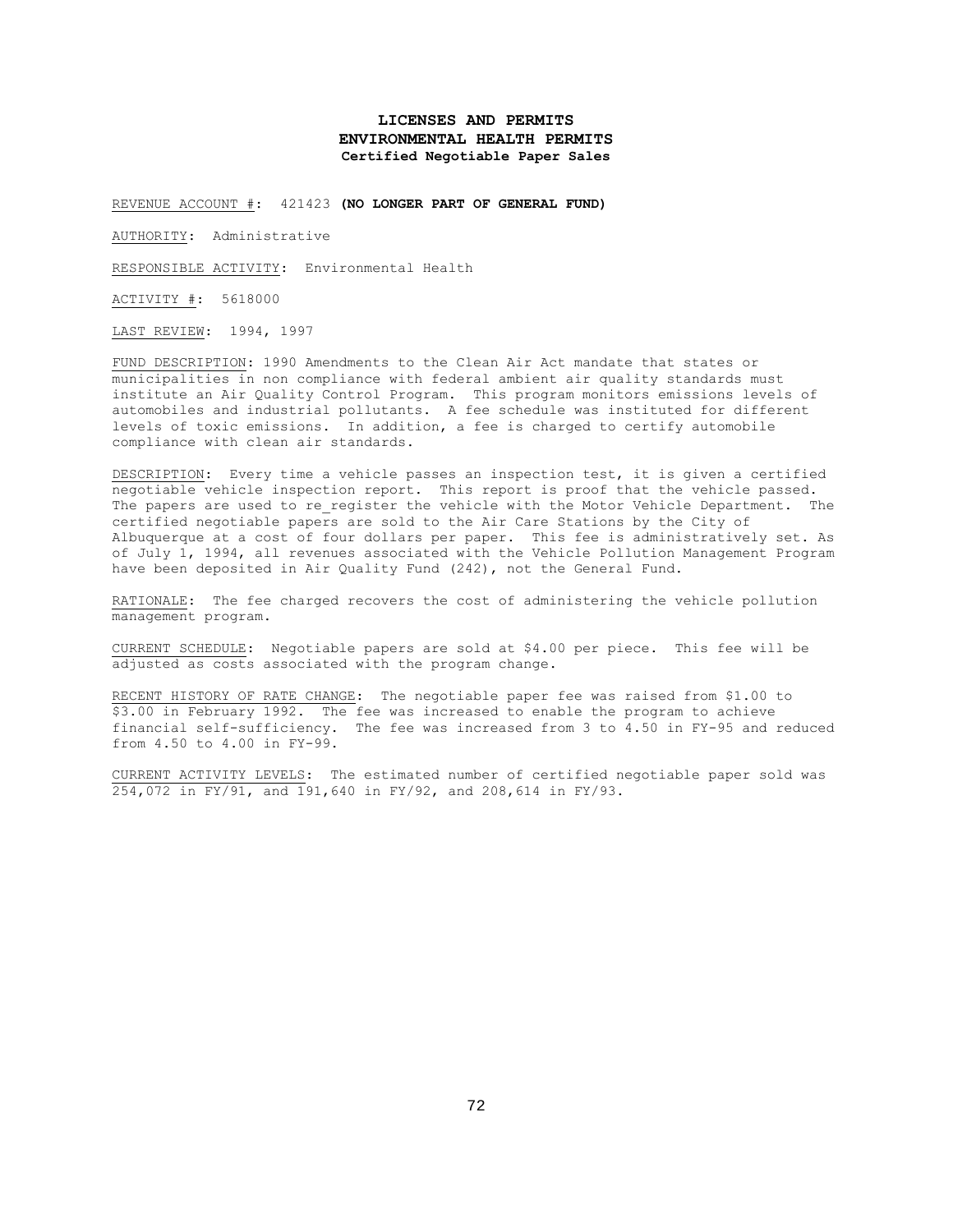# LICENSES AND PERMITS
## ENVIRONMENTAL HEALTH PERMITS
### Certified Negotiable Paper Sales

REVENUE ACCOUNT #: 421423 **(NO LONGER PART OF GENERAL FUND)**

AUTHORITY: Administrative

RESPONSIBLE ACTIVITY: Environmental Health

ACTIVITY #: 5618000

LAST REVIEW: 1994, 1997

FUND DESCRIPTION: 1990 Amendments to the Clean Air Act mandate that states or municipalities in non compliance with federal ambient air quality standards must institute an Air Quality Control Program. This program monitors emissions levels of automobiles and industrial pollutants. A fee schedule was instituted for different levels of toxic emissions. In addition, a fee is charged to certify automobile compliance with clean air standards.

DESCRIPTION: Every time a vehicle passes an inspection test, it is given a certified negotiable vehicle inspection report. This report is proof that the vehicle passed. The papers are used to re_register the vehicle with the Motor Vehicle Department. The certified negotiable papers are sold to the Air Care Stations by the City of Albuquerque at a cost of four dollars per paper. This fee is administratively set. As of July 1, 1994, all revenues associated with the Vehicle Pollution Management Program have been deposited in Air Quality Fund (242), not the General Fund.

RATIONALE: The fee charged recovers the cost of administering the vehicle pollution management program.

CURRENT SCHEDULE: Negotiable papers are sold at $4.00 per piece. This fee will be adjusted as costs associated with the program change.

RECENT HISTORY OF RATE CHANGE: The negotiable paper fee was raised from $1.00 to $3.00 in February 1992. The fee was increased to enable the program to achieve financial self-sufficiency. The fee was increased from 3 to 4.50 in FY-95 and reduced from 4.50 to 4.00 in FY-99.

CURRENT ACTIVITY LEVELS: The estimated number of certified negotiable paper sold was 254,072 in FY/91, and 191,640 in FY/92, and 208,614 in FY/93.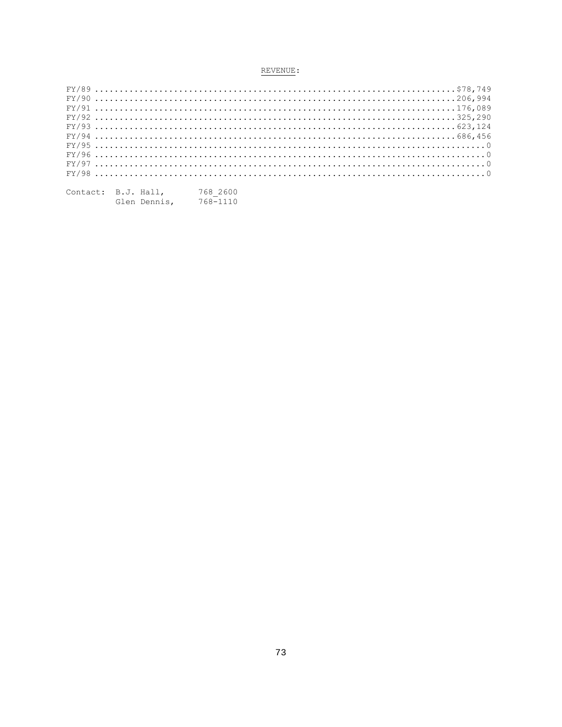REVENUE:

| | |
|---|---|
| FY/89 | $78,749 |
| FY/90 | 206,994 |
| FY/91 | 176,089 |
| FY/92 | 325,290 |
| FY/93 | 623,124 |
| FY/94 | 686,456 |
| FY/95 | 0 |
| FY/96 | 0 |
| FY/97 | 0 |
| FY/98 | 0 |

Contact: B.J. Hall, 768_2600
Glen Dennis, 768-1110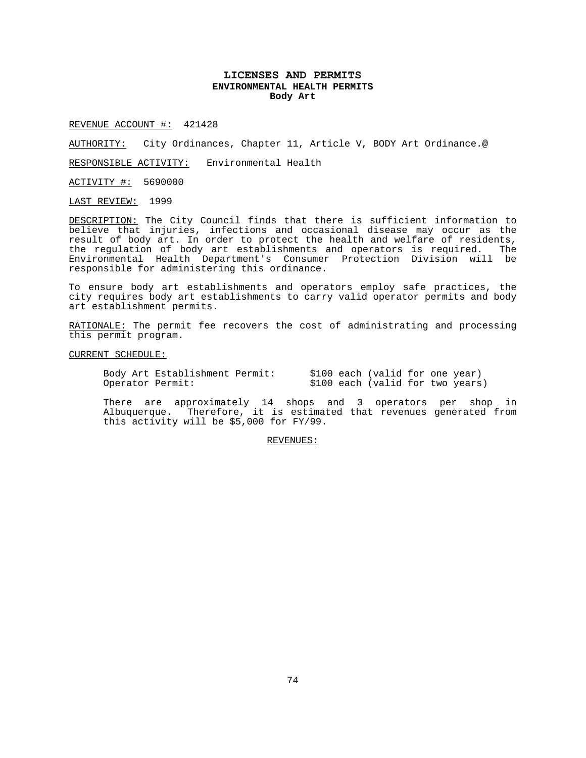# LICENSES AND PERMITS
## ENVIRONMENTAL HEALTH PERMITS
### Body Art

REVENUE ACCOUNT #: 421428

AUTHORITY: City Ordinances, Chapter 11, Article V, BODY Art Ordinance.@

RESPONSIBLE ACTIVITY: Environmental Health

ACTIVITY #: 5690000

LAST REVIEW: 1999

DESCRIPTION: The City Council finds that there is sufficient information to believe that injuries, infections and occasional disease may occur as the result of body art. In order to protect the health and welfare of residents, the regulation of body art establishments and operators is required. The Environmental Health Department's Consumer Protection Division will be responsible for administering this ordinance.

To ensure body art establishments and operators employ safe practices, the city requires body art establishments to carry valid operator permits and body art establishment permits.

RATIONALE: The permit fee recovers the cost of administrating and processing this permit program.

CURRENT SCHEDULE:

| | |
|---|---|
| Body Art Establishment Permit: | $100 each (valid for one year) |
| Operator Permit: | $100 each (valid for two years) |

There are approximately 14 shops and 3 operators per shop in Albuquerque. Therefore, it is estimated that revenues generated from this activity will be $5,000 for FY/99.

REVENUES: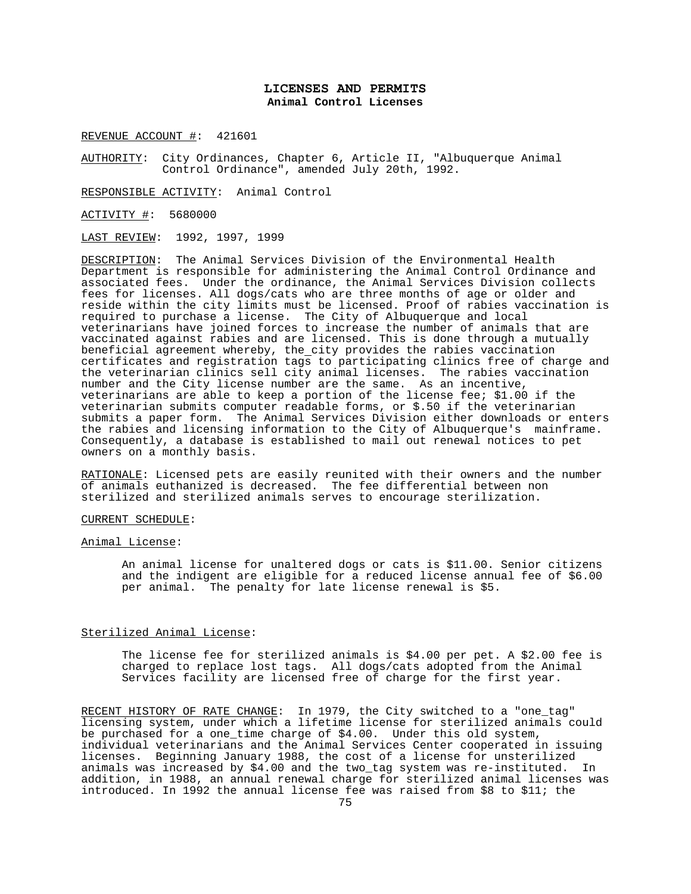## LICENSES AND PERMITS
### Animal Control Licenses

REVENUE ACCOUNT #: 421601

AUTHORITY: City Ordinances, Chapter 6, Article II, "Albuquerque Animal Control Ordinance", amended July 20th, 1992.

RESPONSIBLE ACTIVITY: Animal Control

ACTIVITY #: 5680000

LAST REVIEW: 1992, 1997, 1999

DESCRIPTION: The Animal Services Division of the Environmental Health Department is responsible for administering the Animal Control Ordinance and associated fees. Under the ordinance, the Animal Services Division collects fees for licenses. All dogs/cats who are three months of age or older and reside within the city limits must be licensed. Proof of rabies vaccination is required to purchase a license. The City of Albuquerque and local veterinarians have joined forces to increase the number of animals that are vaccinated against rabies and are licensed. This is done through a mutually beneficial agreement whereby, the_city provides the rabies vaccination certificates and registration tags to participating clinics free of charge and the veterinarian clinics sell city animal licenses. The rabies vaccination number and the City license number are the same. As an incentive, veterinarians are able to keep a portion of the license fee; $1.00 if the veterinarian submits computer readable forms, or $.50 if the veterinarian submits a paper form. The Animal Services Division either downloads or enters the rabies and licensing information to the City of Albuquerque's mainframe. Consequently, a database is established to mail out renewal notices to pet owners on a monthly basis.

RATIONALE: Licensed pets are easily reunited with their owners and the number of animals euthanized is decreased. The fee differential between non sterilized and sterilized animals serves to encourage sterilization.

CURRENT SCHEDULE:

Animal License:

An animal license for unaltered dogs or cats is $11.00. Senior citizens and the indigent are eligible for a reduced license annual fee of $6.00 per animal. The penalty for late license renewal is $5.

Sterilized Animal License:

The license fee for sterilized animals is $4.00 per pet. A $2.00 fee is charged to replace lost tags. All dogs/cats adopted from the Animal Services facility are licensed free of charge for the first year.

RECENT HISTORY OF RATE CHANGE: In 1979, the City switched to a "one_tag" licensing system, under which a lifetime license for sterilized animals could be purchased for a one_time charge of $4.00. Under this old system, individual veterinarians and the Animal Services Center cooperated in issuing licenses. Beginning January 1988, the cost of a license for unsterilized animals was increased by $4.00 and the two_tag system was re-instituted. In addition, in 1988, an annual renewal charge for sterilized animal licenses was introduced. In 1992 the annual license fee was raised from $8 to $11; the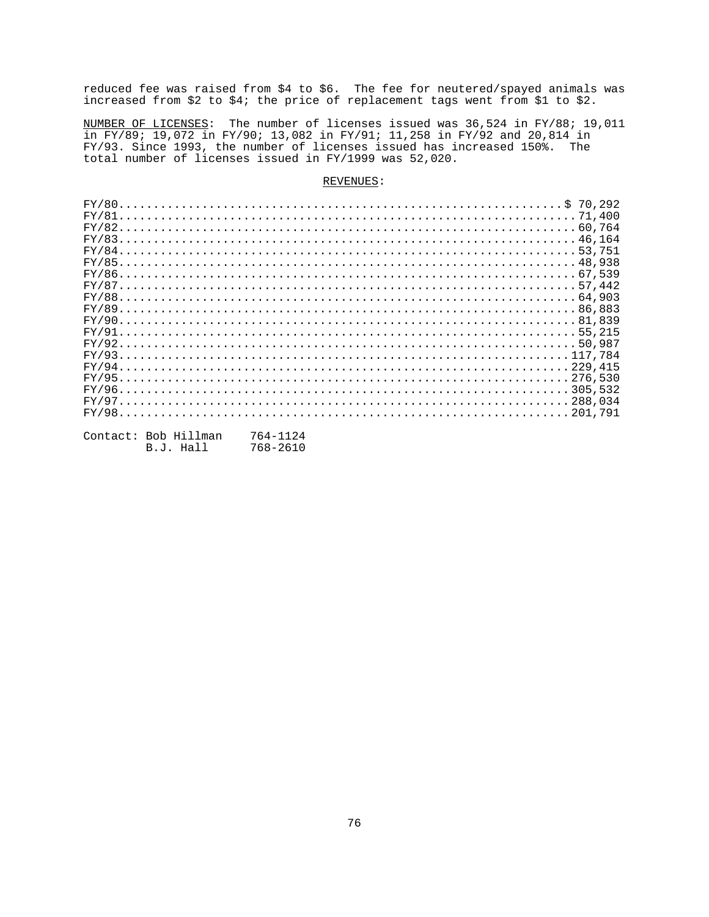reduced fee was raised from $4 to $6. The fee for neutered/spayed animals was increased from $2 to $4; the price of replacement tags went from $1 to $2.

NUMBER OF LICENSES: The number of licenses issued was 36,524 in FY/88; 19,011 in FY/89; 19,072 in FY/90; 13,082 in FY/91; 11,258 in FY/92 and 20,814 in FY/93. Since 1993, the number of licenses issued has increased 150%. The total number of licenses issued in FY/1999 was 52,020.

REVENUES:

| Fiscal Year | Revenue |
|---|---|
| FY/80 | $ 70,292 |
| FY/81 | 71,400 |
| FY/82 | 60,764 |
| FY/83 | 46,164 |
| FY/84 | 53,751 |
| FY/85 | 48,938 |
| FY/86 | 67,539 |
| FY/87 | 57,442 |
| FY/88 | 64,903 |
| FY/89 | 86,883 |
| FY/90 | 81,839 |
| FY/91 | 55,215 |
| FY/92 | 50,987 |
| FY/93 | 117,784 |
| FY/94 | 229,415 |
| FY/95 | 276,530 |
| FY/96 | 305,532 |
| FY/97 | 288,034 |
| FY/98 | 201,791 |

Contact: Bob Hillman 764-1124
B.J. Hall 768-2610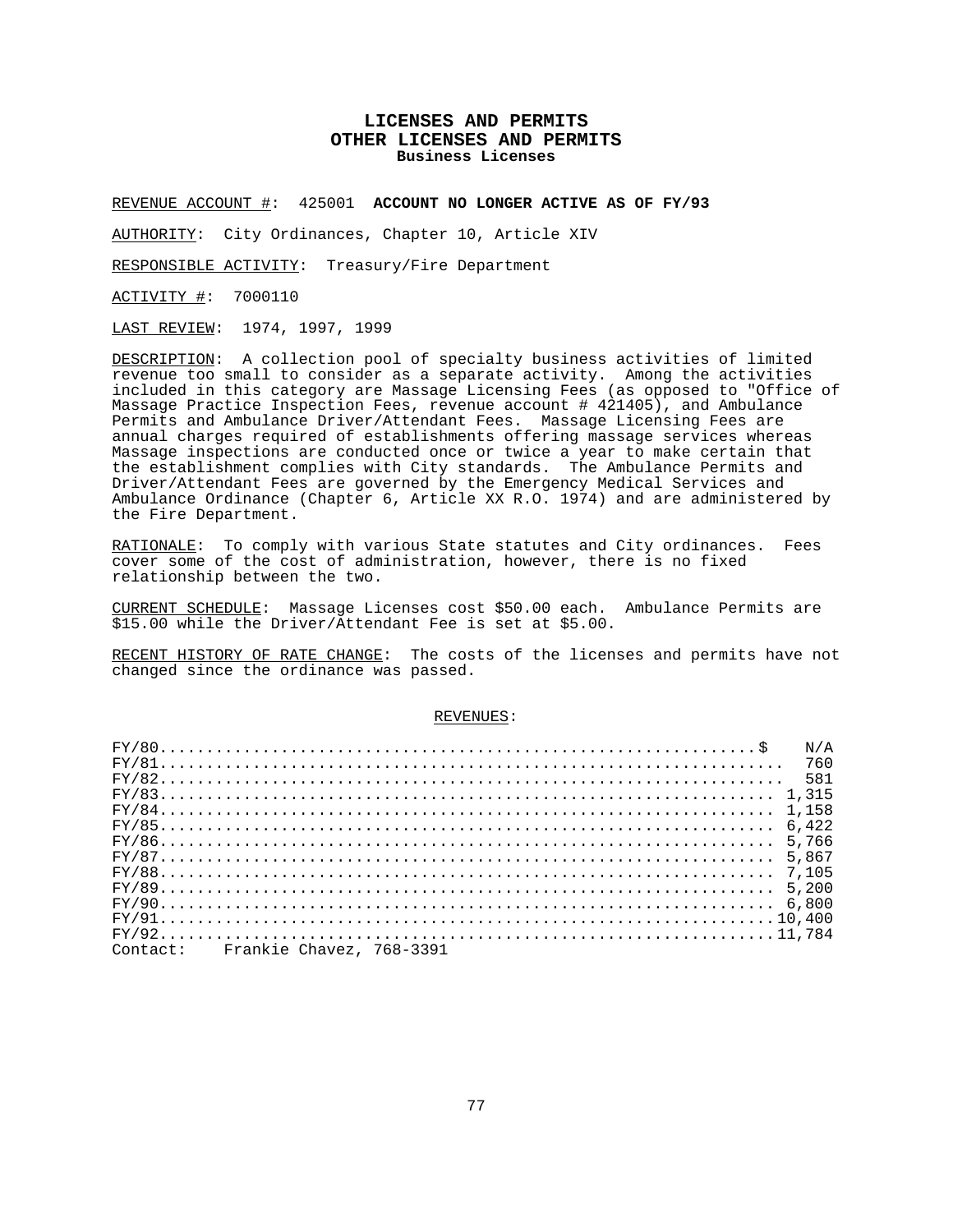# LICENSES AND PERMITS
## OTHER LICENSES AND PERMITS
### Business Licenses

REVENUE ACCOUNT #: 425001 **ACCOUNT NO LONGER ACTIVE AS OF FY/93**

AUTHORITY: City Ordinances, Chapter 10, Article XIV

RESPONSIBLE ACTIVITY: Treasury/Fire Department

ACTIVITY #: 7000110

LAST REVIEW: 1974, 1997, 1999

DESCRIPTION: A collection pool of specialty business activities of limited revenue too small to consider as a separate activity. Among the activities included in this category are Massage Licensing Fees (as opposed to "Office of Massage Practice Inspection Fees, revenue account # 421405), and Ambulance Permits and Ambulance Driver/Attendant Fees. Massage Licensing Fees are annual charges required of establishments offering massage services whereas Massage inspections are conducted once or twice a year to make certain that the establishment complies with City standards. The Ambulance Permits and Driver/Attendant Fees are governed by the Emergency Medical Services and Ambulance Ordinance (Chapter 6, Article XX R.O. 1974) and are administered by the Fire Department.

RATIONALE: To comply with various State statutes and City ordinances. Fees cover some of the cost of administration, however, there is no fixed relationship between the two.

CURRENT SCHEDULE: Massage Licenses cost $50.00 each. Ambulance Permits are $15.00 while the Driver/Attendant Fee is set at $5.00.

RECENT HISTORY OF RATE CHANGE: The costs of the licenses and permits have not changed since the ordinance was passed.

REVENUES:

| Fiscal Year | Revenue |
|---|---|
| FY/80 | $ N/A |
| FY/81 | 760 |
| FY/82 | 581 |
| FY/83 | 1,315 |
| FY/84 | 1,158 |
| FY/85 | 6,422 |
| FY/86 | 5,766 |
| FY/87 | 5,867 |
| FY/88 | 7,105 |
| FY/89 | 5,200 |
| FY/90 | 6,800 |
| FY/91 | 10,400 |
| FY/92 | 11,784 |

Contact: Frankie Chavez, 768-3391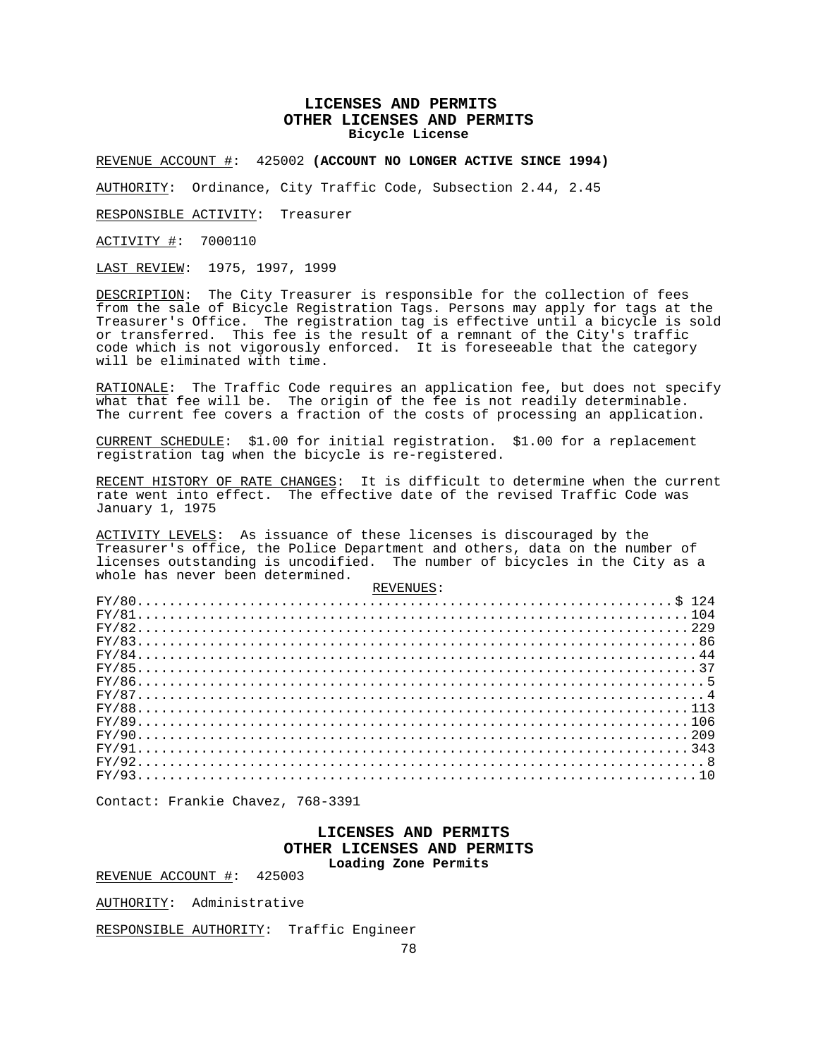# LICENSES AND PERMITS
## OTHER LICENSES AND PERMITS
### Bicycle License

REVENUE ACCOUNT #: 425002 **(ACCOUNT NO LONGER ACTIVE SINCE 1994)**

AUTHORITY: Ordinance, City Traffic Code, Subsection 2.44, 2.45

RESPONSIBLE ACTIVITY: Treasurer

ACTIVITY #: 7000110

LAST REVIEW: 1975, 1997, 1999

DESCRIPTION: The City Treasurer is responsible for the collection of fees from the sale of Bicycle Registration Tags. Persons may apply for tags at the Treasurer's Office. The registration tag is effective until a bicycle is sold or transferred. This fee is the result of a remnant of the City's traffic code which is not vigorously enforced. It is foreseeable that the category will be eliminated with time.

RATIONALE: The Traffic Code requires an application fee, but does not specify what that fee will be. The origin of the fee is not readily determinable. The current fee covers a fraction of the costs of processing an application.

CURRENT SCHEDULE: $1.00 for initial registration. $1.00 for a replacement registration tag when the bicycle is re-registered.

RECENT HISTORY OF RATE CHANGES: It is difficult to determine when the current rate went into effect. The effective date of the revised Traffic Code was January 1, 1975

ACTIVITY LEVELS: As issuance of these licenses is discouraged by the Treasurer's office, the Police Department and others, data on the number of licenses outstanding is uncodified. The number of bicycles in the City as a whole has never been determined.

REVENUES:

| Fiscal Year | Revenue |
|---|---|
| FY/80 | $ 124 |
| FY/81 | 104 |
| FY/82 | 229 |
| FY/83 | 86 |
| FY/84 | 44 |
| FY/85 | 37 |
| FY/86 | 5 |
| FY/87 | 4 |
| FY/88 | 113 |
| FY/89 | 106 |
| FY/90 | 209 |
| FY/91 | 343 |
| FY/92 | 8 |
| FY/93 | 10 |

Contact: Frankie Chavez, 768-3391

# LICENSES AND PERMITS
## OTHER LICENSES AND PERMITS
### Loading Zone Permits

REVENUE ACCOUNT #: 425003

AUTHORITY: Administrative

RESPONSIBLE AUTHORITY: Traffic Engineer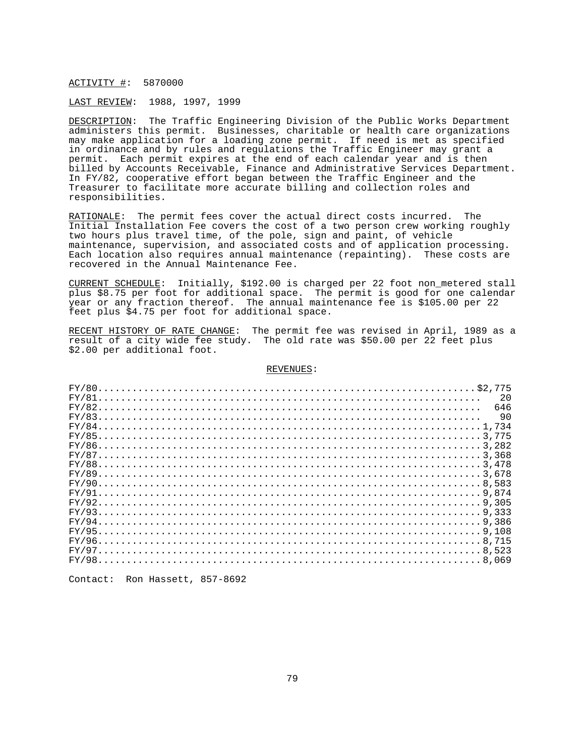ACTIVITY #: 5870000

LAST REVIEW: 1988, 1997, 1999

DESCRIPTION: The Traffic Engineering Division of the Public Works Department administers this permit. Businesses, charitable or health care organizations may make application for a loading zone permit. If need is met as specified in ordinance and by rules and regulations the Traffic Engineer may grant a permit. Each permit expires at the end of each calendar year and is then billed by Accounts Receivable, Finance and Administrative Services Department. In FY/82, cooperative effort began between the Traffic Engineer and the Treasurer to facilitate more accurate billing and collection roles and responsibilities.

RATIONALE: The permit fees cover the actual direct costs incurred. The Initial Installation Fee covers the cost of a two person crew working roughly two hours plus travel time, of the pole, sign and paint, of vehicle maintenance, supervision, and associated costs and of application processing. Each location also requires annual maintenance (repainting). These costs are recovered in the Annual Maintenance Fee.

CURRENT SCHEDULE: Initially, $192.00 is charged per 22 foot non_metered stall plus $8.75 per foot for additional space. The permit is good for one calendar year or any fraction thereof. The annual maintenance fee is $105.00 per 22 feet plus $4.75 per foot for additional space.

RECENT HISTORY OF RATE CHANGE: The permit fee was revised in April, 1989 as a result of a city wide fee study. The old rate was $50.00 per 22 feet plus $2.00 per additional foot.

REVENUES:

| | |
|---|---|
| FY/80 | $2,775 |
| FY/81 | 20 |
| FY/82 | 646 |
| FY/83 | 90 |
| FY/84 | 1,734 |
| FY/85 | 3,775 |
| FY/86 | 3,282 |
| FY/87 | 3,368 |
| FY/88 | 3,478 |
| FY/89 | 3,678 |
| FY/90 | 8,583 |
| FY/91 | 9,874 |
| FY/92 | 9,305 |
| FY/93 | 9,333 |
| FY/94 | 9,386 |
| FY/95 | 9,108 |
| FY/96 | 8,715 |
| FY/97 | 8,523 |
| FY/98 | 8,069 |

Contact: Ron Hassett, 857-8692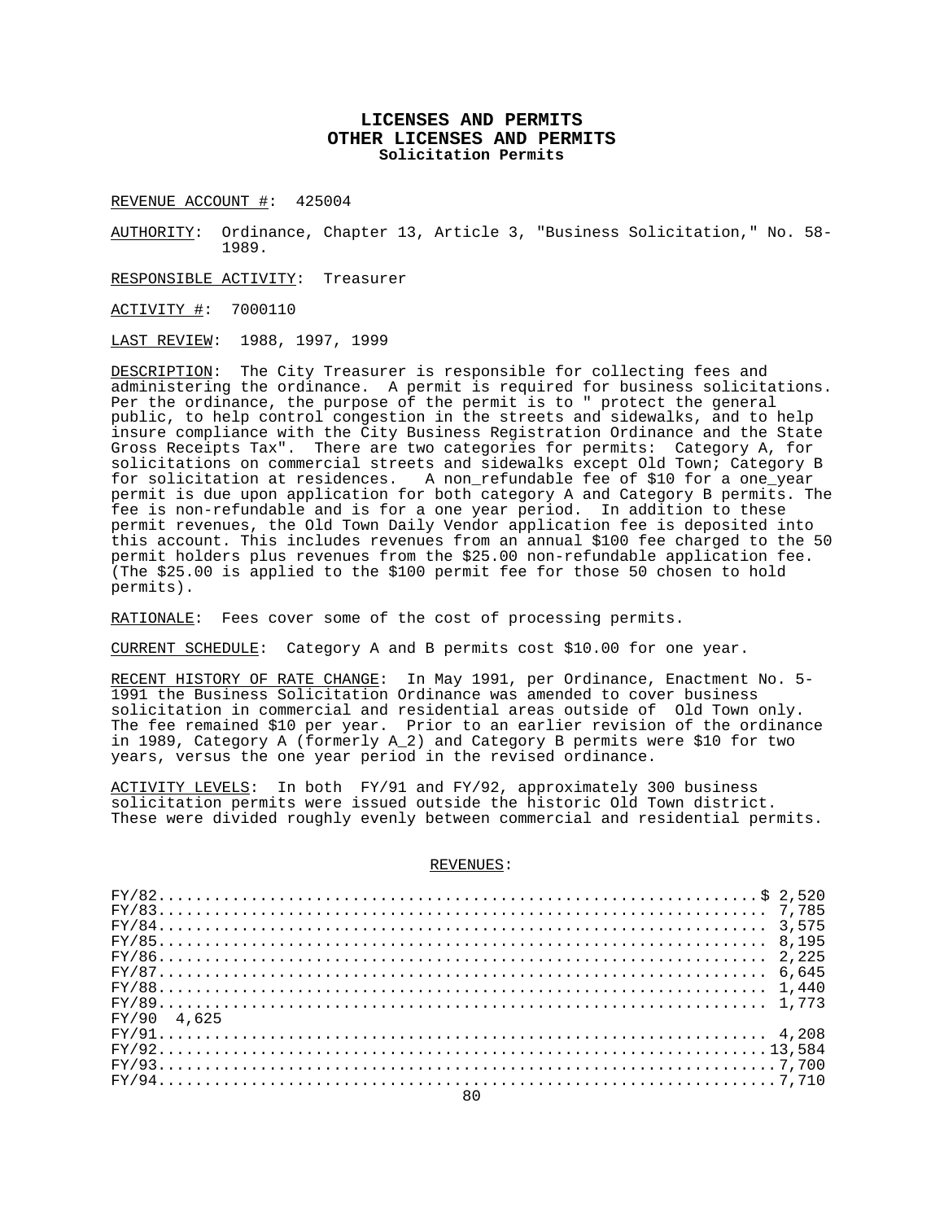# LICENSES AND PERMITS
## OTHER LICENSES AND PERMITS
### Solicitation Permits

REVENUE ACCOUNT #: 425004

AUTHORITY: Ordinance, Chapter 13, Article 3, "Business Solicitation," No. 58-1989.

RESPONSIBLE ACTIVITY: Treasurer

ACTIVITY #: 7000110

LAST REVIEW: 1988, 1997, 1999

DESCRIPTION: The City Treasurer is responsible for collecting fees and administering the ordinance. A permit is required for business solicitations. Per the ordinance, the purpose of the permit is to " protect the general public, to help control congestion in the streets and sidewalks, and to help insure compliance with the City Business Registration Ordinance and the State Gross Receipts Tax". There are two categories for permits: Category A, for solicitations on commercial streets and sidewalks except Old Town; Category B for solicitation at residences. A non_refundable fee of $10 for a one_year permit is due upon application for both category A and Category B permits. The fee is non-refundable and is for a one year period. In addition to these permit revenues, the Old Town Daily Vendor application fee is deposited into this account. This includes revenues from an annual $100 fee charged to the 50 permit holders plus revenues from the $25.00 non-refundable application fee. (The $25.00 is applied to the $100 permit fee for those 50 chosen to hold permits).

RATIONALE: Fees cover some of the cost of processing permits.

CURRENT SCHEDULE: Category A and B permits cost $10.00 for one year.

RECENT HISTORY OF RATE CHANGE: In May 1991, per Ordinance, Enactment No. 5-1991 the Business Solicitation Ordinance was amended to cover business solicitation in commercial and residential areas outside of Old Town only. The fee remained $10 per year. Prior to an earlier revision of the ordinance in 1989, Category A (formerly A_2) and Category B permits were $10 for two years, versus the one year period in the revised ordinance.

ACTIVITY LEVELS: In both FY/91 and FY/92, approximately 300 business solicitation permits were issued outside the historic Old Town district. These were divided roughly evenly between commercial and residential permits.

REVENUES:

| Fiscal Year | Revenue |
|---|---|
| FY/82 | $ 2,520 |
| FY/83 | 7,785 |
| FY/84 | 3,575 |
| FY/85 | 8,195 |
| FY/86 | 2,225 |
| FY/87 | 6,645 |
| FY/88 | 1,440 |
| FY/89 | 1,773 |
| FY/90 | 4,625 |
| FY/91 | 4,208 |
| FY/92 | 13,584 |
| FY/93 | 7,700 |
| FY/94 | 7,710 |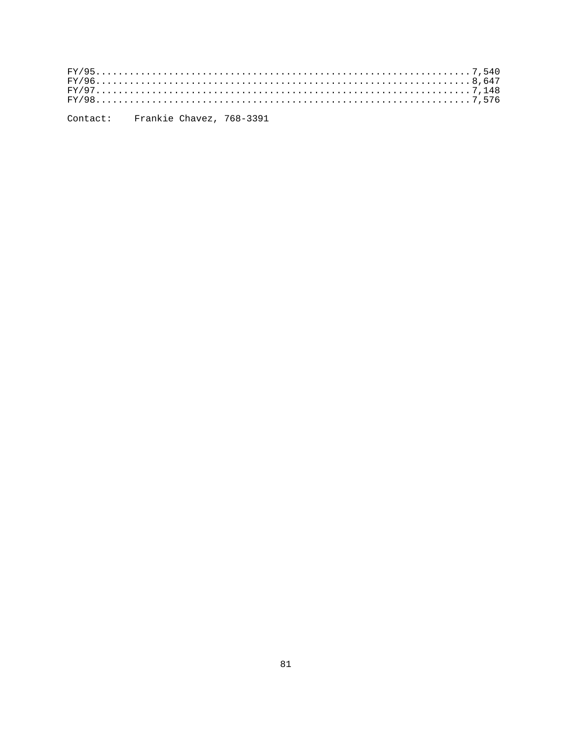FY/95..............................................................7,540
FY/96..............................................................8,647
FY/97..............................................................7,148
FY/98..............................................................7,576

Contact: Frankie Chavez, 768-3391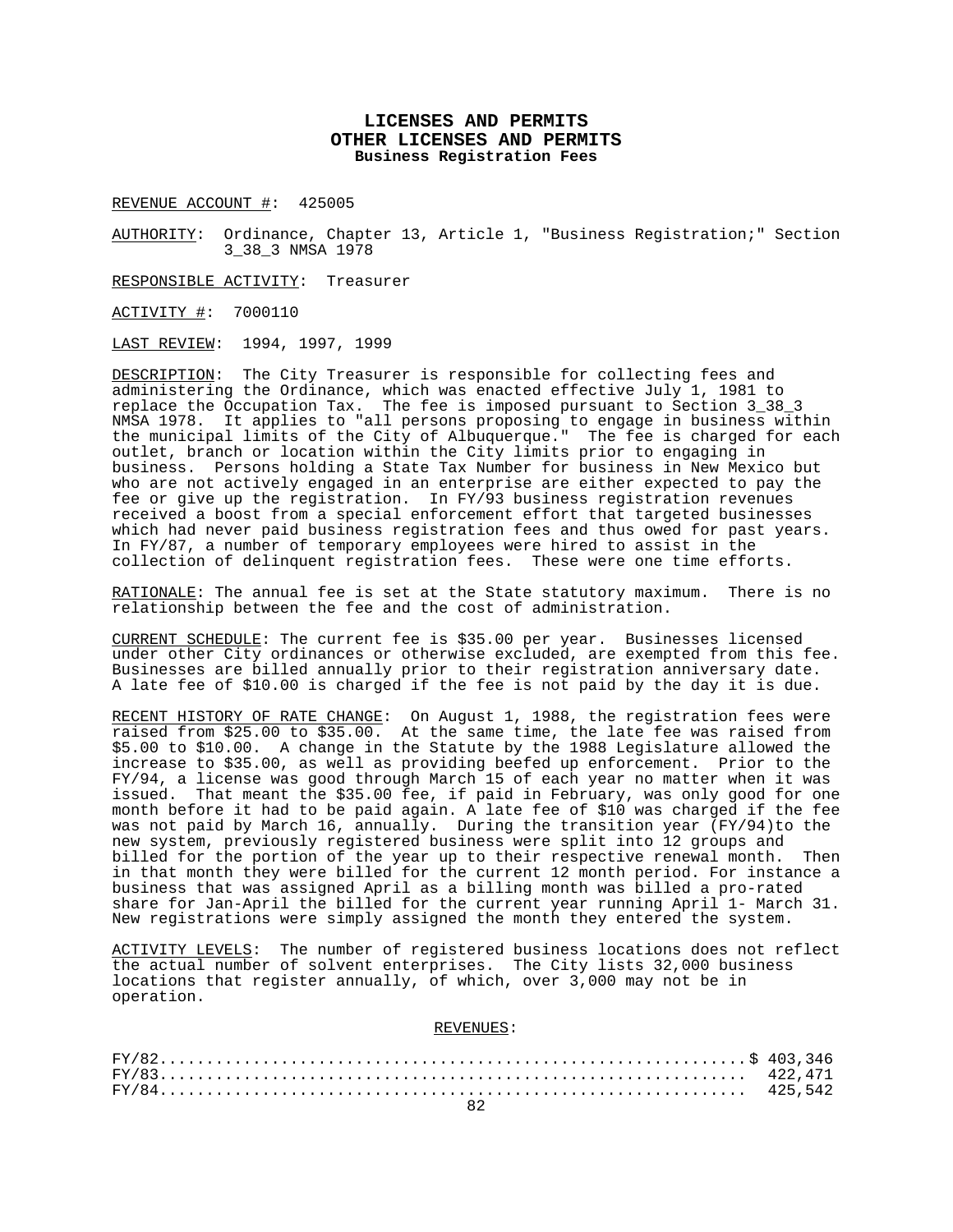# LICENSES AND PERMITS
## OTHER LICENSES AND PERMITS
### Business Registration Fees

REVENUE ACCOUNT #: 425005

AUTHORITY: Ordinance, Chapter 13, Article 1, "Business Registration;" Section 3_38_3 NMSA 1978

RESPONSIBLE ACTIVITY: Treasurer

ACTIVITY #: 7000110

LAST REVIEW: 1994, 1997, 1999

DESCRIPTION: The City Treasurer is responsible for collecting fees and administering the Ordinance, which was enacted effective July 1, 1981 to replace the Occupation Tax. The fee is imposed pursuant to Section 3_38_3 NMSA 1978. It applies to "all persons proposing to engage in business within the municipal limits of the City of Albuquerque." The fee is charged for each outlet, branch or location within the City limits prior to engaging in business. Persons holding a State Tax Number for business in New Mexico but who are not actively engaged in an enterprise are either expected to pay the fee or give up the registration. In FY/93 business registration revenues received a boost from a special enforcement effort that targeted businesses which had never paid business registration fees and thus owed for past years. In FY/87, a number of temporary employees were hired to assist in the collection of delinquent registration fees. These were one time efforts.

RATIONALE: The annual fee is set at the State statutory maximum. There is no relationship between the fee and the cost of administration.

CURRENT SCHEDULE: The current fee is $35.00 per year. Businesses licensed under other City ordinances or otherwise excluded, are exempted from this fee. Businesses are billed annually prior to their registration anniversary date. A late fee of $10.00 is charged if the fee is not paid by the day it is due.

RECENT HISTORY OF RATE CHANGE: On August 1, 1988, the registration fees were raised from $25.00 to $35.00. At the same time, the late fee was raised from $5.00 to $10.00. A change in the Statute by the 1988 Legislature allowed the increase to $35.00, as well as providing beefed up enforcement. Prior to the FY/94, a license was good through March 15 of each year no matter when it was issued. That meant the $35.00 fee, if paid in February, was only good for one month before it had to be paid again. A late fee of $10 was charged if the fee was not paid by March 16, annually. During the transition year (FY/94)to the new system, previously registered business were split into 12 groups and billed for the portion of the year up to their respective renewal month. Then in that month they were billed for the current 12 month period. For instance a business that was assigned April as a billing month was billed a pro-rated share for Jan-April the billed for the current year running April 1- March 31. New registrations were simply assigned the month they entered the system.

ACTIVITY LEVELS: The number of registered business locations does not reflect the actual number of solvent enterprises. The City lists 32,000 business locations that register annually, of which, over 3,000 may not be in operation.

REVENUES:

| | |
|---|---|
| FY/82 | $ 403,346 |
| FY/83 | 422,471 |
| FY/84 | 425,542 |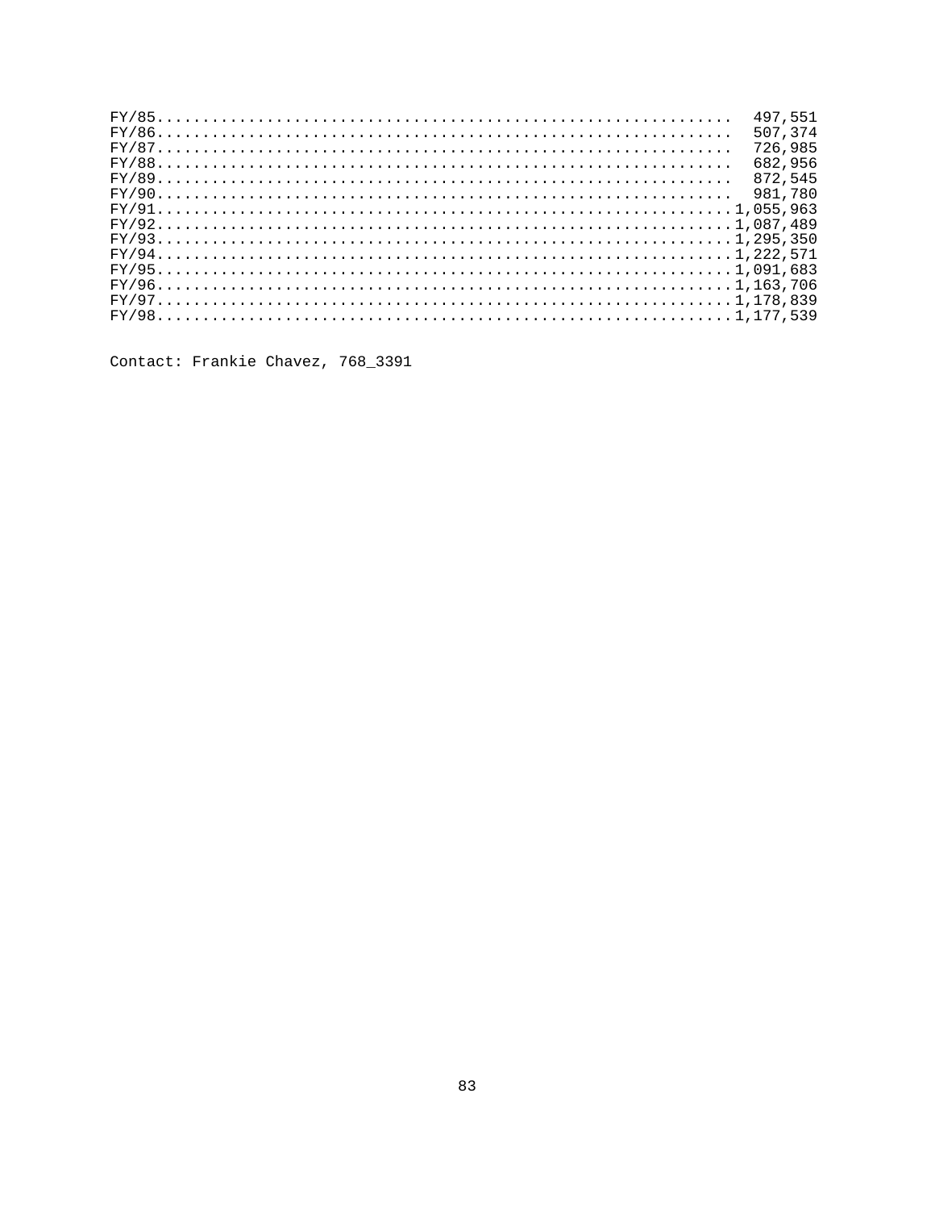FY/85............................................................... 497,551
FY/86............................................................... 507,374
FY/87............................................................... 726,985
FY/88............................................................... 682,956
FY/89............................................................... 872,545
FY/90............................................................... 981,780
FY/91...............................................................1,055,963
FY/92...............................................................1,087,489
FY/93...............................................................1,295,350
FY/94...............................................................1,222,571
FY/95...............................................................1,091,683
FY/96...............................................................1,163,706
FY/97...............................................................1,178,839
FY/98...............................................................1,177,539

Contact: Frankie Chavez, 768_3391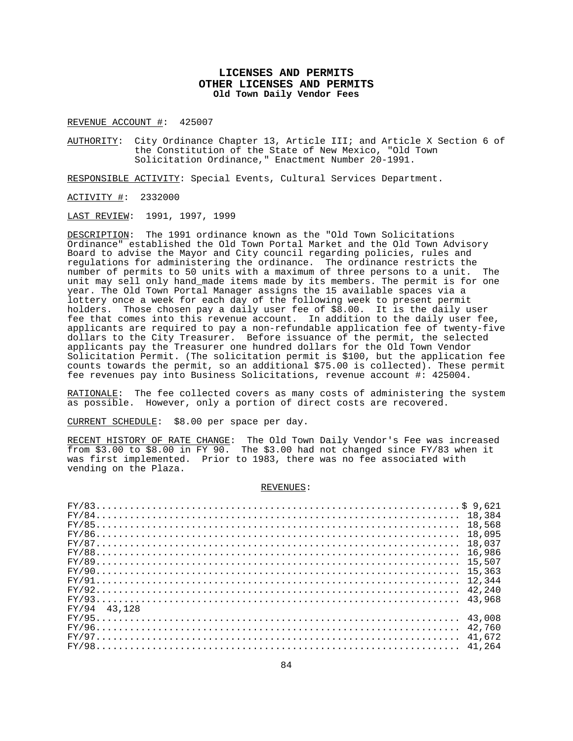# LICENSES AND PERMITS
## OTHER LICENSES AND PERMITS
### Old Town Daily Vendor Fees

REVENUE ACCOUNT #: 425007

AUTHORITY: City Ordinance Chapter 13, Article III; and Article X Section 6 of the Constitution of the State of New Mexico, "Old Town Solicitation Ordinance," Enactment Number 20-1991.

RESPONSIBLE ACTIVITY: Special Events, Cultural Services Department.

ACTIVITY #: 2332000

LAST REVIEW: 1991, 1997, 1999

DESCRIPTION: The 1991 ordinance known as the "Old Town Solicitations Ordinance" established the Old Town Portal Market and the Old Town Advisory Board to advise the Mayor and City council regarding policies, rules and regulations for administering the ordinance. The ordinance restricts the number of permits to 50 units with a maximum of three persons to a unit. The unit may sell only hand_made items made by its members. The permit is for one year. The Old Town Portal Manager assigns the 15 available spaces via a lottery once a week for each day of the following week to present permit holders. Those chosen pay a daily user fee of $8.00. It is the daily user fee that comes into this revenue account. In addition to the daily user fee, applicants are required to pay a non-refundable application fee of twenty-five dollars to the City Treasurer. Before issuance of the permit, the selected applicants pay the Treasurer one hundred dollars for the Old Town Vendor Solicitation Permit. (The solicitation permit is $100, but the application fee counts towards the permit, so an additional $75.00 is collected). These permit fee revenues pay into Business Solicitations, revenue account #: 425004.

RATIONALE: The fee collected covers as many costs of administering the system as possible. However, only a portion of direct costs are recovered.

CURRENT SCHEDULE: $8.00 per space per day.

RECENT HISTORY OF RATE CHANGE: The Old Town Daily Vendor's Fee was increased from $3.00 to $8.00 in FY 90. The $3.00 had not changed since FY/83 when it was first implemented. Prior to 1983, there was no fee associated with vending on the Plaza.

REVENUES:

| Fiscal Year | Revenue |
|---|---|
| FY/83 | $ 9,621 |
| FY/84 | 18,384 |
| FY/85 | 18,568 |
| FY/86 | 18,095 |
| FY/87 | 18,037 |
| FY/88 | 16,986 |
| FY/89 | 15,507 |
| FY/90 | 15,363 |
| FY/91 | 12,344 |
| FY/92 | 42,240 |
| FY/93 | 43,968 |
| FY/94 | 43,128 |
| FY/95 | 43,008 |
| FY/96 | 42,760 |
| FY/97 | 41,672 |
| FY/98 | 41,264 |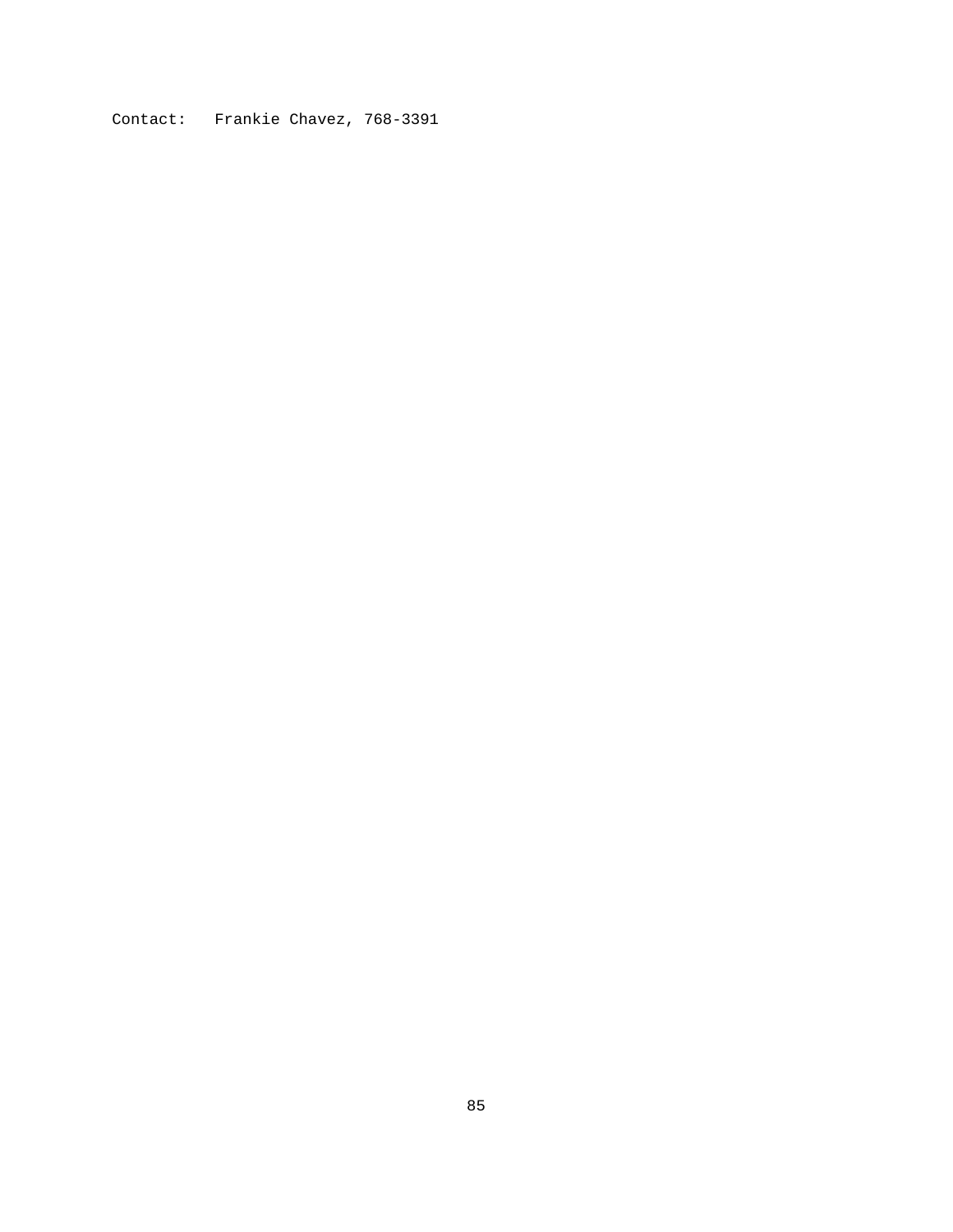Contact: Frankie Chavez, 768-3391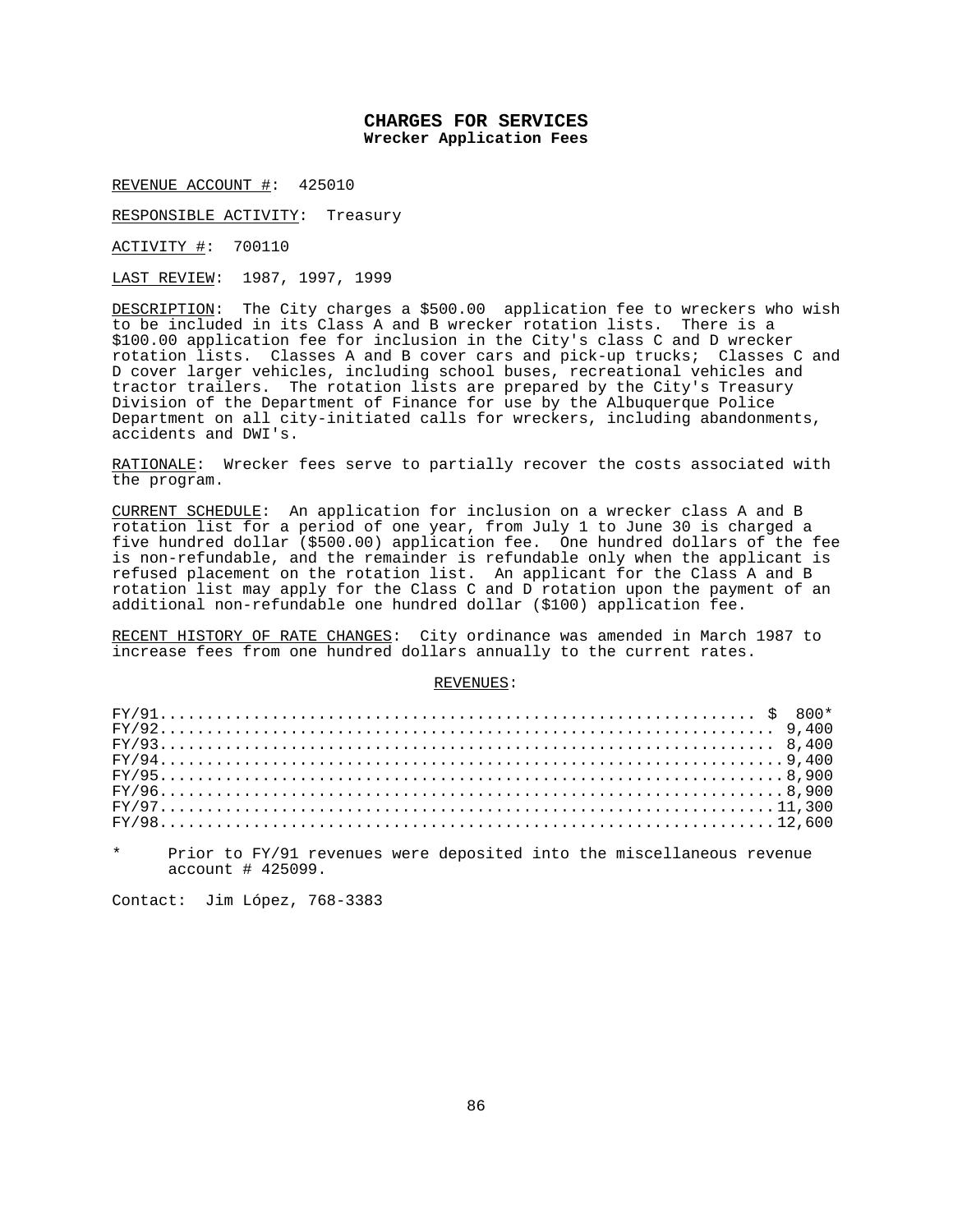## CHARGES FOR SERVICES

### Wrecker Application Fees

REVENUE ACCOUNT #: 425010

RESPONSIBLE ACTIVITY: Treasury

ACTIVITY #: 700110

LAST REVIEW: 1987, 1997, 1999

DESCRIPTION: The City charges a $500.00 application fee to wreckers who wish to be included in its Class A and B wrecker rotation lists. There is a $100.00 application fee for inclusion in the City's class C and D wrecker rotation lists. Classes A and B cover cars and pick-up trucks; Classes C and D cover larger vehicles, including school buses, recreational vehicles and tractor trailers. The rotation lists are prepared by the City's Treasury Division of the Department of Finance for use by the Albuquerque Police Department on all city-initiated calls for wreckers, including abandonments, accidents and DWI's.

RATIONALE: Wrecker fees serve to partially recover the costs associated with the program.

CURRENT SCHEDULE: An application for inclusion on a wrecker class A and B rotation list for a period of one year, from July 1 to June 30 is charged a five hundred dollar ($500.00) application fee. One hundred dollars of the fee is non-refundable, and the remainder is refundable only when the applicant is refused placement on the rotation list. An applicant for the Class A and B rotation list may apply for the Class C and D rotation upon the payment of an additional non-refundable one hundred dollar ($100) application fee.

RECENT HISTORY OF RATE CHANGES: City ordinance was amended in March 1987 to increase fees from one hundred dollars annually to the current rates.

REVENUES:

| Fiscal Year | Revenue |
|---|---|
| FY/91 | $ 800* |
| FY/92 | 9,400 |
| FY/93 | 8,400 |
| FY/94 | 9,400 |
| FY/95 | 8,900 |
| FY/96 | 8,900 |
| FY/97 | 11,300 |
| FY/98 | 12,600 |

\* Prior to FY/91 revenues were deposited into the miscellaneous revenue account # 425099.

Contact: Jim López, 768-3383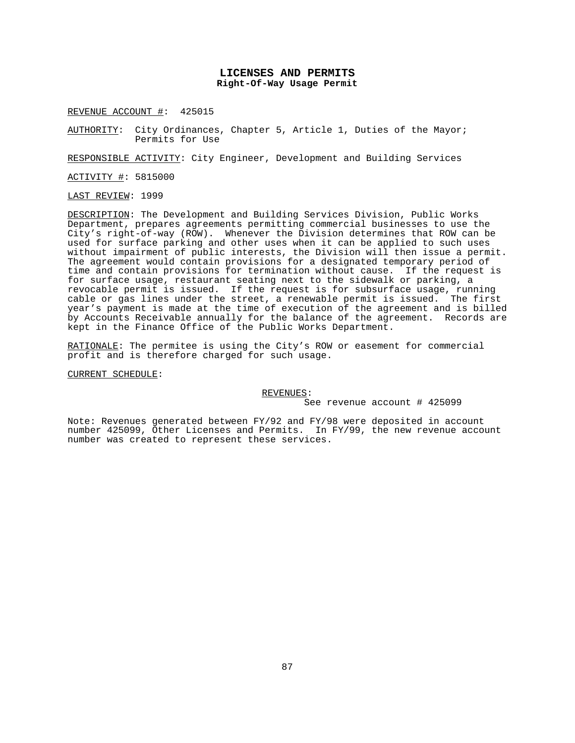# LICENSES AND PERMITS
## Right-Of-Way Usage Permit

REVENUE ACCOUNT #: 425015

AUTHORITY: City Ordinances, Chapter 5, Article 1, Duties of the Mayor; Permits for Use

RESPONSIBLE ACTIVITY: City Engineer, Development and Building Services

ACTIVITY #: 5815000

LAST REVIEW: 1999

DESCRIPTION: The Development and Building Services Division, Public Works Department, prepares agreements permitting commercial businesses to use the City's right-of-way (ROW). Whenever the Division determines that ROW can be used for surface parking and other uses when it can be applied to such uses without impairment of public interests, the Division will then issue a permit. The agreement would contain provisions for a designated temporary period of time and contain provisions for termination without cause. If the request is for surface usage, restaurant seating next to the sidewalk or parking, a revocable permit is issued. If the request is for subsurface usage, running cable or gas lines under the street, a renewable permit is issued. The first year's payment is made at the time of execution of the agreement and is billed by Accounts Receivable annually for the balance of the agreement. Records are kept in the Finance Office of the Public Works Department.

RATIONALE: The permitee is using the City's ROW or easement for commercial profit and is therefore charged for such usage.

CURRENT SCHEDULE:

REVENUES:
See revenue account # 425099

Note: Revenues generated between FY/92 and FY/98 were deposited in account number 425099, Other Licenses and Permits. In FY/99, the new revenue account number was created to represent these services.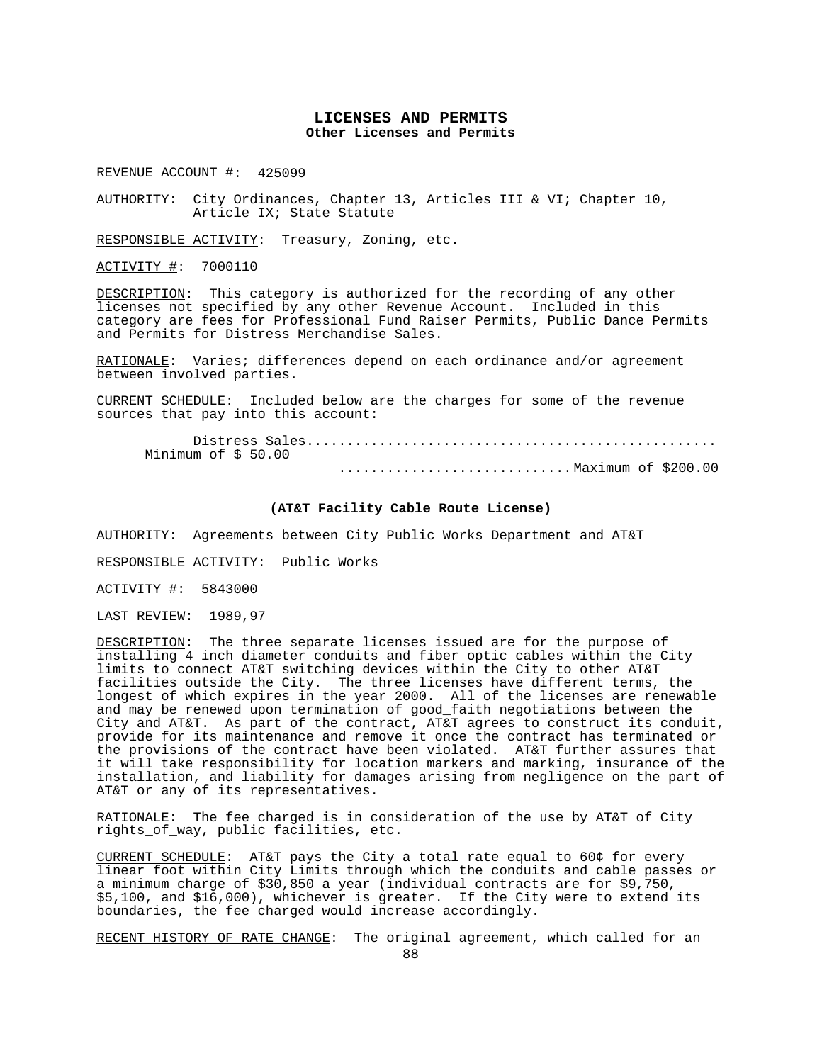# LICENSES AND PERMITS
## Other Licenses and Permits

REVENUE ACCOUNT #: 425099

AUTHORITY: City Ordinances, Chapter 13, Articles III & VI; Chapter 10, Article IX; State Statute

RESPONSIBLE ACTIVITY: Treasury, Zoning, etc.

ACTIVITY #: 7000110

DESCRIPTION: This category is authorized for the recording of any other licenses not specified by any other Revenue Account. Included in this category are fees for Professional Fund Raiser Permits, Public Dance Permits and Permits for Distress Merchandise Sales.

RATIONALE: Varies; differences depend on each ordinance and/or agreement between involved parties.

CURRENT SCHEDULE: Included below are the charges for some of the revenue sources that pay into this account:

Distress Sales.................................................. Minimum of $ 50.00
............................Maximum of $200.00

### (AT&T Facility Cable Route License)

AUTHORITY: Agreements between City Public Works Department and AT&T

RESPONSIBLE ACTIVITY: Public Works

ACTIVITY #: 5843000

LAST REVIEW: 1989,97

DESCRIPTION: The three separate licenses issued are for the purpose of installing 4 inch diameter conduits and fiber optic cables within the City limits to connect AT&T switching devices within the City to other AT&T facilities outside the City. The three licenses have different terms, the longest of which expires in the year 2000. All of the licenses are renewable and may be renewed upon termination of good_faith negotiations between the City and AT&T. As part of the contract, AT&T agrees to construct its conduit, provide for its maintenance and remove it once the contract has terminated or the provisions of the contract have been violated. AT&T further assures that it will take responsibility for location markers and marking, insurance of the installation, and liability for damages arising from negligence on the part of AT&T or any of its representatives.

RATIONALE: The fee charged is in consideration of the use by AT&T of City rights_of_way, public facilities, etc.

CURRENT SCHEDULE: AT&T pays the City a total rate equal to 60¢ for every linear foot within City Limits through which the conduits and cable passes or a minimum charge of $30,850 a year (individual contracts are for $9,750, $5,100, and $16,000), whichever is greater. If the City were to extend its boundaries, the fee charged would increase accordingly.

RECENT HISTORY OF RATE CHANGE: The original agreement, which called for an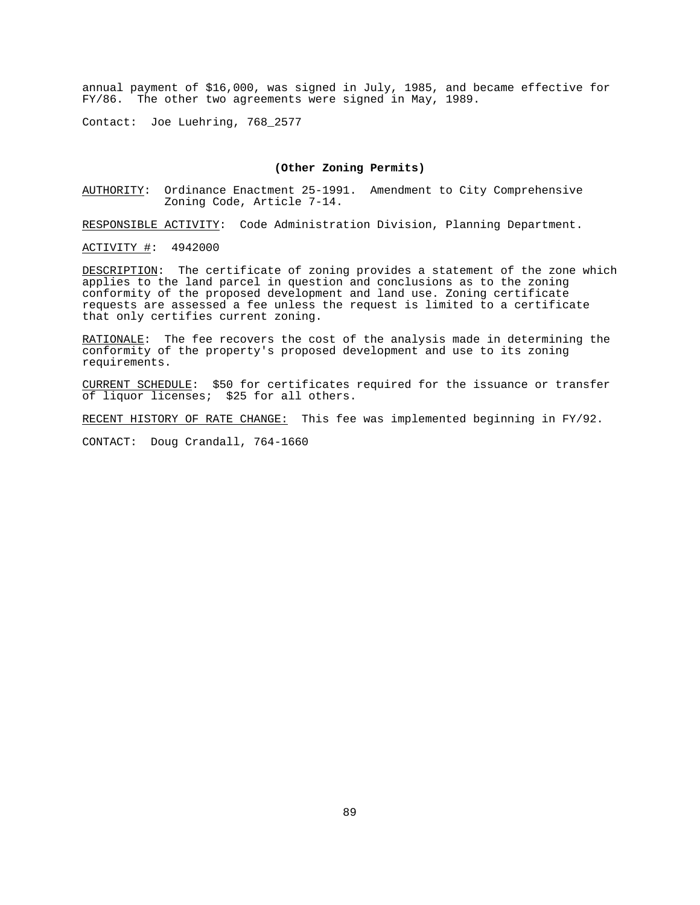annual payment of $16,000, was signed in July, 1985, and became effective for FY/86. The other two agreements were signed in May, 1989.

Contact: Joe Luehring, 768_2577

**(Other Zoning Permits)**

AUTHORITY: Ordinance Enactment 25-1991. Amendment to City Comprehensive Zoning Code, Article 7-14.

RESPONSIBLE ACTIVITY: Code Administration Division, Planning Department.

ACTIVITY #: 4942000

DESCRIPTION: The certificate of zoning provides a statement of the zone which applies to the land parcel in question and conclusions as to the zoning conformity of the proposed development and land use. Zoning certificate requests are assessed a fee unless the request is limited to a certificate that only certifies current zoning.

RATIONALE: The fee recovers the cost of the analysis made in determining the conformity of the property's proposed development and use to its zoning requirements.

CURRENT SCHEDULE: $50 for certificates required for the issuance or transfer of liquor licenses; $25 for all others.

RECENT HISTORY OF RATE CHANGE: This fee was implemented beginning in FY/92.

CONTACT: Doug Crandall, 764-1660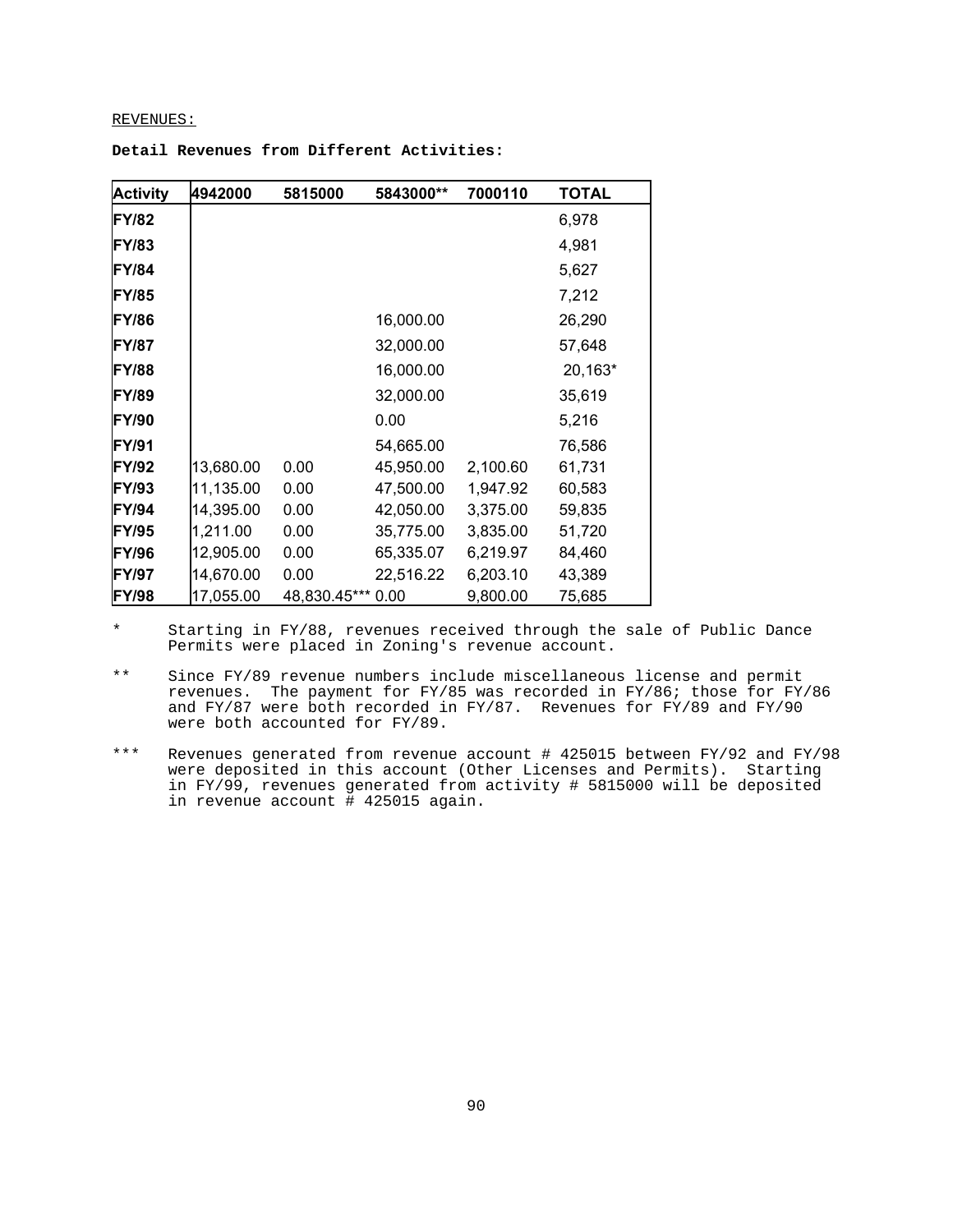REVENUES:

**Detail Revenues from Different Activities:**

| Activity | 4942000 | 5815000 | 5843000** | 7000110 | TOTAL |
|---|---|---|---|---|---|
| FY/82 | | | | | 6,978 |
| FY/83 | | | | | 4,981 |
| FY/84 | | | | | 5,627 |
| FY/85 | | | | | 7,212 |
| FY/86 | | | 16,000.00 | | 26,290 |
| FY/87 | | | 32,000.00 | | 57,648 |
| FY/88 | | | 16,000.00 | | 20,163* |
| FY/89 | | | 32,000.00 | | 35,619 |
| FY/90 | | | 0.00 | | 5,216 |
| FY/91 | | | 54,665.00 | | 76,586 |
| FY/92 | 13,680.00 | 0.00 | 45,950.00 | 2,100.60 | 61,731 |
| FY/93 | 11,135.00 | 0.00 | 47,500.00 | 1,947.92 | 60,583 |
| FY/94 | 14,395.00 | 0.00 | 42,050.00 | 3,375.00 | 59,835 |
| FY/95 | 1,211.00 | 0.00 | 35,775.00 | 3,835.00 | 51,720 |
| FY/96 | 12,905.00 | 0.00 | 65,335.07 | 6,219.97 | 84,460 |
| FY/97 | 14,670.00 | 0.00 | 22,516.22 | 6,203.10 | 43,389 |
| FY/98 | 17,055.00 | 48,830.45*** | 0.00 | 9,800.00 | 75,685 |

\* Starting in FY/88, revenues received through the sale of Public Dance Permits were placed in Zoning's revenue account.

\** Since FY/89 revenue numbers include miscellaneous license and permit revenues. The payment for FY/85 was recorded in FY/86; those for FY/86 and FY/87 were both recorded in FY/87. Revenues for FY/89 and FY/90 were both accounted for FY/89.

\*** Revenues generated from revenue account # 425015 between FY/92 and FY/98 were deposited in this account (Other Licenses and Permits). Starting in FY/99, revenues generated from activity # 5815000 will be deposited in revenue account # 425015 again.